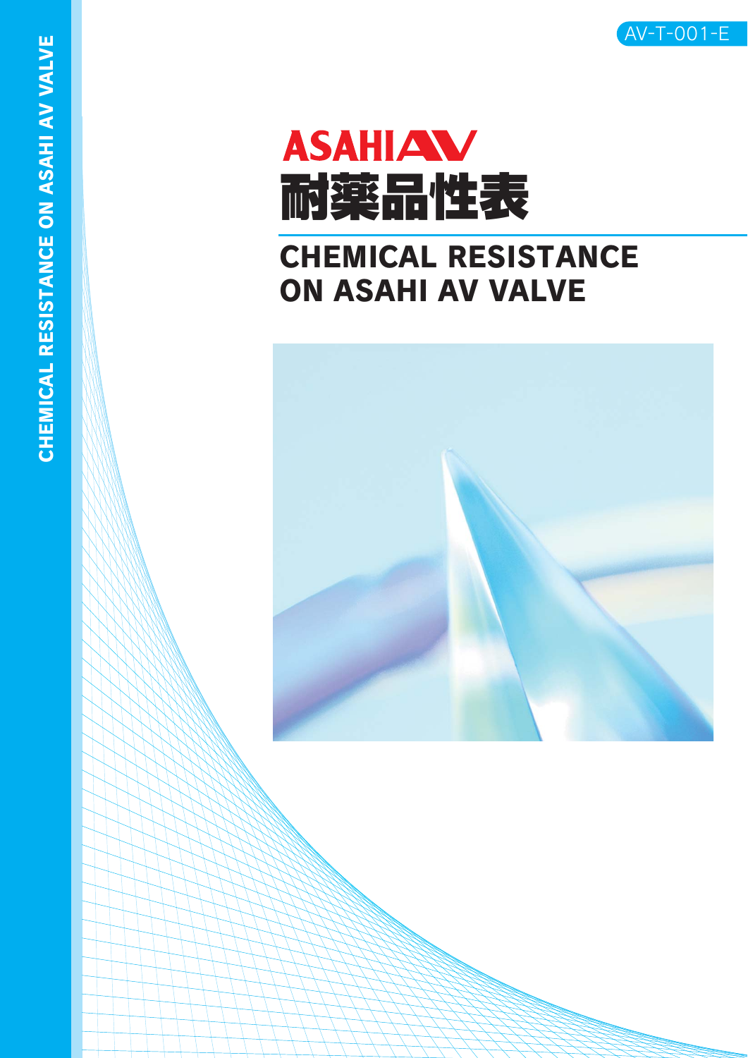AV-T-001-E

# ASAHI AV 耐薬品性表

## CHEMICAL RESISTANCE ON ASAHI AV VALVE

CHEMICAL RESISTANCE ON ASAHI AV VALVE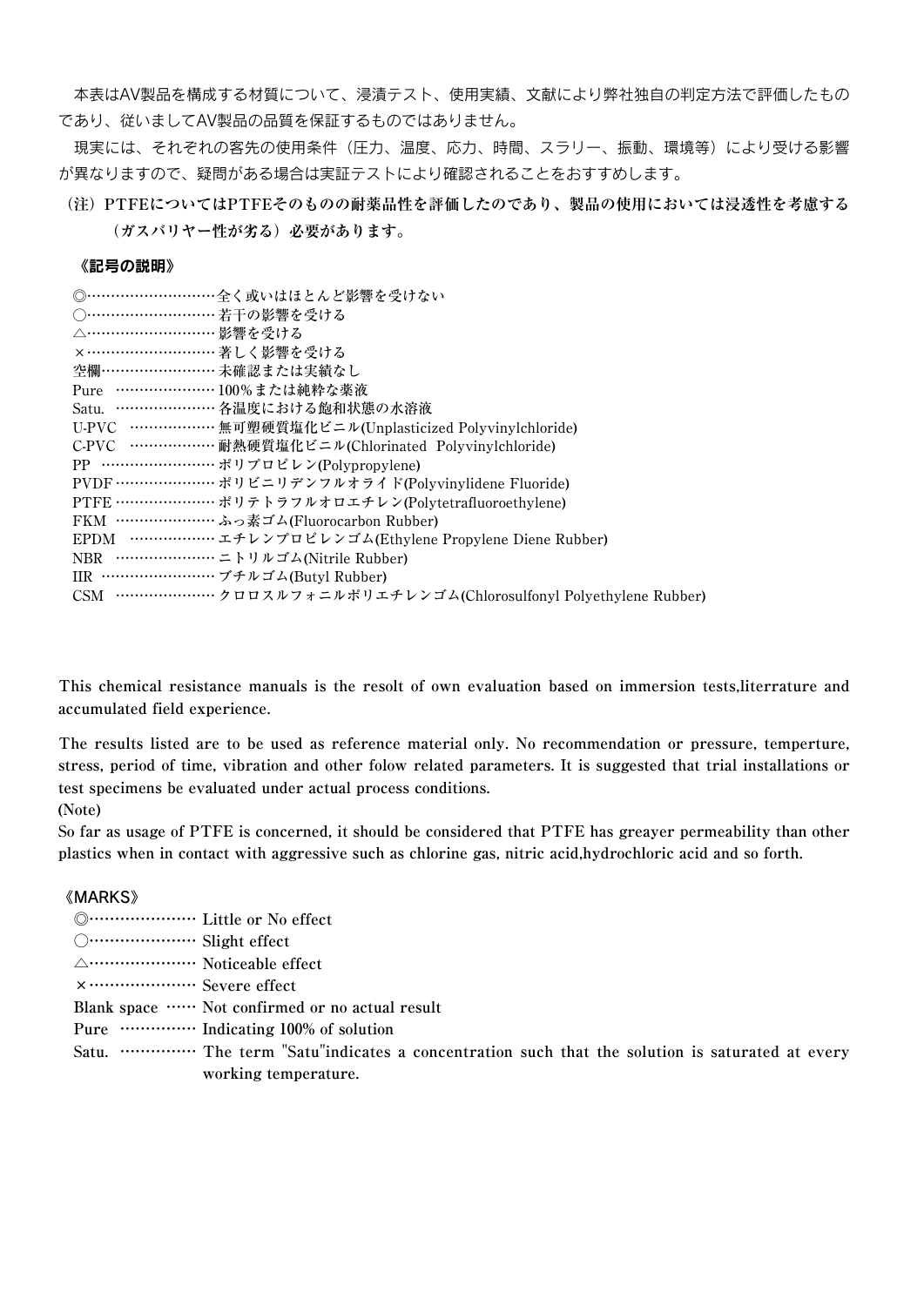本表はAV製品を構成する材質について、浸漬テスト、使用実績、文献により弊社独自の判定方法で評価したものであり、従いましてAV製品の品質を保証するものではありません。

現実には、それぞれの客先の使用条件（圧力、温度、応力、時間、スラリー、振動、環境等）により受ける影響が異なりますので、疑問がある場合は実証テストにより確認されることをおすすめします。

**（注）PTFEについてはPTFEそのものの耐薬品性を評価したのであり、製品の使用においては浸透性を考慮する（ガスバリヤー性が劣る）必要があります。**

**《記号の説明》**

◎………………………全く或いはほとんど影響を受けない
○………………………若干の影響を受ける
△………………………影響を受ける
×………………………著しく影響を受ける
空欄……………………未確認または実績なし
Pure …………………100%または純粋な薬液
Satu. …………………各温度における飽和状態の水溶液
U-PVC ………………無可塑硬質塩化ビニル(Unplasticized Polyvinylchloride)
C-PVC ………………耐熱硬質塩化ビニル(Chlorinated Polyvinylchloride)
PP ……………………ポリプロピレン(Polypropylene)
PVDF…………………ポリビニリデンフルオライド(Polyvinylidene Fluoride)
PTFE…………………ポリテトラフルオロエチレン(Polytetrafluoroethylene)
FKM …………………ふっ素ゴム(Fluorocarbon Rubber)
EPDM ………………エチレンプロピレンゴム(Ethylene Propylene Diene Rubber)
NBR …………………ニトリルゴム(Nitrile Rubber)
IIR ……………………ブチルゴム(Butyl Rubber)
CSM …………………クロロスルフォニルポリエチレンゴム(Chlorosulfonyl Polyethylene Rubber)

**This chemical resistance manuals is the resolt of own evaluation based on immersion tests,literrature and accumulated field experience.**

**The results listed are to be used as reference material only. No recommendation or pressure, temperture, stress, period of time, vibration and other folow related parameters. It is suggested that trial installations or test specimens be evaluated under actual process conditions.**

**(Note)**

**So far as usage of PTFE is concerned, it should be considered that PTFE has greayer permeability than other plastics when in contact with aggressive such as chlorine gas, nitric acid,hydrochloric acid and so forth.**

**《MARKS》**

◎………………… Little or No effect
○………………… Slight effect
△………………… Noticeable effect
×………………… Severe effect
Blank space …… Not confirmed or no actual result
Pure …………… Indicating 100% of solution
Satu. …………… The term "Satu"indicates a concentration such that the solution is saturated at every working temperature.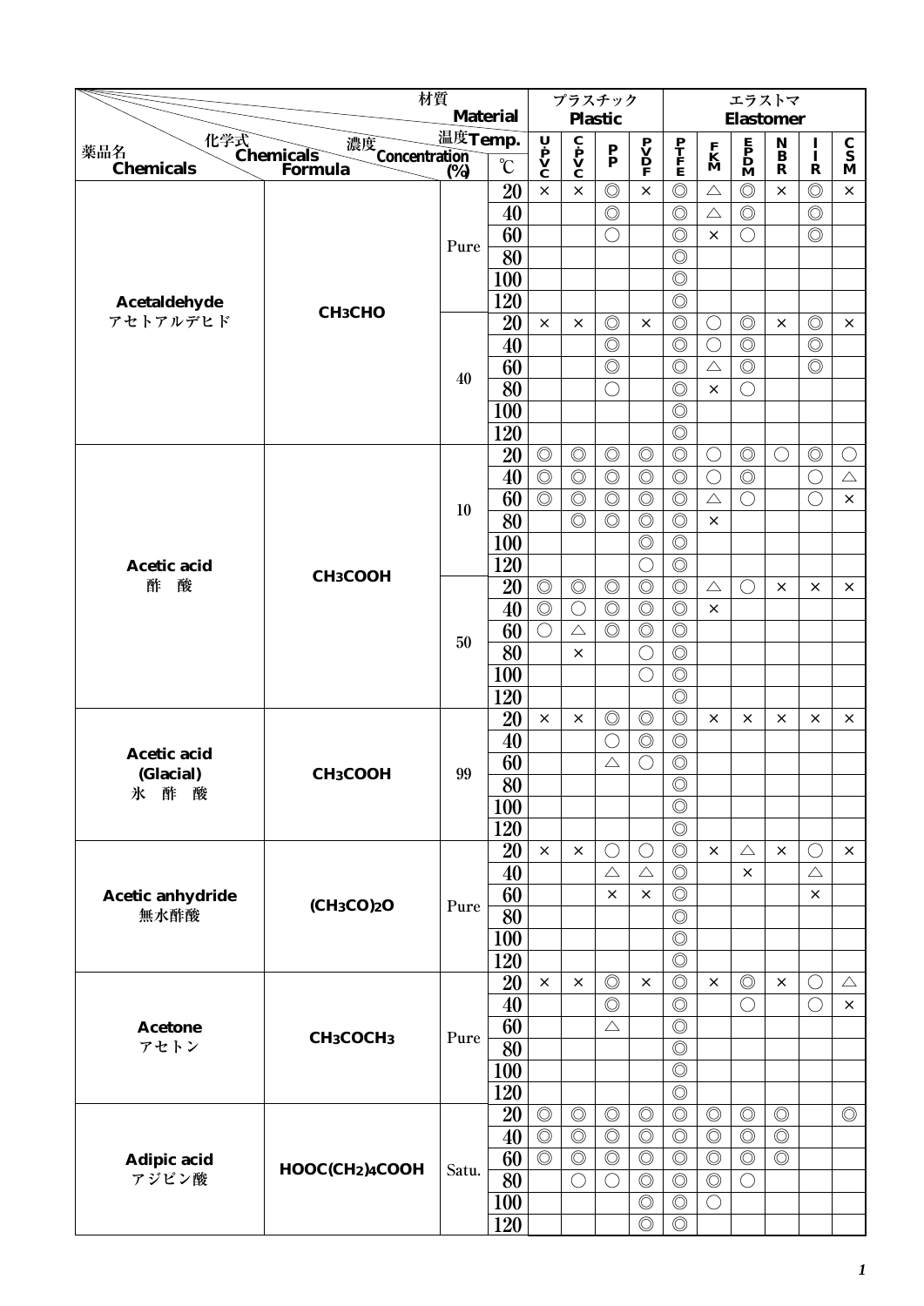| 薬品名 Chemicals | 化学式 Chemicals Formula | 濃度 Concentration (%) | 温度 Temp. ℃ | プラスチック Plastic U-PVC | C-PVC | PP | PVDF | エラストマ Elastomer PTFE | FKM | EPDM | NBR | IIR | CSM |
|---|---|---|---|---|---|---|---|---|---|---|---|---|---|
| Acetaldehyde アセトアルデヒド | $CH_3CHO$ | Pure | 20 | × | × | ◎ | × | ◎ | △ | ◎ | × | ◎ | × |
| | | | 40 | | | ◎ | | ◎ | △ | ◎ | | ◎ | |
| | | | 60 | | | ○ | | ◎ | × | ○ | | ◎ | |
| | | | 80 | | | | | ◎ | | | | | |
| | | | 100 | | | | | ◎ | | | | | |
| | | | 120 | | | | | ◎ | | | | | |
| | | 40 | 20 | × | × | ◎ | × | ◎ | ○ | ◎ | × | ◎ | × |
| | | | 40 | | | ◎ | | ◎ | ○ | ◎ | | ◎ | |
| | | | 60 | | | ◎ | | ◎ | △ | ◎ | | ◎ | |
| | | | 80 | | | ○ | | ◎ | × | ○ | | | |
| | | | 100 | | | | | ◎ | | | | | |
| | | | 120 | | | | | ◎ | | | | | |
| Acetic acid 酢　酸 | $CH_3COOH$ | 10 | 20 | ◎ | ◎ | ◎ | ◎ | ◎ | ○ | ◎ | ○ | ◎ | ○ |
| | | | 40 | ◎ | ◎ | ◎ | ◎ | ◎ | ○ | ◎ | | ○ | △ |
| | | | 60 | ◎ | ◎ | ◎ | ◎ | ◎ | △ | ○ | | ○ | × |
| | | | 80 | | ◎ | ◎ | ◎ | ◎ | × | | | | |
| | | | 100 | | | | ◎ | ◎ | | | | | |
| | | | 120 | | | | ○ | ◎ | | | | | |
| | | 50 | 20 | ◎ | ◎ | ◎ | ◎ | ◎ | △ | ○ | × | × | × |
| | | | 40 | ◎ | ○ | ◎ | ◎ | ◎ | × | | | | |
| | | | 60 | ○ | △ | ◎ | ◎ | ◎ | | | | | |
| | | | 80 | | × | | ○ | ◎ | | | | | |
| | | | 100 | | | | ○ | ◎ | | | | | |
| | | | 120 | | | | | ◎ | | | | | |
| Acetic acid (Glacial) 氷　酢　酸 | $CH_3COOH$ | 99 | 20 | × | × | ◎ | ◎ | ◎ | × | × | × | × | × |
| | | | 40 | | | ○ | ◎ | ◎ | | | | | |
| | | | 60 | | | △ | ○ | ◎ | | | | | |
| | | | 80 | | | | | ◎ | | | | | |
| | | | 100 | | | | | ◎ | | | | | |
| | | | 120 | | | | | ◎ | | | | | |
| Acetic anhydride 無水酢酸 | $(CH_3CO)_2O$ | Pure | 20 | × | × | ○ | ○ | ◎ | × | △ | × | ○ | × |
| | | | 40 | | | △ | △ | ◎ | | × | | △ | |
| | | | 60 | | | × | × | ◎ | | | | × | |
| | | | 80 | | | | | ◎ | | | | | |
| | | | 100 | | | | | ◎ | | | | | |
| | | | 120 | | | | | ◎ | | | | | |
| Acetone アセトン | $CH_3COCH_3$ | Pure | 20 | × | × | ◎ | × | ◎ | × | ◎ | × | ○ | △ |
| | | | 40 | | | ◎ | | ◎ | | ○ | | ○ | × |
| | | | 60 | | | △ | | ◎ | | | | | |
| | | | 80 | | | | | ◎ | | | | | |
| | | | 100 | | | | | ◎ | | | | | |
| | | | 120 | | | | | ◎ | | | | | |
| Adipic acid アジピン酸 | $HOOC(CH_2)_4COOH$ | Satu. | 20 | ◎ | ◎ | ◎ | ◎ | ◎ | ◎ | ◎ | ◎ | | ◎ |
| | | | 40 | ◎ | ◎ | ◎ | ◎ | ◎ | ◎ | ◎ | ◎ | | |
| | | | 60 | ◎ | ◎ | ◎ | ◎ | ◎ | ◎ | ◎ | ◎ | | |
| | | | 80 | | ○ | ○ | ◎ | ◎ | ◎ | ○ | | | |
| | | | 100 | | | | ◎ | ◎ | ○ | | | | |
| | | | 120 | | | | ◎ | ◎ | | | | | |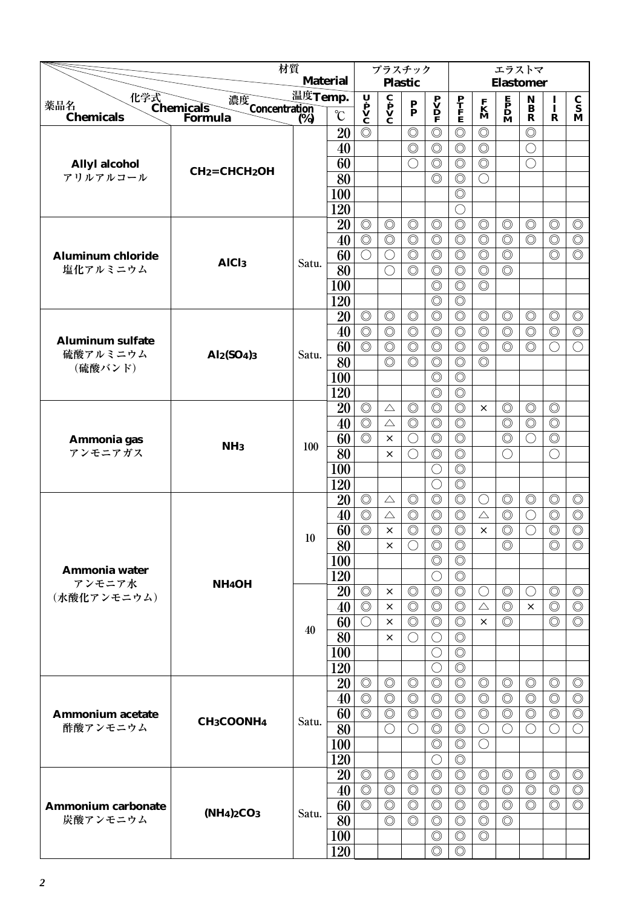| 薬品名 Chemicals | 化学式 Chemicals Formula | 濃度 Concentration (%) | 温度 Temp. ℃ | プラスチック Plastic | | | | エラストマ Elastomer | | | | | |
|---|---|---|---|---|---|---|---|---|---|---|---|---|---|
| | | | | UPVC | CPVC | PP | PVDF | PTFE | FKM | EPDM | NBR | IIR | CSM |
| Allyl alcohol アリルアルコール | $CH_2=CHCH_2OH$ | | 20 | ◎ | | ◎ | ◎ | ◎ | ◎ | | ◎ | | |
| | | | 40 | | | ◎ | ◎ | ◎ | ◎ | | ○ | | |
| | | | 60 | | | ○ | ◎ | ◎ | ◎ | | ○ | | |
| | | | 80 | | | | ◎ | ◎ | ○ | | | | |
| | | | 100 | | | | | ◎ | | | | | |
| | | | 120 | | | | | ○ | | | | | |
| Aluminum chloride 塩化アルミニウム | $AlCl_3$ | Satu. | 20 | ◎ | ◎ | ◎ | ◎ | ◎ | ◎ | ◎ | ◎ | ◎ | ◎ |
| | | | 40 | ◎ | ◎ | ◎ | ◎ | ◎ | ◎ | ◎ | ◎ | ◎ | ◎ |
| | | | 60 | ○ | ○ | ◎ | ◎ | ◎ | ◎ | ◎ | | ◎ | ◎ |
| | | | 80 | | ○ | ◎ | ◎ | ◎ | ◎ | ◎ | | | |
| | | | 100 | | | | ◎ | ◎ | ◎ | | | | |
| | | | 120 | | | | ◎ | ◎ | | | | | |
| Aluminum sulfate 硫酸アルミニウム (硫酸バンド) | $Al_2(SO_4)_3$ | Satu. | 20 | ◎ | ◎ | ◎ | ◎ | ◎ | ◎ | ◎ | ◎ | ◎ | ◎ |
| | | | 40 | ◎ | ◎ | ◎ | ◎ | ◎ | ◎ | ◎ | ◎ | ◎ | ◎ |
| | | | 60 | ◎ | ◎ | ◎ | ◎ | ◎ | ◎ | ◎ | ◎ | ○ | ○ |
| | | | 80 | | ◎ | ◎ | ◎ | ◎ | ◎ | | | | |
| | | | 100 | | | | ◎ | ◎ | | | | | |
| | | | 120 | | | | ◎ | ◎ | | | | | |
| Ammonia gas アンモニアガス | $NH_3$ | 100 | 20 | ◎ | △ | ◎ | ◎ | ◎ | × | ◎ | ◎ | ◎ | |
| | | | 40 | ◎ | △ | ◎ | ◎ | ◎ | | ◎ | ◎ | ◎ | |
| | | | 60 | ◎ | × | ○ | ◎ | ◎ | | ◎ | ○ | ◎ | |
| | | | 80 | | × | ○ | ◎ | ◎ | | ○ | | ○ | |
| | | | 100 | | | | ○ | ◎ | | | | | |
| | | | 120 | | | | ○ | ◎ | | | | | |
| Ammonia water アンモニア水 (水酸化アンモニウム) | $NH_4OH$ | 10 | 20 | ◎ | △ | ◎ | ◎ | ◎ | ○ | ◎ | ◎ | ◎ | ◎ |
| | | | 40 | ◎ | △ | ◎ | ◎ | ◎ | △ | ◎ | ○ | ◎ | ◎ |
| | | | 60 | ◎ | × | ◎ | ◎ | ◎ | × | ◎ | ○ | ◎ | ◎ |
| | | | 80 | | × | ○ | ◎ | ◎ | | ◎ | | ◎ | ◎ |
| | | | 100 | | | | ◎ | ◎ | | | | | |
| | | | 120 | | | | ○ | ◎ | | | | | |
| | | 40 | 20 | ◎ | × | ◎ | ◎ | ◎ | ○ | ◎ | ○ | ◎ | ◎ |
| | | | 40 | ◎ | × | ◎ | ◎ | ◎ | △ | ◎ | × | ◎ | ◎ |
| | | | 60 | ○ | × | ◎ | ◎ | ◎ | × | ◎ | | ◎ | ◎ |
| | | | 80 | | × | ○ | ○ | ◎ | | | | | |
| | | | 100 | | | | ○ | ◎ | | | | | |
| | | | 120 | | | | ○ | ◎ | | | | | |
| Ammonium acetate 酢酸アンモニウム | $CH_3COONH_4$ | Satu. | 20 | ◎ | ◎ | ◎ | ◎ | ◎ | ◎ | ◎ | ◎ | ◎ | ◎ |
| | | | 40 | ◎ | ◎ | ◎ | ◎ | ◎ | ◎ | ◎ | ◎ | ◎ | ◎ |
| | | | 60 | ◎ | ◎ | ◎ | ◎ | ◎ | ◎ | ◎ | ◎ | ◎ | ◎ |
| | | | 80 | | ○ | ○ | ◎ | ◎ | ○ | ○ | ○ | ○ | ○ |
| | | | 100 | | | | ◎ | ◎ | ○ | | | | |
| | | | 120 | | | | ○ | ◎ | | | | | |
| Ammonium carbonate 炭酸アンモニウム | $(NH_4)_2CO_3$ | Satu. | 20 | ◎ | ◎ | ◎ | ◎ | ◎ | ◎ | ◎ | ◎ | ◎ | ◎ |
| | | | 40 | ◎ | ◎ | ◎ | ◎ | ◎ | ◎ | ◎ | ◎ | ◎ | ◎ |
| | | | 60 | ◎ | ◎ | ◎ | ◎ | ◎ | ◎ | ◎ | ◎ | ◎ | ◎ |
| | | | 80 | | ◎ | ◎ | ◎ | ◎ | ◎ | ◎ | | | |
| | | | 100 | | | | ◎ | ◎ | ◎ | | | | |
| | | | 120 | | | | ◎ | ◎ | | | | | |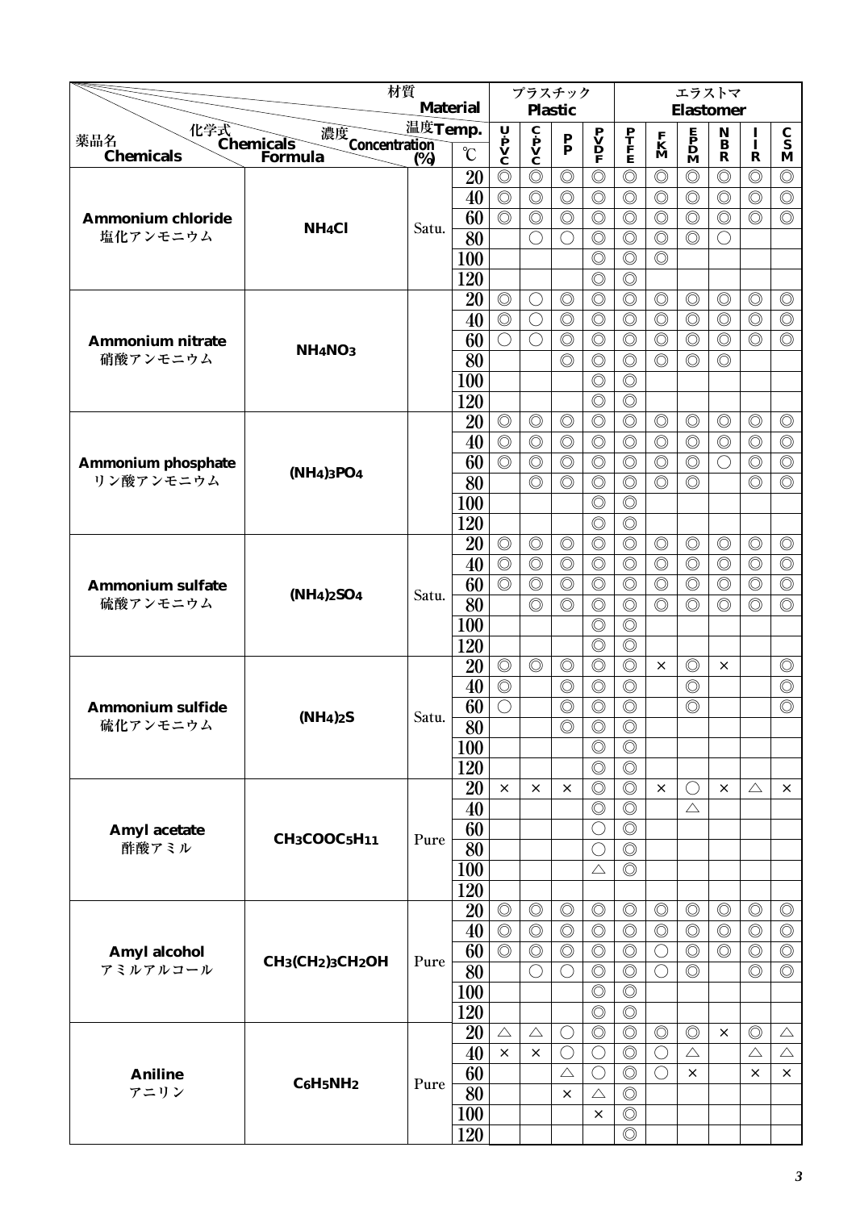| 薬品名 Chemicals | 化学式 Chemicals Formula | 濃度 Concentration (%) | 温度 Temp. ℃ | プラスチック Plastic | | | | エラストマ Elastomer | | | | | |
|---|---|---|---|---|---|---|---|---|---|---|---|---|---|
| | | | | UPVC | CPVC | PP | PVDF | PTFE | FKM | EPDM | NBR | IIR | CSM |
| **Ammonium chloride** 塩化アンモニウム | **$NH_4Cl$** | Satu. | 20 | ◎ | ◎ | ◎ | ◎ | ◎ | ◎ | ◎ | ◎ | ◎ | ◎ |
| | | | 40 | ◎ | ◎ | ◎ | ◎ | ◎ | ◎ | ◎ | ◎ | ◎ | ◎ |
| | | | 60 | ◎ | ◎ | ◎ | ◎ | ◎ | ◎ | ◎ | ◎ | ◎ | ◎ |
| | | | 80 | | ○ | ○ | ◎ | ◎ | ◎ | ◎ | ○ | | |
| | | | 100 | | | | ◎ | ◎ | ◎ | | | | |
| | | | 120 | | | | ◎ | ◎ | | | | | |
| **Ammonium nitrate** 硝酸アンモニウム | **$NH_4NO_3$** | | 20 | ◎ | ○ | ◎ | ◎ | ◎ | ◎ | ◎ | ◎ | ◎ | ◎ |
| | | | 40 | ◎ | ○ | ◎ | ◎ | ◎ | ◎ | ◎ | ◎ | ◎ | ◎ |
| | | | 60 | ○ | ○ | ◎ | ◎ | ◎ | ◎ | ◎ | ◎ | ◎ | ◎ |
| | | | 80 | | | ◎ | ◎ | ◎ | ◎ | ◎ | ◎ | | |
| | | | 100 | | | | ◎ | ◎ | | | | | |
| | | | 120 | | | | ◎ | ◎ | | | | | |
| **Ammonium phosphate** リン酸アンモニウム | **$(NH_4)_3PO_4$** | | 20 | ◎ | ◎ | ◎ | ◎ | ◎ | ◎ | ◎ | ◎ | ◎ | ◎ |
| | | | 40 | ◎ | ◎ | ◎ | ◎ | ◎ | ◎ | ◎ | ◎ | ◎ | ◎ |
| | | | 60 | ◎ | ◎ | ◎ | ◎ | ◎ | ◎ | ◎ | ○ | ◎ | ◎ |
| | | | 80 | | ◎ | ◎ | ◎ | ◎ | ◎ | ◎ | | ◎ | ◎ |
| | | | 100 | | | | ◎ | ◎ | | | | | |
| | | | 120 | | | | ◎ | ◎ | | | | | |
| **Ammonium sulfate** 硫酸アンモニウム | **$(NH_4)_2SO_4$** | Satu. | 20 | ◎ | ◎ | ◎ | ◎ | ◎ | ◎ | ◎ | ◎ | ◎ | ◎ |
| | | | 40 | ◎ | ◎ | ◎ | ◎ | ◎ | ◎ | ◎ | ◎ | ◎ | ◎ |
| | | | 60 | ◎ | ◎ | ◎ | ◎ | ◎ | ◎ | ◎ | ◎ | ◎ | ◎ |
| | | | 80 | | ◎ | ◎ | ◎ | ◎ | ◎ | ◎ | ◎ | ◎ | ◎ |
| | | | 100 | | | | ◎ | ◎ | | | | | |
| | | | 120 | | | | ◎ | ◎ | | | | | |
| **Ammonium sulfide** 硫化アンモニウム | **$(NH_4)_2S$** | Satu. | 20 | ◎ | ◎ | ◎ | ◎ | ◎ | × | ◎ | × | | ◎ |
| | | | 40 | ◎ | | ◎ | ◎ | ◎ | | ◎ | | | ◎ |
| | | | 60 | ○ | | ◎ | ◎ | ◎ | | ◎ | | | ◎ |
| | | | 80 | | | ◎ | ◎ | ◎ | | | | | |
| | | | 100 | | | | ◎ | ◎ | | | | | |
| | | | 120 | | | | ◎ | ◎ | | | | | |
| **Amyl acetate** 酢酸アミル | **$CH_3COOC_5H_{11}$** | Pure | 20 | × | × | × | ◎ | ◎ | × | ○ | × | △ | × |
| | | | 40 | | | | ◎ | ◎ | | △ | | | |
| | | | 60 | | | | ○ | ◎ | | | | | |
| | | | 80 | | | | ○ | ◎ | | | | | |
| | | | 100 | | | | △ | ◎ | | | | | |
| | | | 120 | | | | | | | | | | |
| **Amyl alcohol** アミルアルコール | **$CH_3(CH_2)_3CH_2OH$** | Pure | 20 | ◎ | ◎ | ◎ | ◎ | ◎ | ◎ | ◎ | ◎ | ◎ | ◎ |
| | | | 40 | ◎ | ◎ | ◎ | ◎ | ◎ | ◎ | ◎ | ◎ | ◎ | ◎ |
| | | | 60 | ◎ | ◎ | ◎ | ◎ | ◎ | ○ | ◎ | ◎ | ◎ | ◎ |
| | | | 80 | | ○ | ○ | ◎ | ◎ | ○ | ◎ | | ◎ | ◎ |
| | | | 100 | | | | ◎ | ◎ | | | | | |
| | | | 120 | | | | ◎ | ◎ | | | | | |
| **Aniline** アニリン | **$C_6H_5NH_2$** | Pure | 20 | △ | △ | ○ | ◎ | ◎ | ◎ | ◎ | × | ◎ | △ |
| | | | 40 | × | × | ○ | ○ | ◎ | ○ | △ | | △ | △ |
| | | | 60 | | | △ | ○ | ◎ | ○ | × | | × | × |
| | | | 80 | | | × | △ | ◎ | | | | | |
| | | | 100 | | | | × | ◎ | | | | | |
| | | | 120 | | | | | ◎ | | | | | |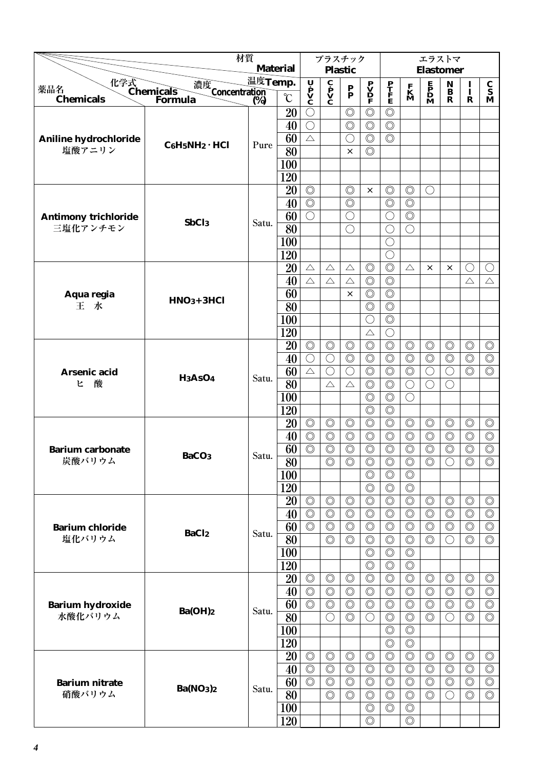| 薬品名 Chemicals | 化学式 Chemicals Formula | 濃度 Concentration (%) | 温度 Temp. ℃ | プラスチック Plastic | | | | エラストマ Elastomer | | | | | |
|---|---|---|---|---|---|---|---|---|---|---|---|---|---|
| | | | | UPVC | CPVC | PP | PVDF | PTFE | FKM | EPDM | NBR | IIR | CSM |
| Aniline hydrochloride 塩酸アニリン | $C_6H_5NH_2 \cdot HCl$ | Pure | 20 | ○ | | ◎ | ◎ | ◎ | | | | | |
| | | | 40 | ○ | | ◎ | ◎ | ◎ | | | | | |
| | | | 60 | △ | | ○ | ◎ | ◎ | | | | | |
| | | | 80 | | | × | ◎ | | | | | | |
| | | | 100 | | | | | | | | | | |
| | | | 120 | | | | | | | | | | |
| Antimony trichloride 三塩化アンチモン | $SbCl_3$ | Satu. | 20 | ◎ | | ◎ | × | ◎ | ◎ | ○ | | | |
| | | | 40 | ◎ | | ◎ | | ◎ | ◎ | | | | |
| | | | 60 | ○ | | ○ | | ○ | ◎ | | | | |
| | | | 80 | | | ○ | | ○ | ○ | | | | |
| | | | 100 | | | | | ○ | | | | | |
| | | | 120 | | | | | ○ | | | | | |
| Aqua regia 王　水 | $HNO_3+3HCl$ | | 20 | △ | △ | △ | ◎ | ◎ | △ | × | × | ○ | ○ |
| | | | 40 | △ | △ | △ | ◎ | ◎ | | | | △ | △ |
| | | | 60 | | | × | ◎ | ◎ | | | | | |
| | | | 80 | | | | ◎ | ◎ | | | | | |
| | | | 100 | | | | ○ | ◎ | | | | | |
| | | | 120 | | | | △ | ○ | | | | | |
| Arsenic acid ヒ　酸 | $H_3AsO_4$ | Satu. | 20 | ◎ | ◎ | ◎ | ◎ | ◎ | ◎ | ◎ | ◎ | ◎ | ◎ |
| | | | 40 | ○ | ○ | ◎ | ◎ | ◎ | ◎ | ◎ | ◎ | ◎ | ◎ |
| | | | 60 | △ | ○ | ○ | ◎ | ◎ | ◎ | ○ | ○ | ◎ | ◎ |
| | | | 80 | | △ | △ | ◎ | ◎ | ○ | ○ | ○ | | |
| | | | 100 | | | | ◎ | ◎ | ○ | | | | |
| | | | 120 | | | | ◎ | ◎ | | | | | |
| Barium carbonate 炭酸バリウム | $BaCO_3$ | Satu. | 20 | ◎ | ◎ | ◎ | ◎ | ◎ | ◎ | ◎ | ◎ | ◎ | ◎ |
| | | | 40 | ◎ | ◎ | ◎ | ◎ | ◎ | ◎ | ◎ | ◎ | ◎ | ◎ |
| | | | 60 | ◎ | ◎ | ◎ | ◎ | ◎ | ◎ | ◎ | ◎ | ◎ | ◎ |
| | | | 80 | | ◎ | ◎ | ◎ | ◎ | ◎ | ◎ | ○ | ◎ | ◎ |
| | | | 100 | | | | ◎ | ◎ | ◎ | | | | |
| | | | 120 | | | | ◎ | ◎ | ◎ | | | | |
| Barium chloride 塩化バリウム | $BaCl_2$ | Satu. | 20 | ◎ | ◎ | ◎ | ◎ | ◎ | ◎ | ◎ | ◎ | ◎ | ◎ |
| | | | 40 | ◎ | ◎ | ◎ | ◎ | ◎ | ◎ | ◎ | ◎ | ◎ | ◎ |
| | | | 60 | ◎ | ◎ | ◎ | ◎ | ◎ | ◎ | ◎ | ◎ | ◎ | ◎ |
| | | | 80 | | ◎ | ◎ | ◎ | ◎ | ◎ | ◎ | ○ | ◎ | ◎ |
| | | | 100 | | | | ◎ | ◎ | ◎ | | | | |
| | | | 120 | | | | ◎ | ◎ | ◎ | | | | |
| Barium hydroxide 水酸化バリウム | $Ba(OH)_2$ | Satu. | 20 | ◎ | ◎ | ◎ | ◎ | ◎ | ◎ | ◎ | ◎ | ◎ | ◎ |
| | | | 40 | ◎ | ◎ | ◎ | ◎ | ◎ | ◎ | ◎ | ◎ | ◎ | ◎ |
| | | | 60 | ◎ | ◎ | ◎ | ◎ | ◎ | ◎ | ◎ | ◎ | ◎ | ◎ |
| | | | 80 | | ○ | ◎ | ○ | ◎ | ◎ | ◎ | ○ | ◎ | ◎ |
| | | | 100 | | | | | ◎ | ◎ | | | | |
| | | | 120 | | | | | ◎ | ◎ | | | | |
| Barium nitrate 硝酸バリウム | $Ba(NO_3)_2$ | Satu. | 20 | ◎ | ◎ | ◎ | ◎ | ◎ | ◎ | ◎ | ◎ | ◎ | ◎ |
| | | | 40 | ◎ | ◎ | ◎ | ◎ | ◎ | ◎ | ◎ | ◎ | ◎ | ◎ |
| | | | 60 | ◎ | ◎ | ◎ | ◎ | ◎ | ◎ | ◎ | ◎ | ◎ | ◎ |
| | | | 80 | | ◎ | ◎ | ◎ | ◎ | ◎ | ◎ | ○ | ◎ | ◎ |
| | | | 100 | | | | ◎ | ◎ | ◎ | | | | |
| | | | 120 | | | | ◎ | | ◎ | | | | |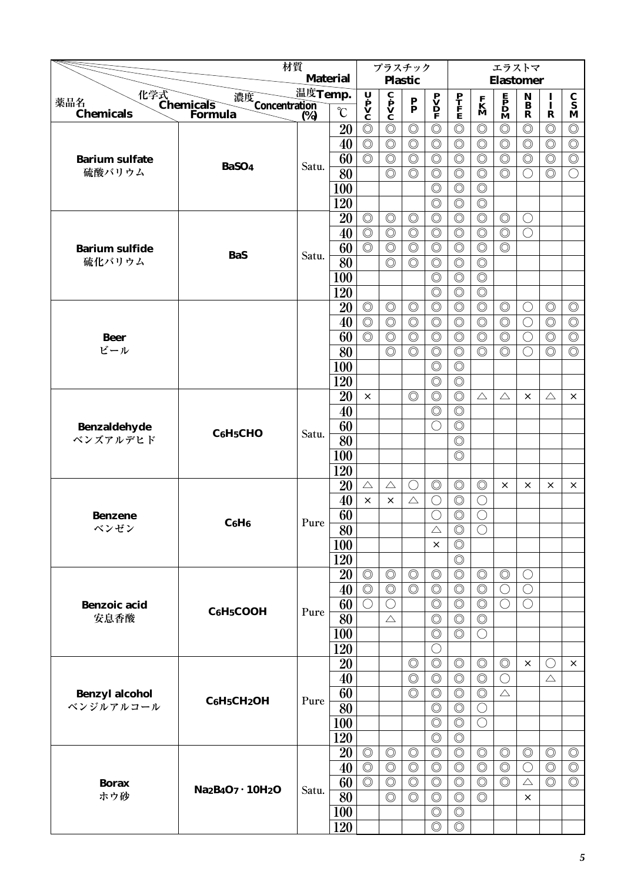| 薬品名 Chemicals | 化学式 Chemicals Formula | 濃度 Concentration (%) | 温度 Temp. ℃ | プラスチック Plastic | | | | エラストマ Elastomer | | | | | |
|---|---|---|---|---|---|---|---|---|---|---|---|---|---|
| | | | | U-PVC | C-PVC | PP | PVDF | PTFE | FKM | EPDM | NBR | IIR | CSM |
| Barium sulfate 硫酸バリウム | $BaSO_4$ | Satu. | 20 | ◎ | ◎ | ◎ | ◎ | ◎ | ◎ | ◎ | ◎ | ◎ | ◎ |
| | | | 40 | ◎ | ◎ | ◎ | ◎ | ◎ | ◎ | ◎ | ◎ | ◎ | ◎ |
| | | | 60 | ◎ | ◎ | ◎ | ◎ | ◎ | ◎ | ◎ | ◎ | ◎ | ◎ |
| | | | 80 | | ◎ | ◎ | ◎ | ◎ | ◎ | ◎ | ○ | ◎ | ○ |
| | | | 100 | | | | ◎ | ◎ | ◎ | | | | |
| | | | 120 | | | | ◎ | ◎ | ◎ | | | | |
| Barium sulfide 硫化バリウム | BaS | Satu. | 20 | ◎ | ◎ | ◎ | ◎ | ◎ | ◎ | ◎ | ○ | | |
| | | | 40 | ◎ | ◎ | ◎ | ◎ | ◎ | ◎ | ◎ | ○ | | |
| | | | 60 | ◎ | ◎ | ◎ | ◎ | ◎ | ◎ | ◎ | | | |
| | | | 80 | | ◎ | ◎ | ◎ | ◎ | ◎ | | | | |
| | | | 100 | | | | ◎ | ◎ | ◎ | | | | |
| | | | 120 | | | | ◎ | ◎ | ◎ | | | | |
| Beer ビール | | | 20 | ◎ | ◎ | ◎ | ◎ | ◎ | ◎ | ◎ | ○ | ◎ | ◎ |
| | | | 40 | ◎ | ◎ | ◎ | ◎ | ◎ | ◎ | ◎ | ○ | ◎ | ◎ |
| | | | 60 | ◎ | ◎ | ◎ | ◎ | ◎ | ◎ | ◎ | ○ | ◎ | ◎ |
| | | | 80 | | ◎ | ◎ | ◎ | ◎ | ◎ | ◎ | ○ | ◎ | ◎ |
| | | | 100 | | | | ◎ | ◎ | | | | | |
| | | | 120 | | | | ◎ | ◎ | | | | | |
| Benzaldehyde ベンズアルデヒド | $C_6H_5CHO$ | Satu. | 20 | × | | ◎ | ◎ | ◎ | △ | △ | × | △ | × |
| | | | 40 | | | | ◎ | ◎ | | | | | |
| | | | 60 | | | | ○ | ◎ | | | | | |
| | | | 80 | | | | | ◎ | | | | | |
| | | | 100 | | | | | ◎ | | | | | |
| | | | 120 | | | | | | | | | | |
| Benzene ベンゼン | $C_6H_6$ | Pure | 20 | △ | △ | ○ | ◎ | ◎ | ◎ | × | × | × | × |
| | | | 40 | × | × | △ | ○ | ◎ | ○ | | | | |
| | | | 60 | | | | ○ | ◎ | ○ | | | | |
| | | | 80 | | | | △ | ◎ | ○ | | | | |
| | | | 100 | | | | × | ◎ | | | | | |
| | | | 120 | | | | | ◎ | | | | | |
| Benzoic acid 安息香酸 | $C_6H_5COOH$ | Pure | 20 | ◎ | ◎ | ◎ | ◎ | ◎ | ◎ | ◎ | ○ | | |
| | | | 40 | ◎ | ◎ | ◎ | ◎ | ◎ | ◎ | ○ | ○ | | |
| | | | 60 | ○ | ○ | | ◎ | ◎ | ◎ | ○ | ○ | | |
| | | | 80 | | △ | | ◎ | ◎ | ◎ | | | | |
| | | | 100 | | | | ◎ | ◎ | ○ | | | | |
| | | | 120 | | | | ○ | | | | | | |
| Benzyl alcohol ベンジルアルコール | $C_6H_5CH_2OH$ | Pure | 20 | | | ◎ | ◎ | ◎ | ◎ | ◎ | × | ○ | × |
| | | | 40 | | | ◎ | ◎ | ◎ | ◎ | ○ | | △ | |
| | | | 60 | | | ◎ | ◎ | ◎ | ◎ | △ | | | |
| | | | 80 | | | | ◎ | ◎ | ○ | | | | |
| | | | 100 | | | | ◎ | ◎ | ○ | | | | |
| | | | 120 | | | | ◎ | ◎ | | | | | |
| Borax ホウ砂 | $Na_2B_4O_7 \cdot 10H_2O$ | Satu. | 20 | ◎ | ◎ | ◎ | ◎ | ◎ | ◎ | ◎ | ◎ | ◎ | ◎ |
| | | | 40 | ◎ | ◎ | ◎ | ◎ | ◎ | ◎ | ◎ | ○ | ◎ | ◎ |
| | | | 60 | ◎ | ◎ | ◎ | ◎ | ◎ | ◎ | ◎ | △ | ◎ | ◎ |
| | | | 80 | | ◎ | ◎ | ◎ | ◎ | ◎ | | × | | |
| | | | 100 | | | | ◎ | ◎ | | | | | |
| | | | 120 | | | | ◎ | ◎ | | | | | |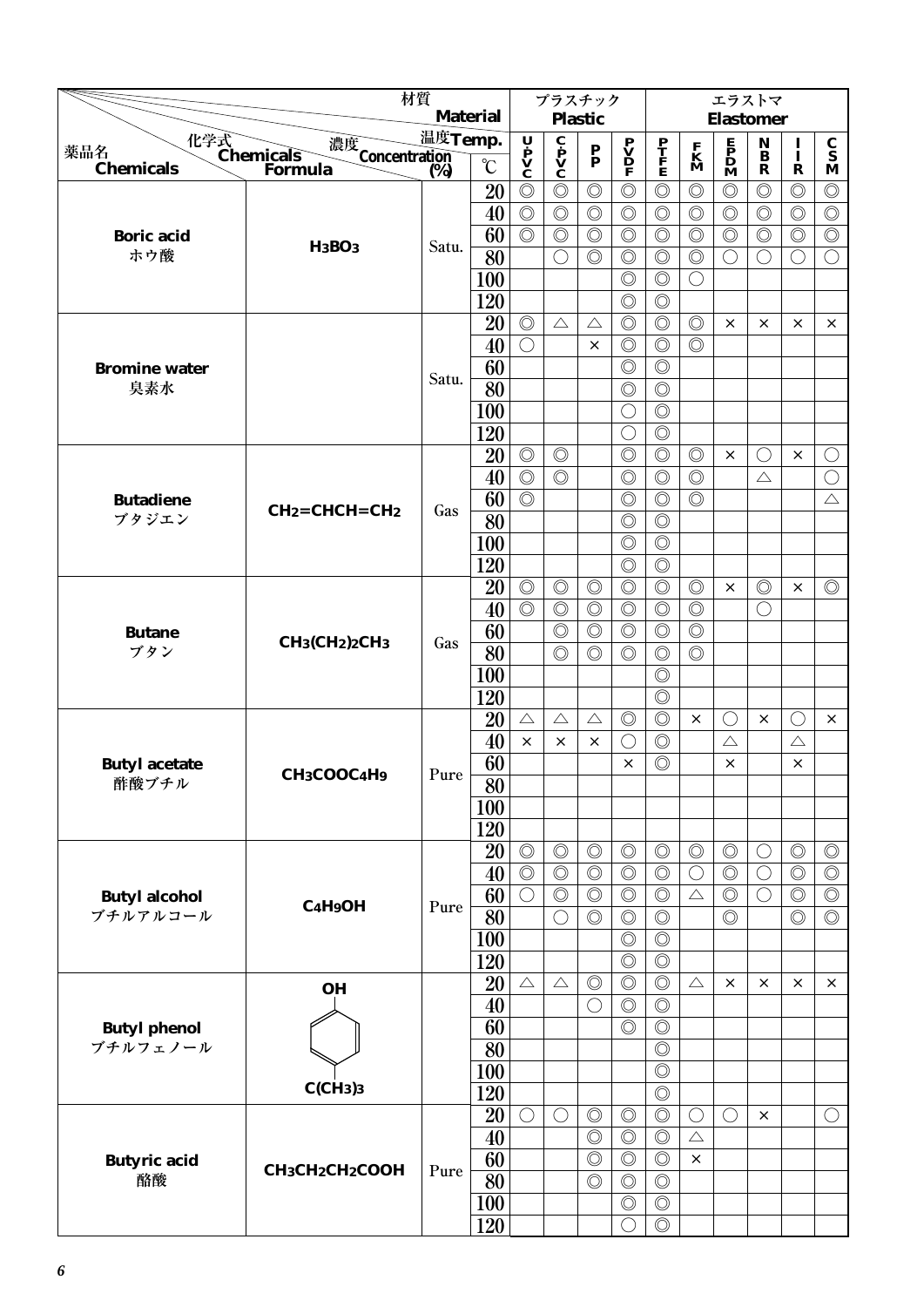| 薬品名 Chemicals | 化学式 Chemicals Formula | 濃度 Concentration (%) | 温度 Temp. ℃ | プラスチック Plastic | | | | エラストマ Elastomer | | | | | |
|---|---|---|---|---|---|---|---|---|---|---|---|---|---|
| | | | | UPVC | CPVC | PP | PVDF | PTFE | FKM | EPDM | NBR | IIR | CSM |
| Boric acid ホウ酸 | $H_3BO_3$ | Satu. | 20 | ◎ | ◎ | ◎ | ◎ | ◎ | ◎ | ◎ | ◎ | ◎ | ◎ |
| | | | 40 | ◎ | ◎ | ◎ | ◎ | ◎ | ◎ | ◎ | ◎ | ◎ | ◎ |
| | | | 60 | ◎ | ◎ | ◎ | ◎ | ◎ | ◎ | ◎ | ◎ | ◎ | ◎ |
| | | | 80 | | ○ | ◎ | ◎ | ◎ | ◎ | ○ | ○ | ○ | ○ |
| | | | 100 | | | | ◎ | ◎ | ○ | | | | |
| | | | 120 | | | | ◎ | ◎ | | | | | |
| Bromine water 臭素水 | | Satu. | 20 | ◎ | △ | △ | ◎ | ◎ | ◎ | × | × | × | × |
| | | | 40 | ○ | | × | ◎ | ◎ | ◎ | | | | |
| | | | 60 | | | | ◎ | ◎ | | | | | |
| | | | 80 | | | | ◎ | ◎ | | | | | |
| | | | 100 | | | | ○ | ◎ | | | | | |
| | | | 120 | | | | ○ | ◎ | | | | | |
| Butadiene ブタジエン | $CH_2=CHCH=CH_2$ | Gas | 20 | ◎ | ◎ | | ◎ | ◎ | ◎ | × | ○ | × | ○ |
| | | | 40 | ◎ | ◎ | | ◎ | ◎ | ◎ | | △ | | ○ |
| | | | 60 | ◎ | | | ◎ | ◎ | ◎ | | | | △ |
| | | | 80 | | | | ◎ | ◎ | | | | | |
| | | | 100 | | | | ◎ | ◎ | | | | | |
| | | | 120 | | | | ◎ | ◎ | | | | | |
| Butane ブタン | $CH_3(CH_2)_2CH_3$ | Gas | 20 | ◎ | ◎ | ◎ | ◎ | ◎ | ◎ | × | ◎ | × | ◎ |
| | | | 40 | ◎ | ◎ | ◎ | ◎ | ◎ | ◎ | | ○ | | |
| | | | 60 | | ◎ | ◎ | ◎ | ◎ | ◎ | | | | |
| | | | 80 | | ◎ | ◎ | ◎ | ◎ | ◎ | | | | |
| | | | 100 | | | | | ◎ | | | | | |
| | | | 120 | | | | | ◎ | | | | | |
| Butyl acetate 酢酸ブチル | $CH_3COOC_4H_9$ | Pure | 20 | △ | △ | △ | ◎ | ◎ | × | ○ | × | ○ | × |
| | | | 40 | × | × | × | ○ | ◎ | | △ | | △ | |
| | | | 60 | | | | × | ◎ | | × | | × | |
| | | | 80 | | | | | | | | | | |
| | | | 100 | | | | | | | | | | |
| | | | 120 | | | | | | | | | | |
| Butyl alcohol ブチルアルコール | $C_4H_9OH$ | Pure | 20 | ◎ | ◎ | ◎ | ◎ | ◎ | ◎ | ◎ | ○ | ◎ | ◎ |
| | | | 40 | ◎ | ◎ | ◎ | ◎ | ◎ | ○ | ◎ | ○ | ◎ | ◎ |
| | | | 60 | ○ | ◎ | ◎ | ◎ | ◎ | △ | ◎ | ○ | ◎ | ◎ |
| | | | 80 | | ○ | ◎ | ◎ | ◎ | | ◎ | | ◎ | ◎ |
| | | | 100 | | | | ◎ | ◎ | | | | | |
| | | | 120 | | | | ◎ | ◎ | | | | | |
| Butyl phenol ブチルフェノール | OH-C6H4-C(CH3)3 | | 20 | △ | △ | ◎ | ◎ | ◎ | △ | × | × | × | × |
| | | | 40 | | | ○ | ◎ | ◎ | | | | | |
| | | | 60 | | | | ◎ | ◎ | | | | | |
| | | | 80 | | | | | ◎ | | | | | |
| | | | 100 | | | | | ◎ | | | | | |
| | | | 120 | | | | | ◎ | | | | | |
| Butyric acid 酪酸 | $CH_3CH_2CH_2COOH$ | Pure | 20 | ○ | ○ | ◎ | ◎ | ◎ | ○ | ○ | × | | ○ |
| | | | 40 | | | ◎ | ◎ | ◎ | △ | | | | |
| | | | 60 | | | ◎ | ◎ | ◎ | × | | | | |
| | | | 80 | | | ◎ | ◎ | ◎ | | | | | |
| | | | 100 | | | | ◎ | ◎ | | | | | |
| | | | 120 | | | | ○ | ◎ | | | | | |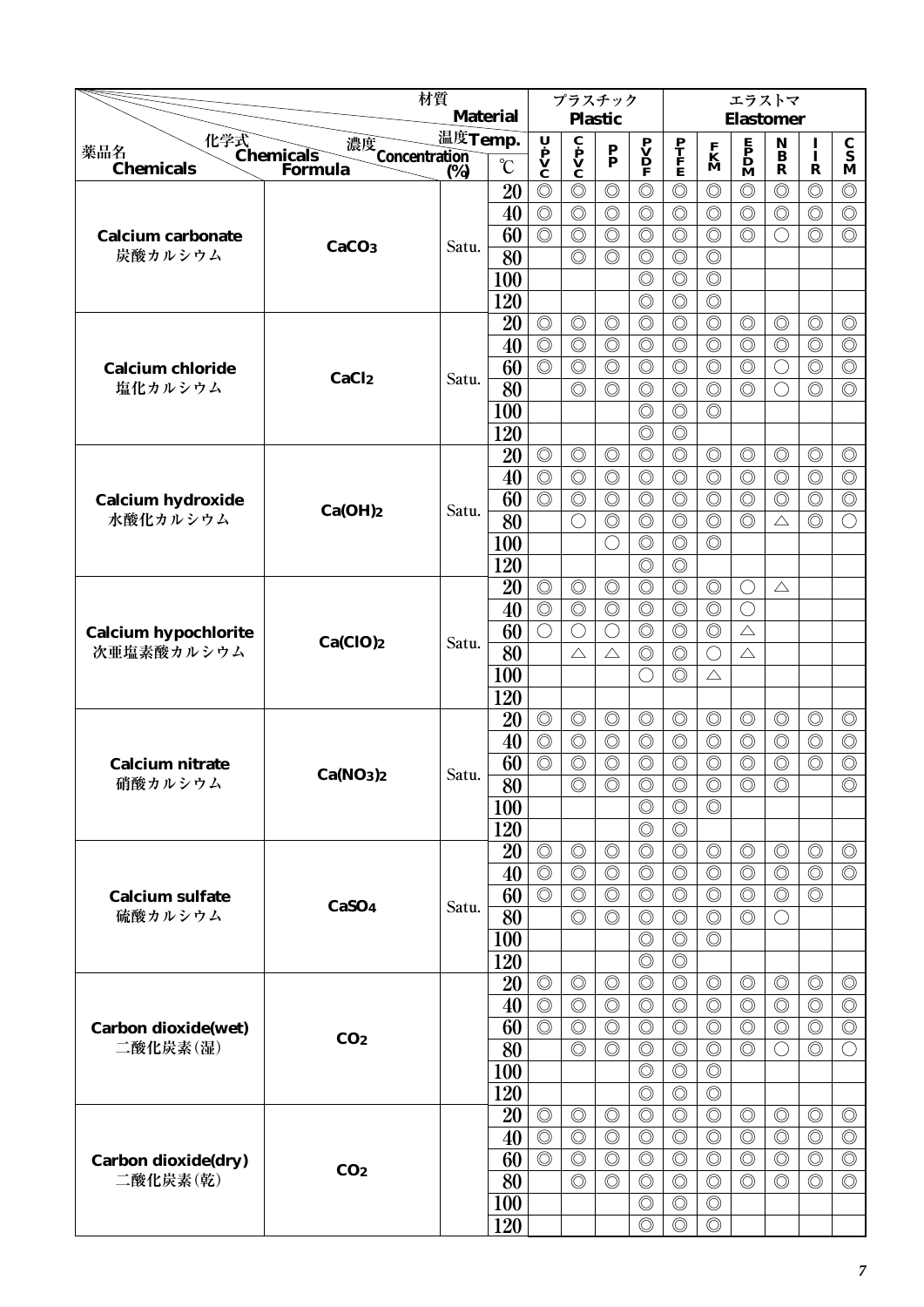| 薬品名 Chemicals | 化学式 Chemicals Formula | 濃度 Concentration (%) | 温度 Temp. ℃ | U-PVC | C-PVC | PP | PVDF | PTFE | FKM | EPDM | NBR | IIR | CSM |
|---|---|---|---|---|---|---|---|---|---|---|---|---|---|
| | | | | プラスチック Plastic | | | | エラストマ Elastomer | | | | | |
| **Calcium carbonate** 炭酸カルシウム | $CaCO_3$ | Satu. | 20 | ◎ | ◎ | ◎ | ◎ | ◎ | ◎ | ◎ | ◎ | ◎ | ◎ |
| | | | 40 | ◎ | ◎ | ◎ | ◎ | ◎ | ◎ | ◎ | ◎ | ◎ | ◎ |
| | | | 60 | ◎ | ◎ | ◎ | ◎ | ◎ | ◎ | ◎ | ○ | ◎ | ◎ |
| | | | 80 | | ◎ | ◎ | ◎ | ◎ | ◎ | | | | |
| | | | 100 | | | | ◎ | ◎ | ◎ | | | | |
| | | | 120 | | | | ◎ | ◎ | ◎ | | | | |
| **Calcium chloride** 塩化カルシウム | $CaCl_2$ | Satu. | 20 | ◎ | ◎ | ◎ | ◎ | ◎ | ◎ | ◎ | ◎ | ◎ | ◎ |
| | | | 40 | ◎ | ◎ | ◎ | ◎ | ◎ | ◎ | ◎ | ◎ | ◎ | ◎ |
| | | | 60 | ◎ | ◎ | ◎ | ◎ | ◎ | ◎ | ◎ | ○ | ◎ | ◎ |
| | | | 80 | | ◎ | ◎ | ◎ | ◎ | ◎ | ◎ | ○ | ◎ | ◎ |
| | | | 100 | | | | ◎ | ◎ | ◎ | | | | |
| | | | 120 | | | | ◎ | ◎ | | | | | |
| **Calcium hydroxide** 水酸化カルシウム | $Ca(OH)_2$ | Satu. | 20 | ◎ | ◎ | ◎ | ◎ | ◎ | ◎ | ◎ | ◎ | ◎ | ◎ |
| | | | 40 | ◎ | ◎ | ◎ | ◎ | ◎ | ◎ | ◎ | ◎ | ◎ | ◎ |
| | | | 60 | ◎ | ◎ | ◎ | ◎ | ◎ | ◎ | ◎ | ◎ | ◎ | ◎ |
| | | | 80 | | ○ | ◎ | ◎ | ◎ | ◎ | ◎ | △ | ◎ | ○ |
| | | | 100 | | | ○ | ◎ | ◎ | ◎ | | | | |
| | | | 120 | | | | ◎ | ◎ | | | | | |
| **Calcium hypochlorite** 次亜塩素酸カルシウム | $Ca(ClO)_2$ | Satu. | 20 | ◎ | ◎ | ◎ | ◎ | ◎ | ◎ | ○ | △ | | |
| | | | 40 | ◎ | ◎ | ◎ | ◎ | ◎ | ◎ | ○ | | | |
| | | | 60 | ○ | ○ | ○ | ◎ | ◎ | ◎ | △ | | | |
| | | | 80 | | △ | △ | ◎ | ◎ | ○ | △ | | | |
| | | | 100 | | | | ○ | ◎ | △ | | | | |
| | | | 120 | | | | | | | | | | |
| **Calcium nitrate** 硝酸カルシウム | $Ca(NO_3)_2$ | Satu. | 20 | ◎ | ◎ | ◎ | ◎ | ◎ | ◎ | ◎ | ◎ | ◎ | ◎ |
| | | | 40 | ◎ | ◎ | ◎ | ◎ | ◎ | ◎ | ◎ | ◎ | ◎ | ◎ |
| | | | 60 | ◎ | ◎ | ◎ | ◎ | ◎ | ◎ | ◎ | ◎ | ◎ | ◎ |
| | | | 80 | | ◎ | ◎ | ◎ | ◎ | ◎ | ◎ | ◎ | | ◎ |
| | | | 100 | | | | ◎ | ◎ | ◎ | | | | |
| | | | 120 | | | | ◎ | ◎ | | | | | |
| **Calcium sulfate** 硫酸カルシウム | $CaSO_4$ | Satu. | 20 | ◎ | ◎ | ◎ | ◎ | ◎ | ◎ | ◎ | ◎ | ◎ | ◎ |
| | | | 40 | ◎ | ◎ | ◎ | ◎ | ◎ | ◎ | ◎ | ◎ | ◎ | ◎ |
| | | | 60 | ◎ | ◎ | ◎ | ◎ | ◎ | ◎ | ◎ | ◎ | ◎ | |
| | | | 80 | | ◎ | ◎ | ◎ | ◎ | ◎ | ◎ | ○ | | |
| | | | 100 | | | | ◎ | ◎ | ◎ | | | | |
| | | | 120 | | | | ◎ | ◎ | | | | | |
| **Carbon dioxide(wet)** 二酸化炭素(湿) | $CO_2$ | | 20 | ◎ | ◎ | ◎ | ◎ | ◎ | ◎ | ◎ | ◎ | ◎ | ◎ |
| | | | 40 | ◎ | ◎ | ◎ | ◎ | ◎ | ◎ | ◎ | ◎ | ◎ | ◎ |
| | | | 60 | ◎ | ◎ | ◎ | ◎ | ◎ | ◎ | ◎ | ◎ | ◎ | ◎ |
| | | | 80 | | ◎ | ◎ | ◎ | ◎ | ◎ | ◎ | ○ | ◎ | ○ |
| | | | 100 | | | | ◎ | ◎ | ◎ | | | | |
| | | | 120 | | | | ◎ | ◎ | ◎ | | | | |
| **Carbon dioxide(dry)** 二酸化炭素(乾) | $CO_2$ | | 20 | ◎ | ◎ | ◎ | ◎ | ◎ | ◎ | ◎ | ◎ | ◎ | ◎ |
| | | | 40 | ◎ | ◎ | ◎ | ◎ | ◎ | ◎ | ◎ | ◎ | ◎ | ◎ |
| | | | 60 | ◎ | ◎ | ◎ | ◎ | ◎ | ◎ | ◎ | ◎ | ◎ | ◎ |
| | | | 80 | | ◎ | ◎ | ◎ | ◎ | ◎ | ◎ | ◎ | ◎ | ◎ |
| | | | 100 | | | | ◎ | ◎ | ◎ | | | | |
| | | | 120 | | | | ◎ | ◎ | ◎ | | | | |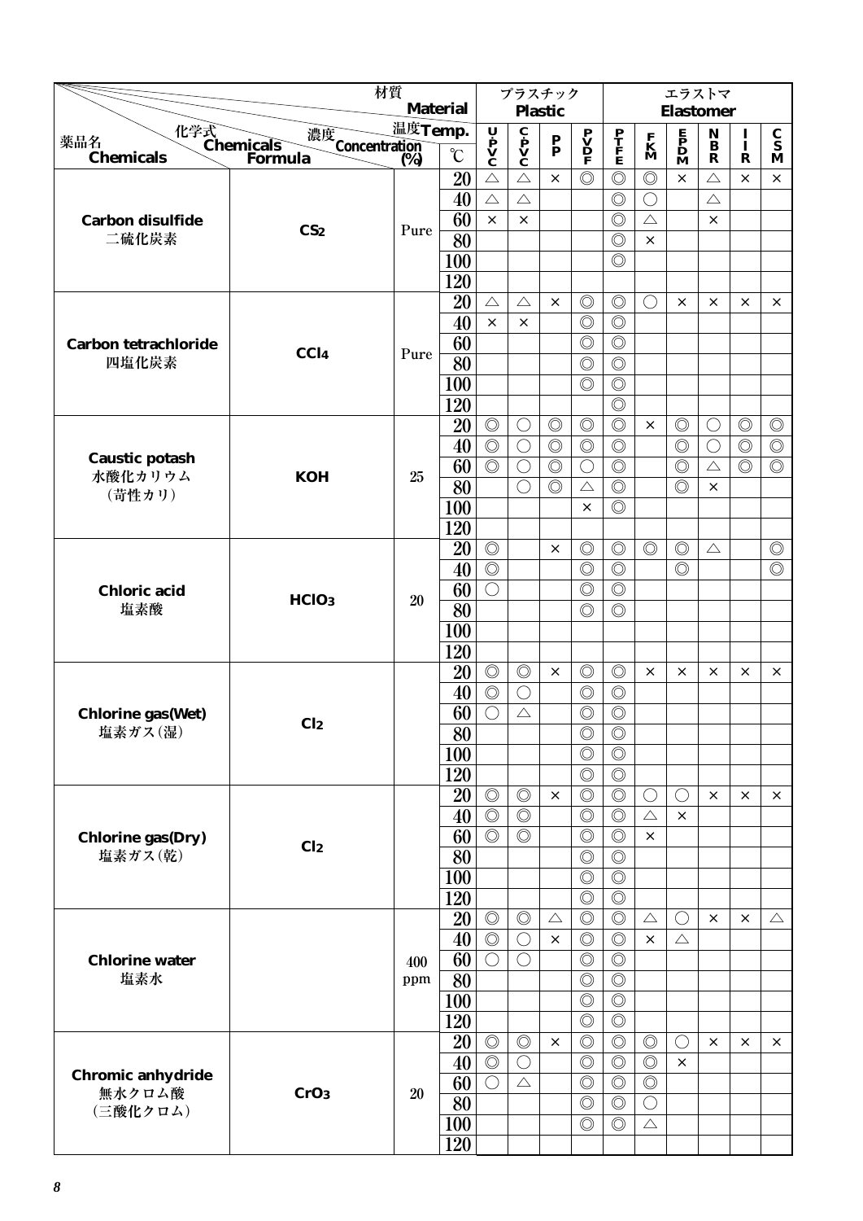| 薬品名 Chemicals | 化学式 Chemicals Formula | 濃度 Concentration (%) | 温度 Temp. ℃ | プラスチック Plastic UPVC | CPVC | PP | PVDF | PTFE | エラストマ Elastomer FKM | EPDM | NBR | IIR | CSM |
|---|---|---|---|---|---|---|---|---|---|---|---|---|---|
| Carbon disulfide 二硫化炭素 | $CS_2$ | Pure | 20 | △ | △ | × | ◎ | ◎ | ◎ | × | △ | × | × |
| | | | 40 | △ | △ | | | ◎ | ○ | | △ | | |
| | | | 60 | × | × | | | ◎ | △ | | × | | |
| | | | 80 | | | | | ◎ | × | | | | |
| | | | 100 | | | | | ◎ | | | | | |
| | | | 120 | | | | | | | | | | |
| Carbon tetrachloride 四塩化炭素 | $CCl_4$ | Pure | 20 | △ | △ | × | ◎ | ◎ | ○ | × | × | × | × |
| | | | 40 | × | × | | ◎ | ◎ | | | | | |
| | | | 60 | | | | ◎ | ◎ | | | | | |
| | | | 80 | | | | ◎ | ◎ | | | | | |
| | | | 100 | | | | ◎ | ◎ | | | | | |
| | | | 120 | | | | | ◎ | | | | | |
| Caustic potash 水酸化カリウム (苛性カリ) | KOH | 25 | 20 | ◎ | ○ | ◎ | ◎ | ◎ | × | ◎ | ○ | ◎ | ◎ |
| | | | 40 | ◎ | ○ | ◎ | ◎ | ◎ | | ◎ | ○ | ◎ | ◎ |
| | | | 60 | ◎ | ○ | ◎ | ○ | ◎ | | ◎ | △ | ◎ | ◎ |
| | | | 80 | | ○ | ◎ | △ | ◎ | | ◎ | × | | |
| | | | 100 | | | | × | ◎ | | | | | |
| | | | 120 | | | | | | | | | | |
| Chloric acid 塩素酸 | $HClO_3$ | 20 | 20 | ◎ | | × | ◎ | ◎ | ◎ | ◎ | △ | | ◎ |
| | | | 40 | ◎ | | | ◎ | ◎ | | ◎ | | | ◎ |
| | | | 60 | ○ | | | ◎ | ◎ | | | | | |
| | | | 80 | | | | ◎ | ◎ | | | | | |
| | | | 100 | | | | | | | | | | |
| | | | 120 | | | | | | | | | | |
| Chlorine gas(Wet) 塩素ガス(湿) | $Cl_2$ | | 20 | ◎ | ◎ | × | ◎ | ◎ | × | × | × | × | × |
| | | | 40 | ◎ | ○ | | ◎ | ◎ | | | | | |
| | | | 60 | ○ | △ | | ◎ | ◎ | | | | | |
| | | | 80 | | | | ◎ | ◎ | | | | | |
| | | | 100 | | | | ◎ | ◎ | | | | | |
| | | | 120 | | | | ◎ | ◎ | | | | | |
| Chlorine gas(Dry) 塩素ガス(乾) | $Cl_2$ | | 20 | ◎ | ◎ | × | ◎ | ◎ | ○ | ○ | × | × | × |
| | | | 40 | ◎ | ◎ | | ◎ | ◎ | △ | × | | | |
| | | | 60 | ◎ | ◎ | | ◎ | ◎ | × | | | | |
| | | | 80 | | | | ◎ | ◎ | | | | | |
| | | | 100 | | | | ◎ | ◎ | | | | | |
| | | | 120 | | | | ◎ | ◎ | | | | | |
| Chlorine water 塩素水 | | 400 ppm | 20 | ◎ | ◎ | △ | ◎ | ◎ | △ | ○ | × | × | △ |
| | | | 40 | ◎ | ○ | × | ◎ | ◎ | × | △ | | | |
| | | | 60 | ○ | ○ | | ◎ | ◎ | | | | | |
| | | | 80 | | | | ◎ | ◎ | | | | | |
| | | | 100 | | | | ◎ | ◎ | | | | | |
| | | | 120 | | | | ◎ | ◎ | | | | | |
| Chromic anhydride 無水クロム酸 (三酸化クロム) | $CrO_3$ | 20 | 20 | ◎ | ◎ | × | ◎ | ◎ | ◎ | ○ | × | × | × |
| | | | 40 | ◎ | ○ | | ◎ | ◎ | ◎ | × | | | |
| | | | 60 | ○ | △ | | ◎ | ◎ | ◎ | | | | |
| | | | 80 | | | | ◎ | ◎ | ○ | | | | |
| | | | 100 | | | | ◎ | ◎ | △ | | | | |
| | | | 120 | | | | | | | | | | |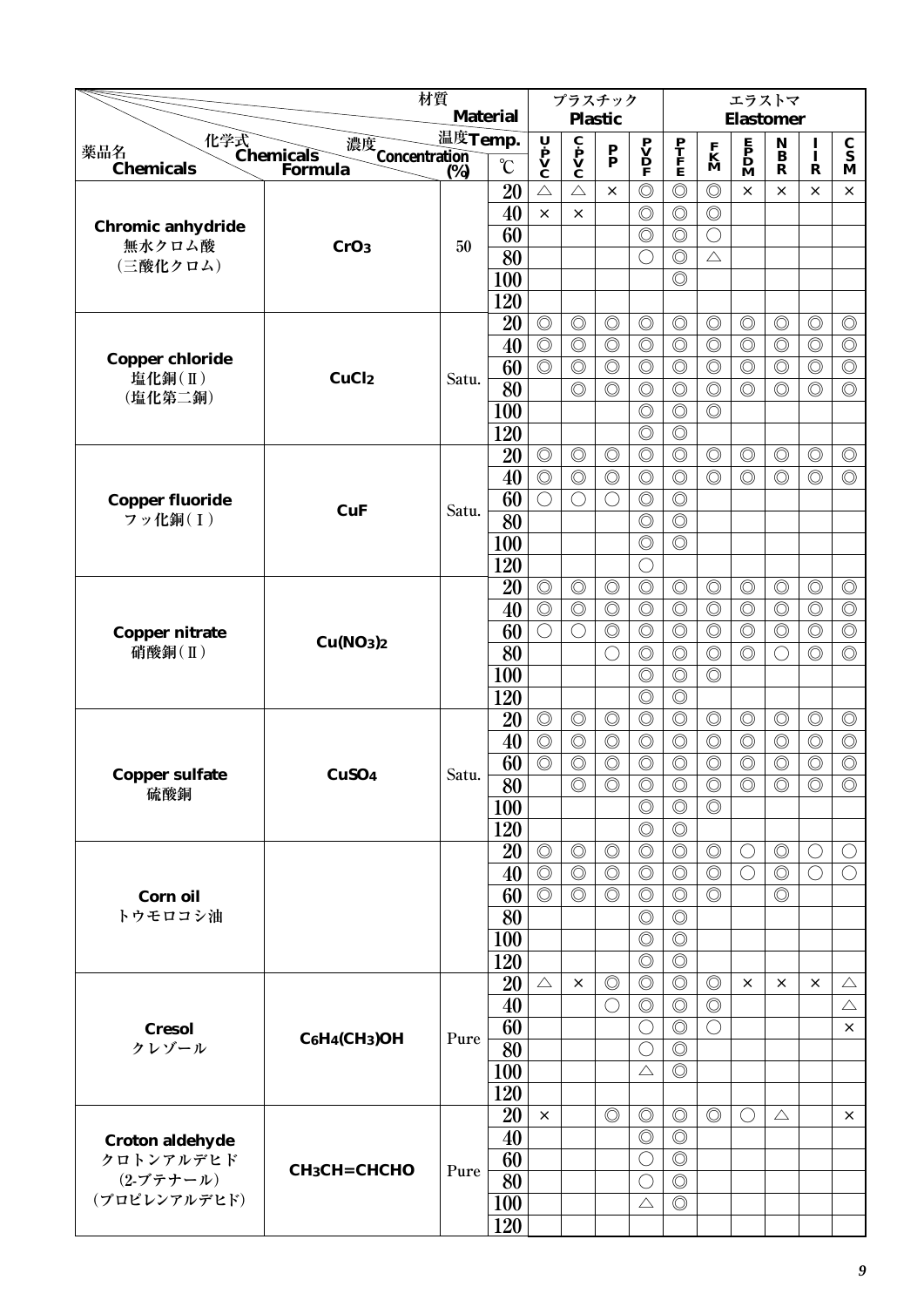| 薬品名 Chemicals | 化学式 Chemicals Formula | 濃度 Concentration (%) | 温度 Temp. ℃ | プラスチック Plastic U-PVC | C-PVC | PP | PVDF | PTFE | エラストマ Elastomer FKM | EPDM | NBR | IIR | CSM |
|---|---|---|---|---|---|---|---|---|---|---|---|---|---|
| Chromic anhydride 無水クロム酸 (三酸化クロム) | $CrO_3$ | 50 | 20 | △ | △ | × | ◎ | ◎ | ◎ | × | × | × | × |
| | | | 40 | × | × | | ◎ | ◎ | ◎ | | | | |
| | | | 60 | | | | ◎ | ◎ | ○ | | | | |
| | | | 80 | | | | ○ | ◎ | △ | | | | |
| | | | 100 | | | | | ◎ | | | | | |
| | | | 120 | | | | | | | | | | |
| Copper chloride 塩化銅(Ⅱ) (塩化第二銅) | $CuCl_2$ | Satu. | 20 | ◎ | ◎ | ◎ | ◎ | ◎ | ◎ | ◎ | ◎ | ◎ | ◎ |
| | | | 40 | ◎ | ◎ | ◎ | ◎ | ◎ | ◎ | ◎ | ◎ | ◎ | ◎ |
| | | | 60 | ◎ | ◎ | ◎ | ◎ | ◎ | ◎ | ◎ | ◎ | ◎ | ◎ |
| | | | 80 | | ◎ | ◎ | ◎ | ◎ | ◎ | ◎ | ◎ | ◎ | ◎ |
| | | | 100 | | | | ◎ | ◎ | ◎ | | | | |
| | | | 120 | | | | ◎ | ◎ | | | | | |
| Copper fluoride フッ化銅(Ⅰ) | CuF | Satu. | 20 | ◎ | ◎ | ◎ | ◎ | ◎ | ◎ | ◎ | ◎ | ◎ | ◎ |
| | | | 40 | ◎ | ◎ | ◎ | ◎ | ◎ | ◎ | ◎ | ◎ | ◎ | ◎ |
| | | | 60 | ○ | ○ | ○ | ◎ | ◎ | | | | | |
| | | | 80 | | | | ◎ | ◎ | | | | | |
| | | | 100 | | | | ◎ | ◎ | | | | | |
| | | | 120 | | | | ○ | | | | | | |
| Copper nitrate 硝酸銅(Ⅱ) | $Cu(NO_3)_2$ | | 20 | ◎ | ◎ | ◎ | ◎ | ◎ | ◎ | ◎ | ◎ | ◎ | ◎ |
| | | | 40 | ◎ | ◎ | ◎ | ◎ | ◎ | ◎ | ◎ | ◎ | ◎ | ◎ |
| | | | 60 | ○ | ○ | ◎ | ◎ | ◎ | ◎ | ◎ | ◎ | ◎ | ◎ |
| | | | 80 | | | ○ | ◎ | ◎ | ◎ | ◎ | ○ | ◎ | ◎ |
| | | | 100 | | | | ◎ | ◎ | ◎ | | | | |
| | | | 120 | | | | ◎ | ◎ | | | | | |
| Copper sulfate 硫酸銅 | $CuSO_4$ | Satu. | 20 | ◎ | ◎ | ◎ | ◎ | ◎ | ◎ | ◎ | ◎ | ◎ | ◎ |
| | | | 40 | ◎ | ◎ | ◎ | ◎ | ◎ | ◎ | ◎ | ◎ | ◎ | ◎ |
| | | | 60 | ◎ | ◎ | ◎ | ◎ | ◎ | ◎ | ◎ | ◎ | ◎ | ◎ |
| | | | 80 | | ◎ | ◎ | ◎ | ◎ | ◎ | ◎ | ◎ | ◎ | ◎ |
| | | | 100 | | | | ◎ | ◎ | ◎ | | | | |
| | | | 120 | | | | ◎ | ◎ | | | | | |
| Corn oil トウモロコシ油 | | | 20 | ◎ | ◎ | ◎ | ◎ | ◎ | ◎ | ○ | ◎ | ○ | ○ |
| | | | 40 | ◎ | ◎ | ◎ | ◎ | ◎ | ◎ | ○ | ◎ | ○ | ○ |
| | | | 60 | ◎ | ◎ | ◎ | ◎ | ◎ | ◎ | | ◎ | | |
| | | | 80 | | | | ◎ | ◎ | | | | | |
| | | | 100 | | | | ◎ | ◎ | | | | | |
| | | | 120 | | | | ◎ | ◎ | | | | | |
| Cresol クレゾール | $C_6H_4(CH_3)OH$ | Pure | 20 | △ | × | ◎ | ◎ | ◎ | ◎ | × | × | × | △ |
| | | | 40 | | | ○ | ◎ | ◎ | ◎ | | | | △ |
| | | | 60 | | | | ○ | ◎ | ○ | | | | × |
| | | | 80 | | | | ○ | ◎ | | | | | |
| | | | 100 | | | | △ | ◎ | | | | | |
| | | | 120 | | | | | | | | | | |
| Croton aldehyde クロトンアルデヒド (2-ブテナール) (プロピレンアルデヒド) | $CH_3CH=CHCHO$ | Pure | 20 | × | | ◎ | ◎ | ◎ | ◎ | ○ | △ | | × |
| | | | 40 | | | | ◎ | ◎ | | | | | |
| | | | 60 | | | | ○ | ◎ | | | | | |
| | | | 80 | | | | ○ | ◎ | | | | | |
| | | | 100 | | | | △ | ◎ | | | | | |
| | | | 120 | | | | | | | | | | |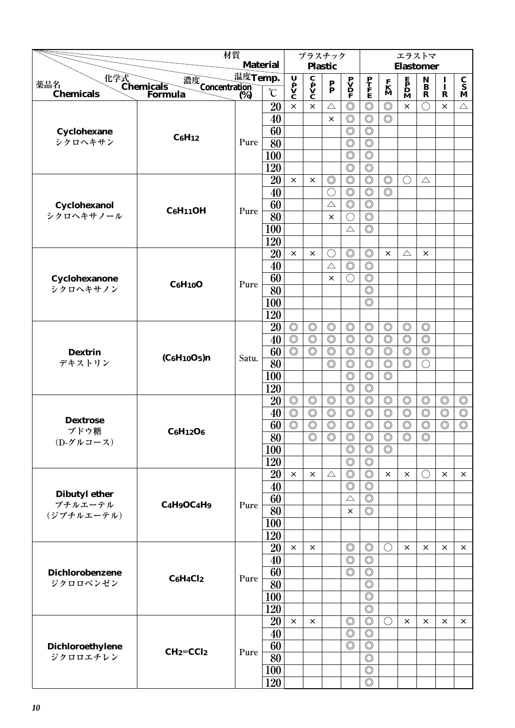| 薬品名 Chemicals | 化学式 Chemicals Formula | 濃度 Concentration (%) | 温度 Temp. ℃ | プラスチック Plastic | | | | エラストマ Elastomer | | | | | |
|---|---|---|---|---|---|---|---|---|---|---|---|---|---|
| | | | | UPVC | CPVC | PP | PVDF | PTFE | FKM | EPDM | NBR | IIR | CSM |
| Cyclohexane シクロヘキサン | $C_6H_{12}$ | Pure | 20 | × | × | △ | ◎ | ◎ | ◎ | × | ○ | × | △ |
| | | | 40 | | | × | ◎ | ◎ | ◎ | | | | |
| | | | 60 | | | | ◎ | ◎ | | | | | |
| | | | 80 | | | | ◎ | ◎ | | | | | |
| | | | 100 | | | | ◎ | ◎ | | | | | |
| | | | 120 | | | | ◎ | ◎ | | | | | |
| Cyclohexanol シクロヘキサノール | $C_6H_{11}OH$ | Pure | 20 | × | × | ◎ | ◎ | ◎ | ◎ | ○ | △ | | |
| | | | 40 | | | ○ | ◎ | ◎ | ◎ | | | | |
| | | | 60 | | | △ | ◎ | ◎ | | | | | |
| | | | 80 | | | × | ○ | ◎ | | | | | |
| | | | 100 | | | | △ | ◎ | | | | | |
| | | | 120 | | | | | | | | | | |
| Cyclohexanone シクロヘキサノン | $C_6H_{10}O$ | Pure | 20 | × | × | ○ | ◎ | ◎ | × | △ | × | | |
| | | | 40 | | | △ | ◎ | ◎ | | | | | |
| | | | 60 | | | × | ○ | ◎ | | | | | |
| | | | 80 | | | | | ◎ | | | | | |
| | | | 100 | | | | | ◎ | | | | | |
| | | | 120 | | | | | | | | | | |
| Dextrin デキストリン | $(C_6H_{10}O_5)n$ | Satu. | 20 | ◎ | ◎ | ◎ | ◎ | ◎ | ◎ | ◎ | ◎ | | |
| | | | 40 | ◎ | ◎ | ◎ | ◎ | ◎ | ◎ | ◎ | ◎ | | |
| | | | 60 | ◎ | ◎ | ◎ | ◎ | ◎ | ◎ | ◎ | ◎ | | |
| | | | 80 | | | ◎ | ◎ | ◎ | ◎ | ◎ | ○ | | |
| | | | 100 | | | | ◎ | ◎ | ◎ | | | | |
| | | | 120 | | | | ◎ | ◎ | | | | | |
| Dextrose ブドウ糖 (D-グルコース) | $C_6H_{12}O_6$ | | 20 | ◎ | ◎ | ◎ | ◎ | ◎ | ◎ | ◎ | ◎ | ◎ | ◎ |
| | | | 40 | ◎ | ◎ | ◎ | ◎ | ◎ | ◎ | ◎ | ◎ | ◎ | ◎ |
| | | | 60 | ◎ | ◎ | ◎ | ◎ | ◎ | ◎ | ◎ | ◎ | ◎ | ◎ |
| | | | 80 | | ◎ | ◎ | ◎ | ◎ | ◎ | ◎ | ◎ | | |
| | | | 100 | | | | ◎ | ◎ | ◎ | | | | |
| | | | 120 | | | | ◎ | ◎ | | | | | |
| Dibutyl ether ブチルエーテル (ジブチルエーテル) | $C_4H_9OC_4H_9$ | Pure | 20 | × | × | △ | ◎ | ◎ | × | × | ○ | × | × |
| | | | 40 | | | | ◎ | ◎ | | | | | |
| | | | 60 | | | | △ | ◎ | | | | | |
| | | | 80 | | | | × | ◎ | | | | | |
| | | | 100 | | | | | | | | | | |
| | | | 120 | | | | | | | | | | |
| Dichlorobenzene ジクロロベンゼン | $C_6H_4Cl_2$ | Pure | 20 | × | × | | ◎ | ◎ | ○ | × | × | × | × |
| | | | 40 | | | | ◎ | ◎ | | | | | |
| | | | 60 | | | | ◎ | ◎ | | | | | |
| | | | 80 | | | | | ◎ | | | | | |
| | | | 100 | | | | | ◎ | | | | | |
| | | | 120 | | | | | ◎ | | | | | |
| Dichloroethylene ジクロロエチレン | $CH_2=CCl_2$ | Pure | 20 | × | × | | ◎ | ◎ | ○ | × | × | × | × |
| | | | 40 | | | | ◎ | ◎ | | | | | |
| | | | 60 | | | | ◎ | ◎ | | | | | |
| | | | 80 | | | | | ◎ | | | | | |
| | | | 100 | | | | | ◎ | | | | | |
| | | | 120 | | | | | ◎ | | | | | |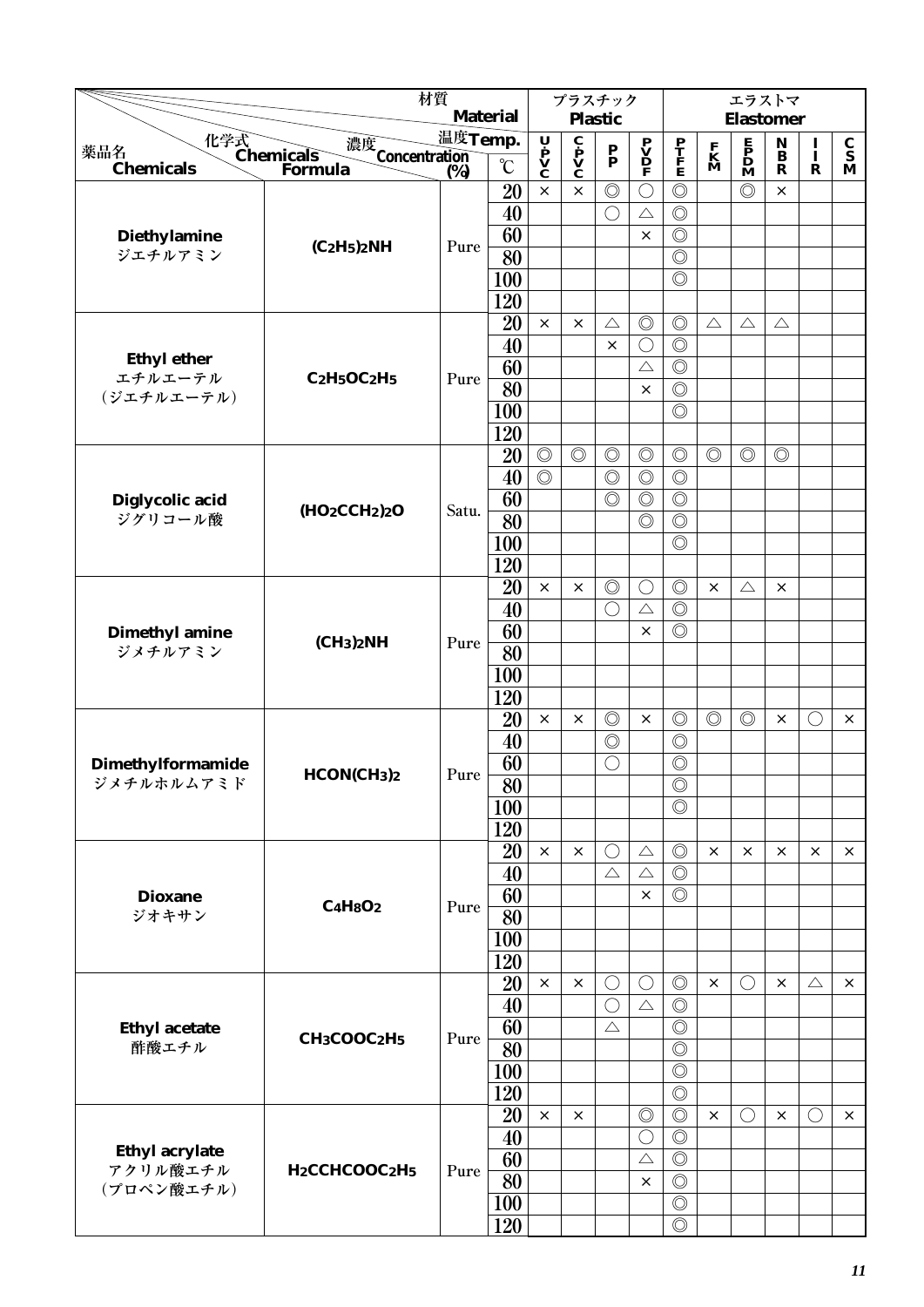| 薬品名 Chemicals | 化学式 Chemicals Formula | 濃度 Concentration (%) | 温度 Temp. ℃ | UPVC | CPVC | PP | PVDF | PTFE | FKM | EPDM | NBR | IIR | CSM |
|---|---|---|---|---|---|---|---|---|---|---|---|---|---|
| | | | | プラスチック Plastic | | | | エラストマ Elastomer | | | | | |
| Diethylamine ジエチルアミン | $(C_2H_5)_2NH$ | Pure | 20 | × | × | ◎ | ○ | ◎ | | ◎ | × | | |
| | | | 40 | | | ○ | △ | ◎ | | | | | |
| | | | 60 | | | | × | ◎ | | | | | |
| | | | 80 | | | | | ◎ | | | | | |
| | | | 100 | | | | | ◎ | | | | | |
| | | | 120 | | | | | | | | | | |
| Ethyl ether エチルエーテル (ジエチルエーテル) | $C_2H_5OC_2H_5$ | Pure | 20 | × | × | △ | ◎ | ◎ | △ | △ | △ | | |
| | | | 40 | | | × | ○ | ◎ | | | | | |
| | | | 60 | | | | △ | ◎ | | | | | |
| | | | 80 | | | | × | ◎ | | | | | |
| | | | 100 | | | | | ◎ | | | | | |
| | | | 120 | | | | | | | | | | |
| Diglycolic acid ジグリコール酸 | $(HO_2CCH_2)_2O$ | Satu. | 20 | ◎ | ◎ | ◎ | ◎ | ◎ | ◎ | ◎ | ◎ | | |
| | | | 40 | ◎ | | ◎ | ◎ | ◎ | | | | | |
| | | | 60 | | | ◎ | ◎ | ◎ | | | | | |
| | | | 80 | | | | ◎ | ◎ | | | | | |
| | | | 100 | | | | | ◎ | | | | | |
| | | | 120 | | | | | | | | | | |
| Dimethyl amine ジメチルアミン | $(CH_3)_2NH$ | Pure | 20 | × | × | ◎ | ○ | ◎ | × | △ | × | | |
| | | | 40 | | | ○ | △ | ◎ | | | | | |
| | | | 60 | | | | × | ◎ | | | | | |
| | | | 80 | | | | | | | | | | |
| | | | 100 | | | | | | | | | | |
| | | | 120 | | | | | | | | | | |
| Dimethylformamide ジメチルホルムアミド | $HCON(CH_3)_2$ | Pure | 20 | × | × | ◎ | × | ◎ | ◎ | ◎ | × | ○ | × |
| | | | 40 | | | ◎ | | ◎ | | | | | |
| | | | 60 | | | ○ | | ◎ | | | | | |
| | | | 80 | | | | | ◎ | | | | | |
| | | | 100 | | | | | ◎ | | | | | |
| | | | 120 | | | | | | | | | | |
| Dioxane ジオキサン | $C_4H_8O_2$ | Pure | 20 | × | × | ○ | △ | ◎ | × | × | × | × | × |
| | | | 40 | | | △ | △ | ◎ | | | | | |
| | | | 60 | | | | × | ◎ | | | | | |
| | | | 80 | | | | | | | | | | |
| | | | 100 | | | | | | | | | | |
| | | | 120 | | | | | | | | | | |
| Ethyl acetate 酢酸エチル | $CH_3COOC_2H_5$ | Pure | 20 | × | × | ○ | ○ | ◎ | × | ○ | × | △ | × |
| | | | 40 | | | ○ | △ | ◎ | | | | | |
| | | | 60 | | | △ | | ◎ | | | | | |
| | | | 80 | | | | | ◎ | | | | | |
| | | | 100 | | | | | ◎ | | | | | |
| | | | 120 | | | | | ◎ | | | | | |
| Ethyl acrylate アクリル酸エチル (プロペン酸エチル) | $H_2CCHCOOC_2H_5$ | Pure | 20 | × | × | | ◎ | ◎ | × | ○ | × | ○ | × |
| | | | 40 | | | | ○ | ◎ | | | | | |
| | | | 60 | | | | △ | ◎ | | | | | |
| | | | 80 | | | | × | ◎ | | | | | |
| | | | 100 | | | | | ◎ | | | | | |
| | | | 120 | | | | | ◎ | | | | | |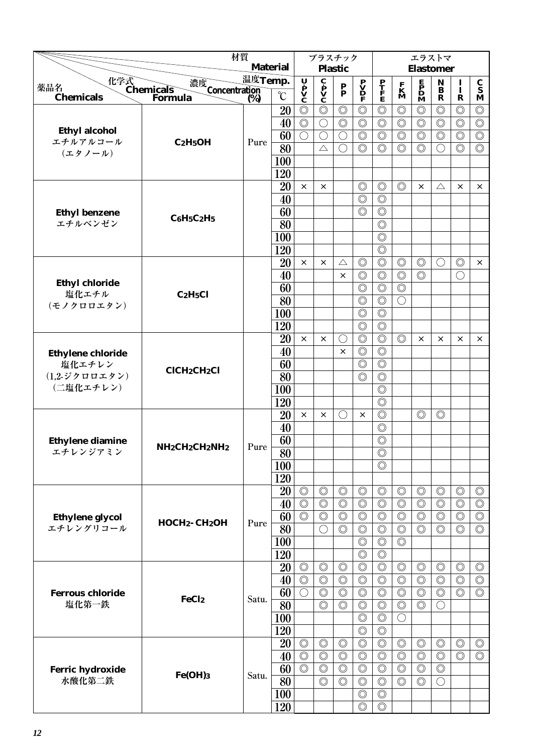| 薬品名 Chemicals | 化学式 Chemicals Formula | 濃度 Concentration (%) | 温度 Temp. ℃ | プラスチック Plastic | | | | エラストマ Elastomer | | | | | |
|---|---|---|---|---|---|---|---|---|---|---|---|---|---|
| | | | | UPVC | CPVC | PP | PVDF | PTFE | FKM | EPDM | NBR | IIR | CSM |
| **Ethyl alcohol** エチルアルコール (エタノール) | $C_2H_5OH$ | Pure | 20 | ◎ | ◎ | ◎ | ◎ | ◎ | ◎ | ◎ | ◎ | ◎ | ◎ |
| | | | 40 | ◎ | ○ | ◎ | ◎ | ◎ | ◎ | ◎ | ◎ | ◎ | ◎ |
| | | | 60 | ○ | ○ | ○ | ◎ | ◎ | ◎ | ◎ | ◎ | ◎ | ◎ |
| | | | 80 | | △ | ○ | ◎ | ◎ | ◎ | ◎ | ○ | ◎ | ◎ |
| | | | 100 | | | | | | | | | | |
| | | | 120 | | | | | | | | | | |
| **Ethyl benzene** エチルベンゼン | $C_6H_5C_2H_5$ | | 20 | × | × | | ◎ | ◎ | ◎ | × | △ | × | × |
| | | | 40 | | | | ◎ | ◎ | | | | | |
| | | | 60 | | | | ◎ | ◎ | | | | | |
| | | | 80 | | | | | ◎ | | | | | |
| | | | 100 | | | | | ◎ | | | | | |
| | | | 120 | | | | | ◎ | | | | | |
| **Ethyl chloride** 塩化エチル (モノクロロエタン) | $C_2H_5Cl$ | | 20 | × | × | △ | ◎ | ◎ | ◎ | ◎ | ○ | ◎ | × |
| | | | 40 | | | × | ◎ | ◎ | ◎ | ◎ | | ○ | |
| | | | 60 | | | | ◎ | ◎ | ◎ | | | | |
| | | | 80 | | | | ◎ | ◎ | ○ | | | | |
| | | | 100 | | | | ◎ | ◎ | | | | | |
| | | | 120 | | | | ◎ | ◎ | | | | | |
| **Ethylene chloride** 塩化エチレン (1,2-ジクロロエタン) (二塩化エチレン) | $ClCH_2CH_2Cl$ | | 20 | × | × | ○ | ◎ | ◎ | ◎ | × | × | × | × |
| | | | 40 | | | × | ◎ | ◎ | | | | | |
| | | | 60 | | | | ◎ | ◎ | | | | | |
| | | | 80 | | | | ◎ | ◎ | | | | | |
| | | | 100 | | | | | ◎ | | | | | |
| | | | 120 | | | | | ◎ | | | | | |
| **Ethylene diamine** エチレンジアミン | $NH_2CH_2CH_2NH_2$ | Pure | 20 | × | × | ○ | × | ◎ | | ◎ | ◎ | | |
| | | | 40 | | | | | ◎ | | | | | |
| | | | 60 | | | | | ◎ | | | | | |
| | | | 80 | | | | | ◎ | | | | | |
| | | | 100 | | | | | ◎ | | | | | |
| | | | 120 | | | | | | | | | | |
| **Ethylene glycol** エチレングリコール | $HOCH_2\text{-}CH_2OH$ | Pure | 20 | ◎ | ◎ | ◎ | ◎ | ◎ | ◎ | ◎ | ◎ | ◎ | ◎ |
| | | | 40 | ◎ | ◎ | ◎ | ◎ | ◎ | ◎ | ◎ | ◎ | ◎ | ◎ |
| | | | 60 | ◎ | ◎ | ◎ | ◎ | ◎ | ◎ | ◎ | ◎ | ◎ | ◎ |
| | | | 80 | | ○ | ◎ | ◎ | ◎ | ◎ | ◎ | ◎ | ◎ | ◎ |
| | | | 100 | | | | ◎ | ◎ | ◎ | | | | |
| | | | 120 | | | | ◎ | ◎ | | | | | |
| **Ferrous chloride** 塩化第一鉄 | $FeCl_2$ | Satu. | 20 | ◎ | ◎ | ◎ | ◎ | ◎ | ◎ | ◎ | ◎ | ◎ | ◎ |
| | | | 40 | ◎ | ◎ | ◎ | ◎ | ◎ | ◎ | ◎ | ◎ | ◎ | ◎ |
| | | | 60 | ○ | ◎ | ◎ | ◎ | ◎ | ◎ | ◎ | ◎ | ◎ | ◎ |
| | | | 80 | | ◎ | ◎ | ◎ | ◎ | ◎ | ◎ | ○ | | |
| | | | 100 | | | | ◎ | ◎ | ○ | | | | |
| | | | 120 | | | | ◎ | ◎ | | | | | |
| **Ferric hydroxide** 水酸化第二鉄 | $Fe(OH)_3$ | Satu. | 20 | ◎ | ◎ | ◎ | ◎ | ◎ | ◎ | ◎ | ◎ | ◎ | ◎ |
| | | | 40 | ◎ | ◎ | ◎ | ◎ | ◎ | ◎ | ◎ | ◎ | ◎ | ◎ |
| | | | 60 | ◎ | ◎ | ◎ | ◎ | ◎ | ◎ | ◎ | ◎ | | |
| | | | 80 | | ◎ | ◎ | ◎ | ◎ | ◎ | ◎ | ○ | | |
| | | | 100 | | | | ◎ | ◎ | | | | | |
| | | | 120 | | | | ◎ | ◎ | | | | | |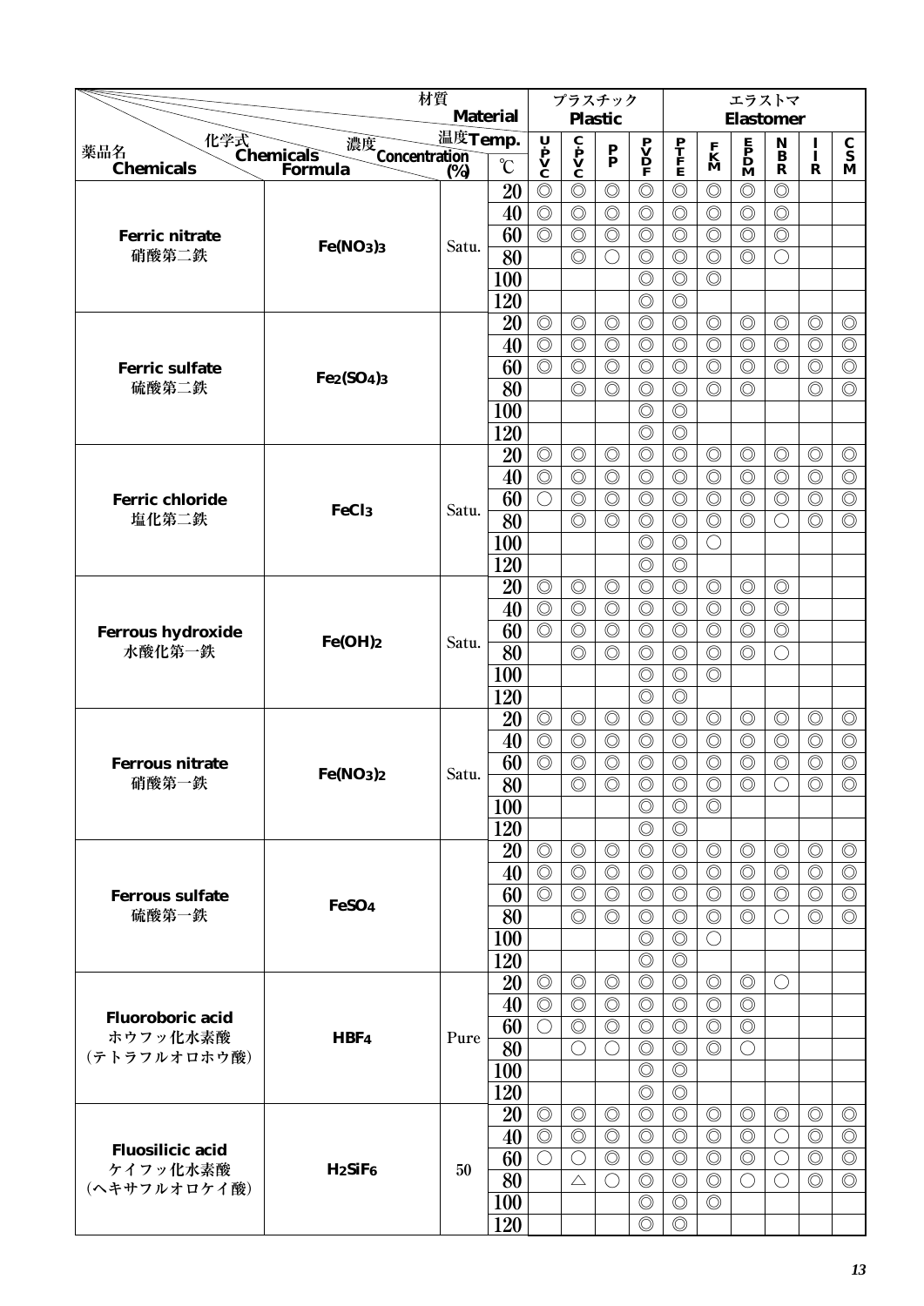| 薬品名 Chemicals | 化学式 Chemicals Formula | 濃度 Concentration (%) | 温度 Temp. ℃ | プラスチック Plastic | | | | エラストマ Elastomer | | | | | |
|---|---|---|---|---|---|---|---|---|---|---|---|---|---|
| | | | | UPVC | CPVC | PP | PVDF | PTFE | FKM | EPDM | NBR | IIR | CSM |
| Ferric nitrate 硝酸第二鉄 | $Fe(NO_3)_3$ | Satu. | 20 | ◎ | ◎ | ◎ | ◎ | ◎ | ◎ | ◎ | ◎ | | |
| | | | 40 | ◎ | ◎ | ◎ | ◎ | ◎ | ◎ | ◎ | ◎ | | |
| | | | 60 | ◎ | ◎ | ◎ | ◎ | ◎ | ◎ | ◎ | ◎ | | |
| | | | 80 | | ◎ | ○ | ◎ | ◎ | ◎ | ◎ | ○ | | |
| | | | 100 | | | | ◎ | ◎ | ◎ | | | | |
| | | | 120 | | | | ◎ | ◎ | | | | | |
| Ferric sulfate 硫酸第二鉄 | $Fe_2(SO_4)_3$ | | 20 | ◎ | ◎ | ◎ | ◎ | ◎ | ◎ | ◎ | ◎ | ◎ | ◎ |
| | | | 40 | ◎ | ◎ | ◎ | ◎ | ◎ | ◎ | ◎ | ◎ | ◎ | ◎ |
| | | | 60 | ◎ | ◎ | ◎ | ◎ | ◎ | ◎ | ◎ | ◎ | ◎ | ◎ |
| | | | 80 | | ◎ | ◎ | ◎ | ◎ | ◎ | ◎ | | ◎ | ◎ |
| | | | 100 | | | | ◎ | ◎ | | | | | |
| | | | 120 | | | | ◎ | ◎ | | | | | |
| Ferric chloride 塩化第二鉄 | $FeCl_3$ | Satu. | 20 | ◎ | ◎ | ◎ | ◎ | ◎ | ◎ | ◎ | ◎ | ◎ | ◎ |
| | | | 40 | ◎ | ◎ | ◎ | ◎ | ◎ | ◎ | ◎ | ◎ | ◎ | ◎ |
| | | | 60 | ○ | ◎ | ◎ | ◎ | ◎ | ◎ | ◎ | ◎ | ◎ | ◎ |
| | | | 80 | | ◎ | ◎ | ◎ | ◎ | ◎ | ◎ | ○ | ◎ | ◎ |
| | | | 100 | | | | ◎ | ◎ | ○ | | | | |
| | | | 120 | | | | ◎ | ◎ | | | | | |
| Ferrous hydroxide 水酸化第一鉄 | $Fe(OH)_2$ | Satu. | 20 | ◎ | ◎ | ◎ | ◎ | ◎ | ◎ | ◎ | ◎ | | |
| | | | 40 | ◎ | ◎ | ◎ | ◎ | ◎ | ◎ | ◎ | ◎ | | |
| | | | 60 | ◎ | ◎ | ◎ | ◎ | ◎ | ◎ | ◎ | ◎ | | |
| | | | 80 | | ◎ | ◎ | ◎ | ◎ | ◎ | ◎ | ○ | | |
| | | | 100 | | | | ◎ | ◎ | ◎ | | | | |
| | | | 120 | | | | ◎ | ◎ | | | | | |
| Ferrous nitrate 硝酸第一鉄 | $Fe(NO_3)_2$ | Satu. | 20 | ◎ | ◎ | ◎ | ◎ | ◎ | ◎ | ◎ | ◎ | ◎ | ◎ |
| | | | 40 | ◎ | ◎ | ◎ | ◎ | ◎ | ◎ | ◎ | ◎ | ◎ | ◎ |
| | | | 60 | ◎ | ◎ | ◎ | ◎ | ◎ | ◎ | ◎ | ◎ | ◎ | ◎ |
| | | | 80 | | ◎ | ◎ | ◎ | ◎ | ◎ | ◎ | ○ | ◎ | ◎ |
| | | | 100 | | | | ◎ | ◎ | ◎ | | | | |
| | | | 120 | | | | ◎ | ◎ | | | | | |
| Ferrous sulfate 硫酸第一鉄 | $FeSO_4$ | | 20 | ◎ | ◎ | ◎ | ◎ | ◎ | ◎ | ◎ | ◎ | ◎ | ◎ |
| | | | 40 | ◎ | ◎ | ◎ | ◎ | ◎ | ◎ | ◎ | ◎ | ◎ | ◎ |
| | | | 60 | ◎ | ◎ | ◎ | ◎ | ◎ | ◎ | ◎ | ◎ | ◎ | ◎ |
| | | | 80 | | ◎ | ◎ | ◎ | ◎ | ◎ | ◎ | ○ | ◎ | ◎ |
| | | | 100 | | | | ◎ | ◎ | ○ | | | | |
| | | | 120 | | | | ◎ | ◎ | | | | | |
| Fluoroboric acid ホウフッ化水素酸 (テトラフルオロホウ酸) | $HBF_4$ | Pure | 20 | ◎ | ◎ | ◎ | ◎ | ◎ | ◎ | ◎ | ○ | | |
| | | | 40 | ◎ | ◎ | ◎ | ◎ | ◎ | ◎ | ◎ | | | |
| | | | 60 | ○ | ◎ | ◎ | ◎ | ◎ | ◎ | ◎ | | | |
| | | | 80 | | ○ | ○ | ◎ | ◎ | ◎ | ○ | | | |
| | | | 100 | | | | ◎ | ◎ | | | | | |
| | | | 120 | | | | ◎ | ◎ | | | | | |
| Fluosilicic acid ケイフッ化水素酸 (ヘキサフルオロケイ酸) | $H_2SiF_6$ | 50 | 20 | ◎ | ◎ | ◎ | ◎ | ◎ | ◎ | ◎ | ◎ | ◎ | ◎ |
| | | | 40 | ◎ | ◎ | ◎ | ◎ | ◎ | ◎ | ◎ | ○ | ◎ | ◎ |
| | | | 60 | ○ | ○ | ◎ | ◎ | ◎ | ◎ | ◎ | ○ | ◎ | ◎ |
| | | | 80 | | △ | ○ | ◎ | ◎ | ◎ | ○ | ○ | ◎ | ◎ |
| | | | 100 | | | | ◎ | ◎ | ◎ | | | | |
| | | | 120 | | | | ◎ | ◎ | | | | | |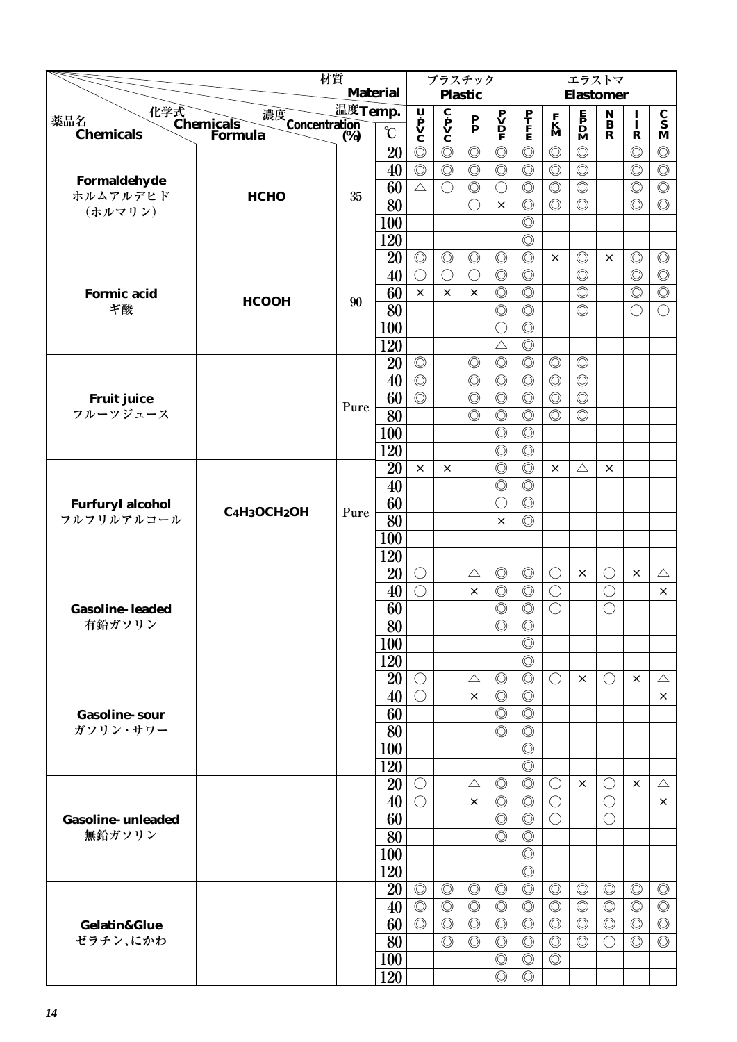| 薬品名 Chemicals | 化学式 Chemicals Formula | 濃度 Concentration (%) | 温度 Temp. ℃ | プラスチック Plastic | | | | エラストマ Elastomer | | | | | |
|---|---|---|---|---|---|---|---|---|---|---|---|---|---|
| | | | | UPVC | CPVC | PP | PVDF | PTFE | FKM | EPDM | NBR | IIR | CSM |
| Formaldehyde ホルムアルデヒド (ホルマリン) | HCHO | 35 | 20 | ◎ | ◎ | ◎ | ◎ | ◎ | ◎ | ◎ | | ◎ | ◎ |
| | | | 40 | ◎ | ◎ | ◎ | ◎ | ◎ | ◎ | ◎ | | ◎ | ◎ |
| | | | 60 | △ | ○ | ◎ | ○ | ◎ | ◎ | ◎ | | ◎ | ◎ |
| | | | 80 | | | ○ | × | ◎ | ◎ | ◎ | | ◎ | ◎ |
| | | | 100 | | | | | ◎ | | | | | |
| | | | 120 | | | | | ◎ | | | | | |
| Formic acid ギ酸 | HCOOH | 90 | 20 | ◎ | ◎ | ◎ | ◎ | ◎ | × | ◎ | × | ◎ | ◎ |
| | | | 40 | ○ | ○ | ○ | ◎ | ◎ | | ◎ | | ◎ | ◎ |
| | | | 60 | × | × | × | ◎ | ◎ | | ◎ | | ◎ | ◎ |
| | | | 80 | | | | ◎ | ◎ | | ◎ | | ○ | ○ |
| | | | 100 | | | | ○ | ◎ | | | | | |
| | | | 120 | | | | △ | ◎ | | | | | |
| Fruit juice フルーツジュース | | Pure | 20 | ◎ | | ◎ | ◎ | ◎ | ◎ | ◎ | | | |
| | | | 40 | ◎ | | ◎ | ◎ | ◎ | ◎ | ◎ | | | |
| | | | 60 | ◎ | | ◎ | ◎ | ◎ | ◎ | ◎ | | | |
| | | | 80 | | | ◎ | ◎ | ◎ | ◎ | ◎ | | | |
| | | | 100 | | | | ◎ | ◎ | | | | | |
| | | | 120 | | | | ◎ | ◎ | | | | | |
| Furfuryl alcohol フルフリルアルコール | $C_4H_3OCH_2OH$ | Pure | 20 | × | × | | ◎ | ◎ | × | △ | × | | |
| | | | 40 | | | | ◎ | ◎ | | | | | |
| | | | 60 | | | | ○ | ◎ | | | | | |
| | | | 80 | | | | × | ◎ | | | | | |
| | | | 100 | | | | | | | | | | |
| | | | 120 | | | | | | | | | | |
| Gasoline-leaded 有鉛ガソリン | | | 20 | ○ | | △ | ◎ | ◎ | ○ | × | ○ | × | △ |
| | | | 40 | ○ | | × | ◎ | ◎ | ○ | | ○ | | × |
| | | | 60 | | | | ◎ | ◎ | ○ | | ○ | | |
| | | | 80 | | | | ◎ | ◎ | | | | | |
| | | | 100 | | | | | ◎ | | | | | |
| | | | 120 | | | | | ◎ | | | | | |
| Gasoline-sour ガソリン・サワー | | | 20 | ○ | | △ | ◎ | ◎ | ○ | × | ○ | × | △ |
| | | | 40 | ○ | | × | ◎ | ◎ | | | | | × |
| | | | 60 | | | | ◎ | ◎ | | | | | |
| | | | 80 | | | | ◎ | ◎ | | | | | |
| | | | 100 | | | | | ◎ | | | | | |
| | | | 120 | | | | | ◎ | | | | | |
| Gasoline-unleaded 無鉛ガソリン | | | 20 | ○ | | △ | ◎ | ◎ | ○ | × | ○ | × | △ |
| | | | 40 | ○ | | × | ◎ | ◎ | ○ | | ○ | | × |
| | | | 60 | | | | ◎ | ◎ | ○ | | ○ | | |
| | | | 80 | | | | ◎ | ◎ | | | | | |
| | | | 100 | | | | | ◎ | | | | | |
| | | | 120 | | | | | ◎ | | | | | |
| Gelatin&Glue ゼラチン、にかわ | | | 20 | ◎ | ◎ | ◎ | ◎ | ◎ | ◎ | ◎ | ◎ | ◎ | ◎ |
| | | | 40 | ◎ | ◎ | ◎ | ◎ | ◎ | ◎ | ◎ | ◎ | ◎ | ◎ |
| | | | 60 | ◎ | ◎ | ◎ | ◎ | ◎ | ◎ | ◎ | ◎ | ◎ | ◎ |
| | | | 80 | | ◎ | ◎ | ◎ | ◎ | ◎ | ◎ | ○ | ◎ | ◎ |
| | | | 100 | | | | ◎ | ◎ | ◎ | | | | |
| | | | 120 | | | | ◎ | ◎ | | | | | |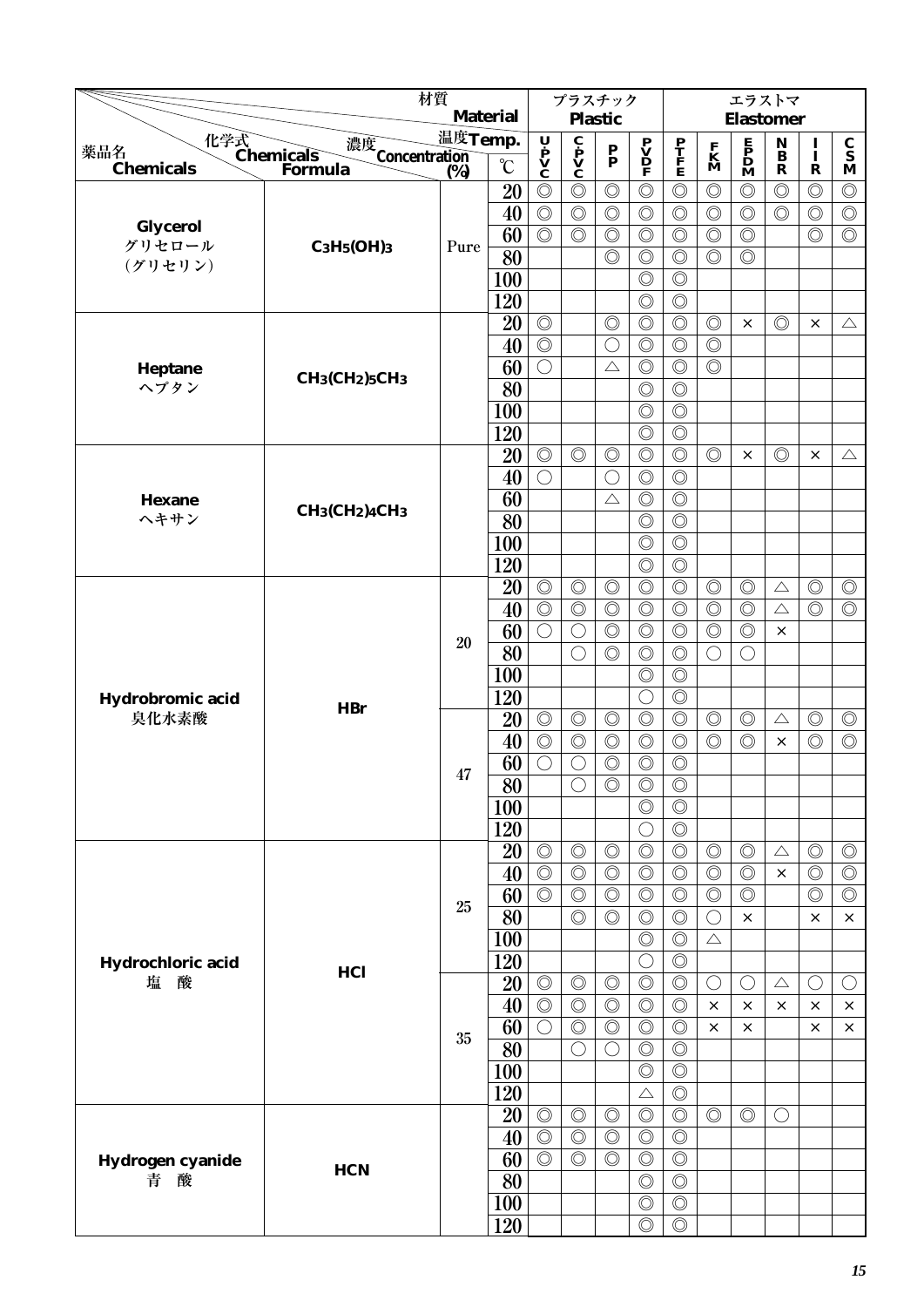| 薬品名 Chemicals | 化学式 Chemicals Formula | 濃度 Concentration (%) | 温度 Temp. ℃ | U-PVC | C-PVC | PP | PVDF | PTFE | FKM | EPDM | NBR | IIR | CSM |
|---|---|---|---|---|---|---|---|---|---|---|---|---|---|
| | | | | プラスチック Plastic | | | | エラストマ Elastomer | | | | | |
| Glycerol グリセロール (グリセリン) | $C_3H_5(OH)_3$ | Pure | 20 | ◎ | ◎ | ◎ | ◎ | ◎ | ◎ | ◎ | ◎ | ◎ | ◎ |
| | | | 40 | ◎ | ◎ | ◎ | ◎ | ◎ | ◎ | ◎ | ◎ | ◎ | ◎ |
| | | | 60 | ◎ | ◎ | ◎ | ◎ | ◎ | ◎ | ◎ | | ◎ | ◎ |
| | | | 80 | | | ◎ | ◎ | ◎ | ◎ | ◎ | | | |
| | | | 100 | | | | ◎ | ◎ | | | | | |
| | | | 120 | | | | ◎ | ◎ | | | | | |
| Heptane ヘプタン | $CH_3(CH_2)_5CH_3$ | | 20 | ◎ | | ◎ | ◎ | ◎ | ◎ | × | ◎ | × | △ |
| | | | 40 | ◎ | | ○ | ◎ | ◎ | ◎ | | | | |
| | | | 60 | ○ | | △ | ◎ | ◎ | ◎ | | | | |
| | | | 80 | | | | ◎ | ◎ | | | | | |
| | | | 100 | | | | ◎ | ◎ | | | | | |
| | | | 120 | | | | ◎ | ◎ | | | | | |
| Hexane ヘキサン | $CH_3(CH_2)_4CH_3$ | | 20 | ◎ | ◎ | ◎ | ◎ | ◎ | ◎ | × | ◎ | × | △ |
| | | | 40 | ○ | | ○ | ◎ | ◎ | | | | | |
| | | | 60 | | | △ | ◎ | ◎ | | | | | |
| | | | 80 | | | | ◎ | ◎ | | | | | |
| | | | 100 | | | | ◎ | ◎ | | | | | |
| | | | 120 | | | | ◎ | ◎ | | | | | |
| Hydrobromic acid 臭化水素酸 | HBr | 20 | 20 | ◎ | ◎ | ◎ | ◎ | ◎ | ◎ | ◎ | △ | ◎ | ◎ |
| | | | 40 | ◎ | ◎ | ◎ | ◎ | ◎ | ◎ | ◎ | △ | ◎ | ◎ |
| | | | 60 | ○ | ○ | ◎ | ◎ | ◎ | ◎ | ◎ | × | | |
| | | | 80 | | ○ | ◎ | ◎ | ◎ | ○ | ○ | | | |
| | | | 100 | | | | ◎ | ◎ | | | | | |
| | | | 120 | | | | ○ | ◎ | | | | | |
| | | 47 | 20 | ◎ | ◎ | ◎ | ◎ | ◎ | ◎ | ◎ | △ | ◎ | ◎ |
| | | | 40 | ◎ | ◎ | ◎ | ◎ | ◎ | ◎ | ◎ | × | ◎ | ◎ |
| | | | 60 | ○ | ○ | ◎ | ◎ | ◎ | | | | | |
| | | | 80 | | ○ | ◎ | ◎ | ◎ | | | | | |
| | | | 100 | | | | ◎ | ◎ | | | | | |
| | | | 120 | | | | ○ | ◎ | | | | | |
| Hydrochloric acid 塩　酸 | HCl | 25 | 20 | ◎ | ◎ | ◎ | ◎ | ◎ | ◎ | ◎ | △ | ◎ | ◎ |
| | | | 40 | ◎ | ◎ | ◎ | ◎ | ◎ | ◎ | ◎ | × | ◎ | ◎ |
| | | | 60 | ◎ | ◎ | ◎ | ◎ | ◎ | ◎ | ◎ | | ◎ | ◎ |
| | | | 80 | | ◎ | ◎ | ◎ | ◎ | ○ | × | | × | × |
| | | | 100 | | | | ◎ | ◎ | △ | | | | |
| | | | 120 | | | | ○ | ◎ | | | | | |
| | | 35 | 20 | ◎ | ◎ | ◎ | ◎ | ◎ | ○ | ○ | △ | ○ | ○ |
| | | | 40 | ◎ | ◎ | ◎ | ◎ | ◎ | × | × | × | × | × |
| | | | 60 | ○ | ◎ | ◎ | ◎ | ◎ | × | × | | × | × |
| | | | 80 | | ○ | ○ | ◎ | ◎ | | | | | |
| | | | 100 | | | | ◎ | ◎ | | | | | |
| | | | 120 | | | | △ | ◎ | | | | | |
| Hydrogen cyanide 青　酸 | HCN | | 20 | ◎ | ◎ | ◎ | ◎ | ◎ | ◎ | ◎ | ○ | | |
| | | | 40 | ◎ | ◎ | ◎ | ◎ | ◎ | | | | | |
| | | | 60 | ◎ | ◎ | ◎ | ◎ | ◎ | | | | | |
| | | | 80 | | | | ◎ | ◎ | | | | | |
| | | | 100 | | | | ◎ | ◎ | | | | | |
| | | | 120 | | | | ◎ | ◎ | | | | | |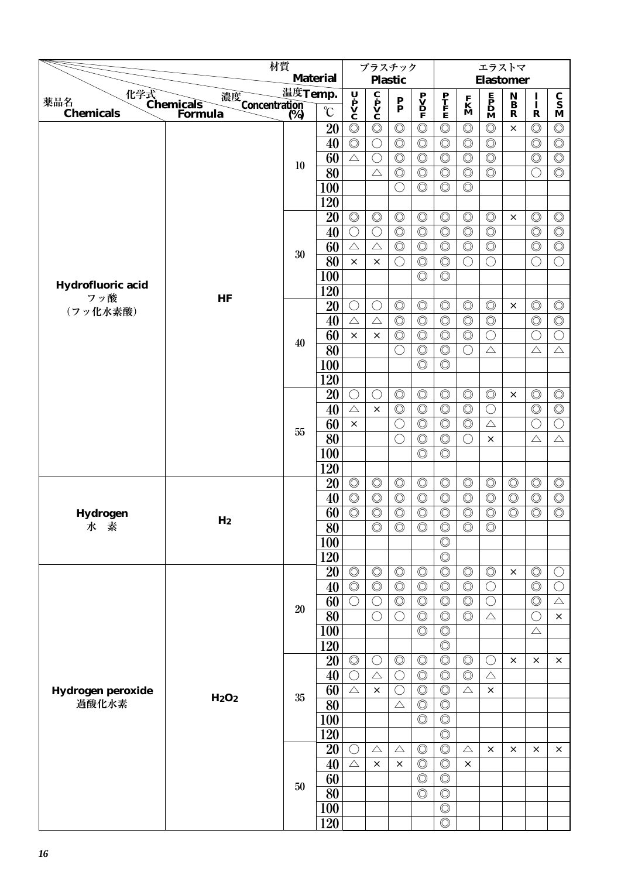| 薬品名 Chemicals | 化学式 Chemicals Formula | 濃度 Concentration (%) | 温度 Temp. ℃ | プラスチック Plastic | | | | エラストマ Elastomer | | | | | |
|---|---|---|---|---|---|---|---|---|---|---|---|---|---|
| | | | | UPVC | CPVC | PP | PVDF | PTFE | FKM | EPDM | NBR | IIR | CSM |
| Hydrofluoric acid フッ酸 (フッ化水素酸) | HF | 10 | 20 | ◎ | ◎ | ◎ | ◎ | ◎ | ◎ | ◎ | × | ◎ | ◎ |
| | | | 40 | ◎ | ○ | ◎ | ◎ | ◎ | ◎ | ◎ | | ◎ | ◎ |
| | | | 60 | △ | ○ | ◎ | ◎ | ◎ | ◎ | ◎ | | ◎ | ◎ |
| | | | 80 | | △ | ◎ | ◎ | ◎ | ◎ | ◎ | | ○ | ◎ |
| | | | 100 | | | ○ | ◎ | ◎ | ◎ | | | | |
| | | | 120 | | | | | | | | | | |
| | | 30 | 20 | ◎ | ◎ | ◎ | ◎ | ◎ | ◎ | ◎ | × | ◎ | ◎ |
| | | | 40 | ○ | ○ | ◎ | ◎ | ◎ | ◎ | ◎ | | ◎ | ◎ |
| | | | 60 | △ | △ | ◎ | ◎ | ◎ | ◎ | ◎ | | ◎ | ◎ |
| | | | 80 | × | × | ○ | ◎ | ◎ | ○ | ○ | | ○ | ○ |
| | | | 100 | | | | ◎ | ◎ | | | | | |
| | | | 120 | | | | | | | | | | |
| | | 40 | 20 | ○ | ○ | ◎ | ◎ | ◎ | ◎ | ◎ | × | ◎ | ◎ |
| | | | 40 | △ | △ | ◎ | ◎ | ◎ | ◎ | ◎ | | ◎ | ◎ |
| | | | 60 | × | × | ◎ | ◎ | ◎ | ◎ | ○ | | ○ | ○ |
| | | | 80 | | | ○ | ◎ | ◎ | ○ | △ | | △ | △ |
| | | | 100 | | | | ◎ | ◎ | | | | | |
| | | | 120 | | | | | | | | | | |
| | | 55 | 20 | ○ | ○ | ◎ | ◎ | ◎ | ◎ | ◎ | × | ◎ | ◎ |
| | | | 40 | △ | × | ◎ | ◎ | ◎ | ◎ | ○ | | ◎ | ◎ |
| | | | 60 | × | | ○ | ◎ | ◎ | ◎ | △ | | ○ | ○ |
| | | | 80 | | | ○ | ◎ | ◎ | ○ | × | | △ | △ |
| | | | 100 | | | | ◎ | ◎ | | | | | |
| | | | 120 | | | | | | | | | | |
| Hydrogen 水 素 | $H_2$ | | 20 | ◎ | ◎ | ◎ | ◎ | ◎ | ◎ | ◎ | ◎ | ◎ | ◎ |
| | | | 40 | ◎ | ◎ | ◎ | ◎ | ◎ | ◎ | ◎ | ◎ | ◎ | ◎ |
| | | | 60 | ◎ | ◎ | ◎ | ◎ | ◎ | ◎ | ◎ | ◎ | ◎ | ◎ |
| | | | 80 | | ◎ | ◎ | ◎ | ◎ | ◎ | ◎ | | | |
| | | | 100 | | | | | ◎ | | | | | |
| | | | 120 | | | | | ◎ | | | | | |
| Hydrogen peroxide 過酸化水素 | $H_2O_2$ | 20 | 20 | ◎ | ◎ | ◎ | ◎ | ◎ | ◎ | ◎ | × | ◎ | ○ |
| | | | 40 | ◎ | ◎ | ◎ | ◎ | ◎ | ◎ | ○ | | ◎ | ○ |
| | | | 60 | ○ | ○ | ◎ | ◎ | ◎ | ◎ | ○ | | ◎ | △ |
| | | | 80 | | ○ | ○ | ◎ | ◎ | ◎ | △ | | ○ | × |
| | | | 100 | | | | ◎ | ◎ | | | | △ | |
| | | | 120 | | | | | ◎ | | | | | |
| | | 35 | 20 | ◎ | ○ | ◎ | ◎ | ◎ | ◎ | ○ | × | × | × |
| | | | 40 | ○ | △ | ○ | ◎ | ◎ | ◎ | △ | | | |
| | | | 60 | △ | × | ○ | ◎ | ◎ | △ | × | | | |
| | | | 80 | | | △ | ◎ | ◎ | | | | | |
| | | | 100 | | | | ◎ | ◎ | | | | | |
| | | | 120 | | | | | ◎ | | | | | |
| | | 50 | 20 | ○ | △ | △ | ◎ | ◎ | △ | × | × | × | × |
| | | | 40 | △ | × | × | ◎ | ◎ | × | | | | |
| | | | 60 | | | | ◎ | ◎ | | | | | |
| | | | 80 | | | | ◎ | ◎ | | | | | |
| | | | 100 | | | | | ◎ | | | | | |
| | | | 120 | | | | | ◎ | | | | | |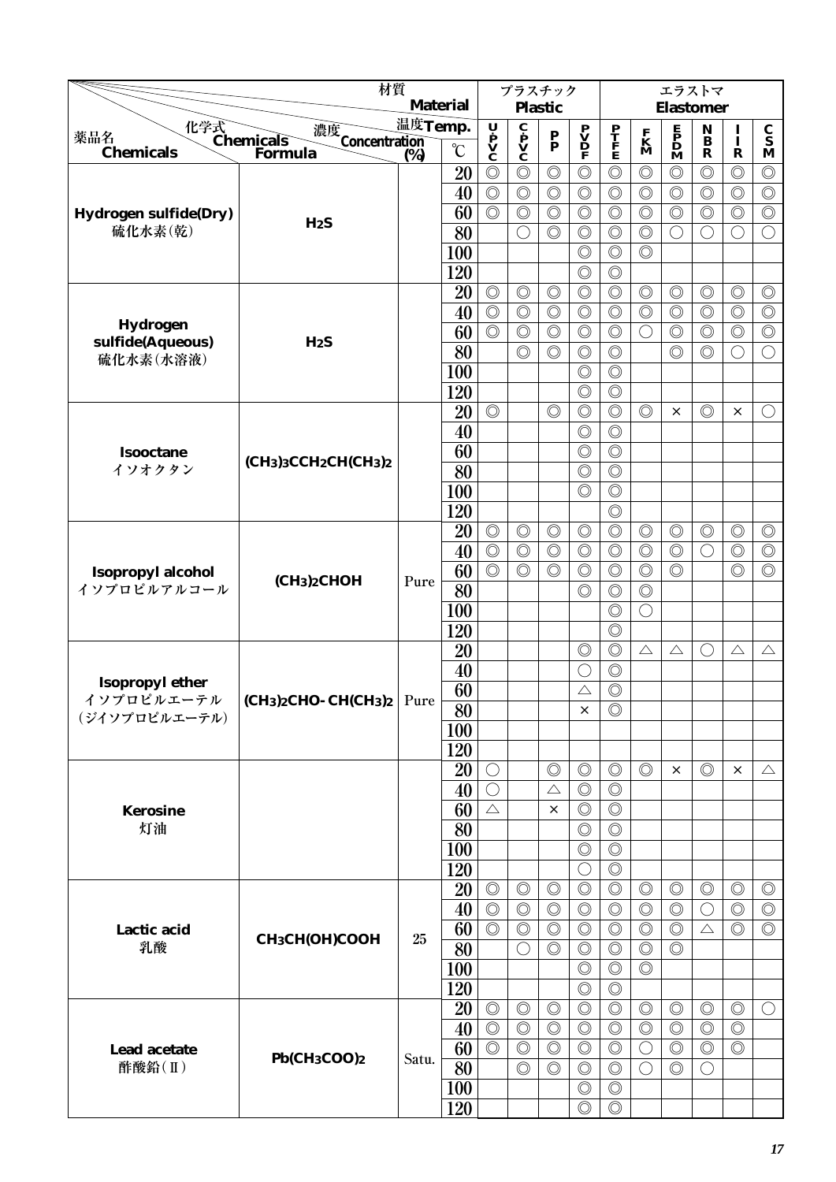| 薬品名 Chemicals | 化学式 Chemicals Formula | 濃度 Concentration (%) | 温度 Temp. ℃ | プラスチック Plastic | | | | エラストマ Elastomer | | | | | |
|---|---|---|---|---|---|---|---|---|---|---|---|---|---|
| | | | | U-PVC | C-PVC | PP | PVDF | PTFE | FKM | EPDM | NBR | IIR | CSM |
| Hydrogen sulfide(Dry) 硫化水素(乾) | $H_2S$ | | 20 | ◎ | ◎ | ◎ | ◎ | ◎ | ◎ | ◎ | ◎ | ◎ | ◎ |
| | | | 40 | ◎ | ◎ | ◎ | ◎ | ◎ | ◎ | ◎ | ◎ | ◎ | ◎ |
| | | | 60 | ◎ | ◎ | ◎ | ◎ | ◎ | ◎ | ◎ | ◎ | ◎ | ◎ |
| | | | 80 | | ○ | ◎ | ◎ | ◎ | ◎ | ○ | ○ | ○ | ○ |
| | | | 100 | | | | ◎ | ◎ | ◎ | | | | |
| | | | 120 | | | | ◎ | ◎ | | | | | |
| Hydrogen sulfide(Aqueous) 硫化水素(水溶液) | $H_2S$ | | 20 | ◎ | ◎ | ◎ | ◎ | ◎ | ◎ | ◎ | ◎ | ◎ | ◎ |
| | | | 40 | ◎ | ◎ | ◎ | ◎ | ◎ | ◎ | ◎ | ◎ | ◎ | ◎ |
| | | | 60 | ◎ | ◎ | ◎ | ◎ | ◎ | ○ | ◎ | ◎ | ◎ | ◎ |
| | | | 80 | | ◎ | ◎ | ◎ | ◎ | | ◎ | ◎ | ○ | ○ |
| | | | 100 | | | | ◎ | ◎ | | | | | |
| | | | 120 | | | | ◎ | ◎ | | | | | |
| Isooctane イソオクタン | $(CH_3)_3CCH_2CH(CH_3)_2$ | | 20 | ◎ | | ◎ | ◎ | ◎ | ◎ | × | ◎ | × | ○ |
| | | | 40 | | | | ◎ | ◎ | | | | | |
| | | | 60 | | | | ◎ | ◎ | | | | | |
| | | | 80 | | | | ◎ | ◎ | | | | | |
| | | | 100 | | | | ◎ | ◎ | | | | | |
| | | | 120 | | | | | ◎ | | | | | |
| Isopropyl alcohol イソプロピルアルコール | $(CH_3)_2CHOH$ | Pure | 20 | ◎ | ◎ | ◎ | ◎ | ◎ | ◎ | ◎ | ◎ | ◎ | ◎ |
| | | | 40 | ◎ | ◎ | ◎ | ◎ | ◎ | ◎ | ◎ | ○ | ◎ | ◎ |
| | | | 60 | ◎ | ◎ | ◎ | ◎ | ◎ | ◎ | ◎ | | ◎ | ◎ |
| | | | 80 | | | | ◎ | ◎ | ◎ | | | | |
| | | | 100 | | | | | ◎ | ○ | | | | |
| | | | 120 | | | | | ◎ | | | | | |
| Isopropyl ether イソプロピルエーテル (ジイソプロピルエーテル) | $(CH_3)_2CHO-CH(CH_3)_2$ | Pure | 20 | | | | ◎ | ◎ | △ | △ | ○ | △ | △ |
| | | | 40 | | | | ○ | ◎ | | | | | |
| | | | 60 | | | | △ | ◎ | | | | | |
| | | | 80 | | | | × | ◎ | | | | | |
| | | | 100 | | | | | | | | | | |
| | | | 120 | | | | | | | | | | |
| Kerosine 灯油 | | | 20 | ○ | | ◎ | ◎ | ◎ | ◎ | × | ◎ | × | △ |
| | | | 40 | ○ | | △ | ◎ | ◎ | | | | | |
| | | | 60 | △ | | × | ◎ | ◎ | | | | | |
| | | | 80 | | | | ◎ | ◎ | | | | | |
| | | | 100 | | | | ◎ | ◎ | | | | | |
| | | | 120 | | | | ○ | ◎ | | | | | |
| Lactic acid 乳酸 | $CH_3CH(OH)COOH$ | 25 | 20 | ◎ | ◎ | ◎ | ◎ | ◎ | ◎ | ◎ | ◎ | ◎ | ◎ |
| | | | 40 | ◎ | ◎ | ◎ | ◎ | ◎ | ◎ | ◎ | ○ | ◎ | ◎ |
| | | | 60 | ◎ | ◎ | ◎ | ◎ | ◎ | ◎ | ◎ | △ | ◎ | ◎ |
| | | | 80 | | ○ | ◎ | ◎ | ◎ | ◎ | ◎ | | | |
| | | | 100 | | | | ◎ | ◎ | ◎ | | | | |
| | | | 120 | | | | ◎ | ◎ | | | | | |
| Lead acetate 酢酸鉛(Ⅱ) | $Pb(CH_3COO)_2$ | Satu. | 20 | ◎ | ◎ | ◎ | ◎ | ◎ | ◎ | ◎ | ◎ | ◎ | ○ |
| | | | 40 | ◎ | ◎ | ◎ | ◎ | ◎ | ◎ | ◎ | ◎ | ◎ | |
| | | | 60 | ◎ | ◎ | ◎ | ◎ | ◎ | ○ | ◎ | ◎ | ◎ | |
| | | | 80 | | ◎ | ◎ | ◎ | ◎ | ○ | ◎ | ○ | | |
| | | | 100 | | | | ◎ | ◎ | | | | | |
| | | | 120 | | | | ◎ | ◎ | | | | | |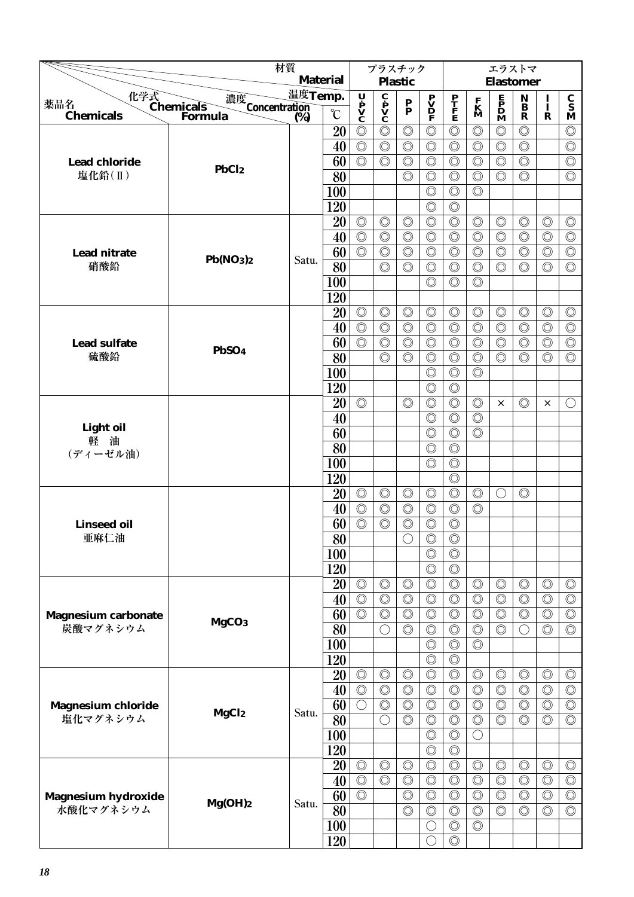| 薬品名 Chemicals | 化学式 Chemicals Formula | 濃度 Concentration (%) | 温度 Temp. ℃ | プラスチック Plastic | | | | エラストマ Elastomer | | | | | |
|---|---|---|---|---|---|---|---|---|---|---|---|---|---|
| | | | | UPVC | CPVC | PP | PVDF | PTFE | FKM | EPDM | NBR | IIR | CSM |
| Lead chloride 塩化鉛(Ⅱ) | $PbCl_2$ | | 20 | ◎ | ◎ | ◎ | ◎ | ◎ | ◎ | ◎ | ◎ | | ◎ |
| | | | 40 | ◎ | ◎ | ◎ | ◎ | ◎ | ◎ | ◎ | ◎ | | ◎ |
| | | | 60 | ◎ | ◎ | ◎ | ◎ | ◎ | ◎ | ◎ | ◎ | | ◎ |
| | | | 80 | | | ◎ | ◎ | ◎ | ◎ | ◎ | ◎ | | ◎ |
| | | | 100 | | | | ◎ | ◎ | ◎ | | | | |
| | | | 120 | | | | ◎ | ◎ | | | | | |
| Lead nitrate 硝酸鉛 | $Pb(NO_3)_2$ | Satu. | 20 | ◎ | ◎ | ◎ | ◎ | ◎ | ◎ | ◎ | ◎ | ◎ | ◎ |
| | | | 40 | ◎ | ◎ | ◎ | ◎ | ◎ | ◎ | ◎ | ◎ | ◎ | ◎ |
| | | | 60 | ◎ | ◎ | ◎ | ◎ | ◎ | ◎ | ◎ | ◎ | ◎ | ◎ |
| | | | 80 | | ◎ | ◎ | ◎ | ◎ | ◎ | ◎ | ◎ | ◎ | ◎ |
| | | | 100 | | | | ◎ | ◎ | ◎ | | | | |
| | | | 120 | | | | | | | | | | |
| Lead sulfate 硫酸鉛 | $PbSO_4$ | | 20 | ◎ | ◎ | ◎ | ◎ | ◎ | ◎ | ◎ | ◎ | ◎ | ◎ |
| | | | 40 | ◎ | ◎ | ◎ | ◎ | ◎ | ◎ | ◎ | ◎ | ◎ | ◎ |
| | | | 60 | ◎ | ◎ | ◎ | ◎ | ◎ | ◎ | ◎ | ◎ | ◎ | ◎ |
| | | | 80 | | ◎ | ◎ | ◎ | ◎ | ◎ | ◎ | ◎ | ◎ | ◎ |
| | | | 100 | | | | ◎ | ◎ | ◎ | | | | |
| | | | 120 | | | | ◎ | ◎ | | | | | |
| Light oil 軽　油 (ディーゼル油) | | | 20 | ◎ | | ◎ | ◎ | ◎ | ◎ | × | ◎ | × | ○ |
| | | | 40 | | | | ◎ | ◎ | ◎ | | | | |
| | | | 60 | | | | ◎ | ◎ | ◎ | | | | |
| | | | 80 | | | | ◎ | ◎ | | | | | |
| | | | 100 | | | | ◎ | ◎ | | | | | |
| | | | 120 | | | | | ◎ | | | | | |
| Linseed oil 亜麻仁油 | | | 20 | ◎ | ◎ | ◎ | ◎ | ◎ | ◎ | ○ | ◎ | | |
| | | | 40 | ◎ | ◎ | ◎ | ◎ | ◎ | ◎ | | | | |
| | | | 60 | ◎ | ◎ | ◎ | ◎ | ◎ | | | | | |
| | | | 80 | | | ○ | ◎ | ◎ | | | | | |
| | | | 100 | | | | ◎ | ◎ | | | | | |
| | | | 120 | | | | ◎ | ◎ | | | | | |
| Magnesium carbonate 炭酸マグネシウム | $MgCO_3$ | | 20 | ◎ | ◎ | ◎ | ◎ | ◎ | ◎ | ◎ | ◎ | ◎ | ◎ |
| | | | 40 | ◎ | ◎ | ◎ | ◎ | ◎ | ◎ | ◎ | ◎ | ◎ | ◎ |
| | | | 60 | ◎ | ◎ | ◎ | ◎ | ◎ | ◎ | ◎ | ◎ | ◎ | ◎ |
| | | | 80 | | ○ | ◎ | ◎ | ◎ | ◎ | ◎ | ○ | ◎ | ◎ |
| | | | 100 | | | | ◎ | ◎ | ◎ | | | | |
| | | | 120 | | | | ◎ | ◎ | | | | | |
| Magnesium chloride 塩化マグネシウム | $MgCl_2$ | Satu. | 20 | ◎ | ◎ | ◎ | ◎ | ◎ | ◎ | ◎ | ◎ | ◎ | ◎ |
| | | | 40 | ◎ | ◎ | ◎ | ◎ | ◎ | ◎ | ◎ | ◎ | ◎ | ◎ |
| | | | 60 | ○ | ◎ | ◎ | ◎ | ◎ | ◎ | ◎ | ◎ | ◎ | ◎ |
| | | | 80 | | ○ | ◎ | ◎ | ◎ | ◎ | ◎ | ◎ | ◎ | ◎ |
| | | | 100 | | | | ◎ | ◎ | ○ | | | | |
| | | | 120 | | | | ◎ | ◎ | | | | | |
| Magnesium hydroxide 水酸化マグネシウム | $Mg(OH)_2$ | Satu. | 20 | ◎ | ◎ | ◎ | ◎ | ◎ | ◎ | ◎ | ◎ | ◎ | ◎ |
| | | | 40 | ◎ | ◎ | ◎ | ◎ | ◎ | ◎ | ◎ | ◎ | ◎ | ◎ |
| | | | 60 | ◎ | | ◎ | ◎ | ◎ | ◎ | ◎ | ◎ | ◎ | ◎ |
| | | | 80 | | | ◎ | ◎ | ◎ | ◎ | ◎ | ◎ | ◎ | ◎ |
| | | | 100 | | | | ○ | ◎ | ◎ | | | | |
| | | | 120 | | | | ○ | ◎ | | | | | |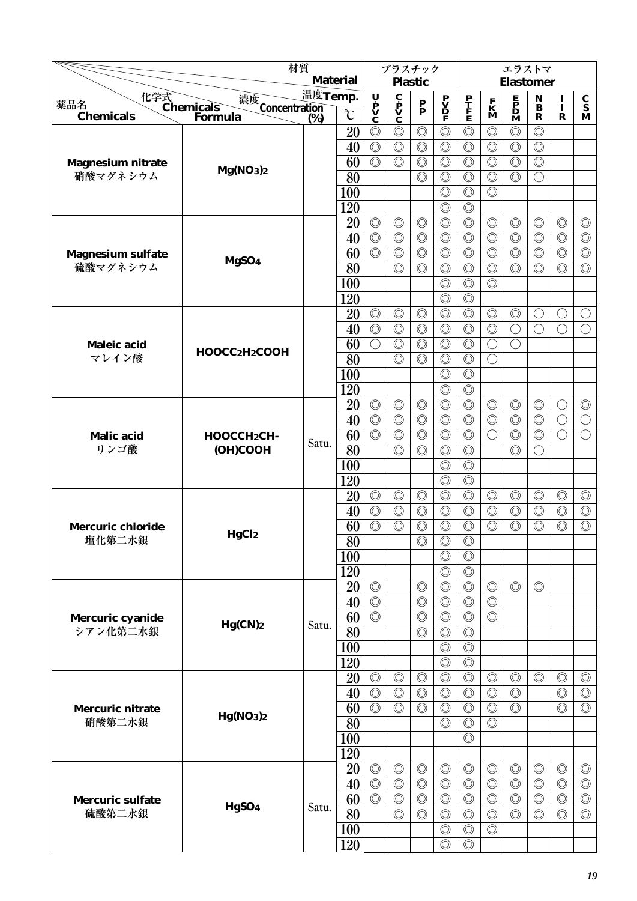| 薬品名 Chemicals | 化学式 Chemicals Formula | 濃度 Concentration (%) | 温度 Temp. ℃ | Plastic プラスチック U-PVC | C-PVC | PP | PVDF | Elastomer エラストマ PTFE | FKM | EPDM | NBR | IIR | CSM |
|---|---|---|---|---|---|---|---|---|---|---|---|---|---|
| Magnesium nitrate 硝酸マグネシウム | $Mg(NO_3)_2$ | | 20 | ◎ | ◎ | ◎ | ◎ | ◎ | ◎ | ◎ | ◎ | | |
| | | | 40 | ◎ | ◎ | ◎ | ◎ | ◎ | ◎ | ◎ | ◎ | | |
| | | | 60 | ◎ | ◎ | ◎ | ◎ | ◎ | ◎ | ◎ | ◎ | | |
| | | | 80 | | | ◎ | ◎ | ◎ | ◎ | ◎ | ○ | | |
| | | | 100 | | | | ◎ | ◎ | ◎ | | | | |
| | | | 120 | | | | ◎ | ◎ | | | | | |
| Magnesium sulfate 硫酸マグネシウム | $MgSO_4$ | | 20 | ◎ | ◎ | ◎ | ◎ | ◎ | ◎ | ◎ | ◎ | ◎ | ◎ |
| | | | 40 | ◎ | ◎ | ◎ | ◎ | ◎ | ◎ | ◎ | ◎ | ◎ | ◎ |
| | | | 60 | ◎ | ◎ | ◎ | ◎ | ◎ | ◎ | ◎ | ◎ | ◎ | ◎ |
| | | | 80 | | ◎ | ◎ | ◎ | ◎ | ◎ | ◎ | ◎ | ◎ | ◎ |
| | | | 100 | | | | ◎ | ◎ | ◎ | | | | |
| | | | 120 | | | | ◎ | ◎ | | | | | |
| Maleic acid マレイン酸 | $HOOCC_2H_2COOH$ | | 20 | ◎ | ◎ | ◎ | ◎ | ◎ | ◎ | ◎ | ○ | ○ | ○ |
| | | | 40 | ◎ | ◎ | ◎ | ◎ | ◎ | ◎ | ○ | ○ | ○ | ○ |
| | | | 60 | ○ | ◎ | ◎ | ◎ | ◎ | ○ | ○ | | | |
| | | | 80 | | ◎ | ◎ | ◎ | ◎ | ○ | | | | |
| | | | 100 | | | | ◎ | ◎ | | | | | |
| | | | 120 | | | | ◎ | ◎ | | | | | |
| Malic acid リンゴ酸 | $HOOCCH_2CH$-(OH)COOH | Satu. | 20 | ◎ | ◎ | ◎ | ◎ | ◎ | ◎ | ◎ | ◎ | ○ | ◎ |
| | | | 40 | ◎ | ◎ | ◎ | ◎ | ◎ | ◎ | ◎ | ◎ | ○ | ○ |
| | | | 60 | ◎ | ◎ | ◎ | ◎ | ◎ | ○ | ◎ | ◎ | ○ | ○ |
| | | | 80 | | ◎ | ◎ | ◎ | ◎ | | ◎ | ○ | | |
| | | | 100 | | | | ◎ | ◎ | | | | | |
| | | | 120 | | | | ◎ | ◎ | | | | | |
| Mercuric chloride 塩化第二水銀 | $HgCl_2$ | | 20 | ◎ | ◎ | ◎ | ◎ | ◎ | ◎ | ◎ | ◎ | ◎ | ◎ |
| | | | 40 | ◎ | ◎ | ◎ | ◎ | ◎ | ◎ | ◎ | ◎ | ◎ | ◎ |
| | | | 60 | ◎ | ◎ | ◎ | ◎ | ◎ | ◎ | ◎ | ◎ | ◎ | ◎ |
| | | | 80 | | | ◎ | ◎ | ◎ | | | | | |
| | | | 100 | | | | ◎ | ◎ | | | | | |
| | | | 120 | | | | ◎ | ◎ | | | | | |
| Mercuric cyanide シアン化第二水銀 | $Hg(CN)_2$ | Satu. | 20 | ◎ | | ◎ | ◎ | ◎ | ◎ | ◎ | ◎ | | |
| | | | 40 | ◎ | | ◎ | ◎ | ◎ | ◎ | | | | |
| | | | 60 | ◎ | | ◎ | ◎ | ◎ | ◎ | | | | |
| | | | 80 | | | ◎ | ◎ | ◎ | | | | | |
| | | | 100 | | | | ◎ | ◎ | | | | | |
| | | | 120 | | | | ◎ | ◎ | | | | | |
| Mercuric nitrate 硝酸第二水銀 | $Hg(NO_3)_2$ | | 20 | ◎ | ◎ | ◎ | ◎ | ◎ | ◎ | ◎ | ◎ | ◎ | ◎ |
| | | | 40 | ◎ | ◎ | ◎ | ◎ | ◎ | ◎ | ◎ | | ◎ | ◎ |
| | | | 60 | ◎ | ◎ | ◎ | ◎ | ◎ | ◎ | ◎ | | ◎ | ◎ |
| | | | 80 | | | | ◎ | ◎ | ◎ | | | | |
| | | | 100 | | | | | ◎ | | | | | |
| | | | 120 | | | | | | | | | | |
| Mercuric sulfate 硫酸第二水銀 | $HgSO_4$ | Satu. | 20 | ◎ | ◎ | ◎ | ◎ | ◎ | ◎ | ◎ | ◎ | ◎ | ◎ |
| | | | 40 | ◎ | ◎ | ◎ | ◎ | ◎ | ◎ | ◎ | ◎ | ◎ | ◎ |
| | | | 60 | ◎ | ◎ | ◎ | ◎ | ◎ | ◎ | ◎ | ◎ | ◎ | ◎ |
| | | | 80 | | ◎ | ◎ | ◎ | ◎ | ◎ | ◎ | ◎ | ◎ | ◎ |
| | | | 100 | | | | ◎ | ◎ | ◎ | | | | |
| | | | 120 | | | | ◎ | ◎ | | | | | |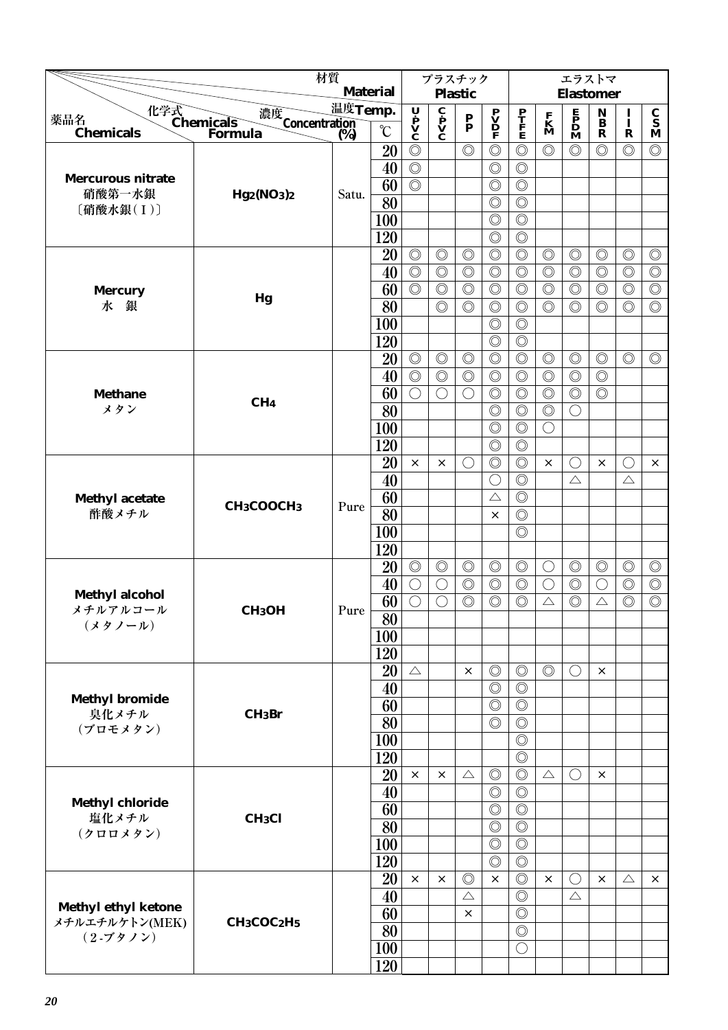| 薬品名 Chemicals | 化学式 Chemicals Formula | 濃度 Concentration (%) | 温度 Temp. ℃ | プラスチック Plastic | | | | エラストマ Elastomer | | | | | |
|---|---|---|---|---|---|---|---|---|---|---|---|---|---|
| | | | | UPVC | CPVC | PP | PVDF | PTFE | FKM | EPDM | NBR | IIR | CSM |
| Mercurous nitrate 硝酸第一水銀 〔硝酸水銀(Ⅰ)〕 | $Hg_2(NO_3)_2$ | Satu. | 20 | ◎ | | ◎ | ◎ | ◎ | ◎ | ◎ | ◎ | ◎ | ◎ |
| | | | 40 | ◎ | | | ◎ | ◎ | | | | | |
| | | | 60 | ◎ | | | ◎ | ◎ | | | | | |
| | | | 80 | | | | ◎ | ◎ | | | | | |
| | | | 100 | | | | ◎ | ◎ | | | | | |
| | | | 120 | | | | ◎ | ◎ | | | | | |
| Mercury 水　銀 | Hg | | 20 | ◎ | ◎ | ◎ | ◎ | ◎ | ◎ | ◎ | ◎ | ◎ | ◎ |
| | | | 40 | ◎ | ◎ | ◎ | ◎ | ◎ | ◎ | ◎ | ◎ | ◎ | ◎ |
| | | | 60 | ◎ | ◎ | ◎ | ◎ | ◎ | ◎ | ◎ | ◎ | ◎ | ◎ |
| | | | 80 | | ◎ | ◎ | ◎ | ◎ | ◎ | ◎ | ◎ | ◎ | ◎ |
| | | | 100 | | | | ◎ | ◎ | | | | | |
| | | | 120 | | | | ◎ | ◎ | | | | | |
| Methane メタン | $CH_4$ | | 20 | ◎ | ◎ | ◎ | ◎ | ◎ | ◎ | ◎ | ◎ | ◎ | ◎ |
| | | | 40 | ◎ | ◎ | ◎ | ◎ | ◎ | ◎ | ◎ | ◎ | | |
| | | | 60 | ○ | ○ | ○ | ◎ | ◎ | ◎ | ◎ | ◎ | | |
| | | | 80 | | | | ◎ | ◎ | ◎ | ○ | | | |
| | | | 100 | | | | ◎ | ◎ | ○ | | | | |
| | | | 120 | | | | ◎ | ◎ | | | | | |
| Methyl acetate 酢酸メチル | $CH_3COOCH_3$ | Pure | 20 | × | × | ○ | ◎ | ◎ | × | ○ | × | ○ | × |
| | | | 40 | | | | ○ | ◎ | | △ | | △ | |
| | | | 60 | | | | △ | ◎ | | | | | |
| | | | 80 | | | | × | ◎ | | | | | |
| | | | 100 | | | | | ◎ | | | | | |
| | | | 120 | | | | | | | | | | |
| Methyl alcohol メチルアルコール （メタノール） | $CH_3OH$ | Pure | 20 | ◎ | ◎ | ◎ | ◎ | ◎ | ○ | ◎ | ◎ | ◎ | ◎ |
| | | | 40 | ○ | ○ | ◎ | ◎ | ◎ | ○ | ◎ | ○ | ◎ | ◎ |
| | | | 60 | ○ | ○ | ◎ | ◎ | ◎ | △ | ◎ | △ | ◎ | ◎ |
| | | | 80 | | | | | | | | | | |
| | | | 100 | | | | | | | | | | |
| | | | 120 | | | | | | | | | | |
| Methyl bromide 臭化メチル （ブロモメタン） | $CH_3Br$ | | 20 | △ | | × | ◎ | ◎ | ◎ | ○ | × | | |
| | | | 40 | | | | ◎ | ◎ | | | | | |
| | | | 60 | | | | ◎ | ◎ | | | | | |
| | | | 80 | | | | ◎ | ◎ | | | | | |
| | | | 100 | | | | | ◎ | | | | | |
| | | | 120 | | | | | ◎ | | | | | |
| Methyl chloride 塩化メチル （クロロメタン） | $CH_3Cl$ | | 20 | × | × | △ | ◎ | ◎ | △ | ○ | × | | |
| | | | 40 | | | | ◎ | ◎ | | | | | |
| | | | 60 | | | | ◎ | ◎ | | | | | |
| | | | 80 | | | | ◎ | ◎ | | | | | |
| | | | 100 | | | | ◎ | ◎ | | | | | |
| | | | 120 | | | | ◎ | ◎ | | | | | |
| Methyl ethyl ketone メチルエチルケトン(MEK) （2-ブタノン） | $CH_3COC_2H_5$ | | 20 | × | × | ◎ | × | ◎ | × | ○ | × | △ | × |
| | | | 40 | | | △ | | ◎ | | △ | | | |
| | | | 60 | | | × | | ◎ | | | | | |
| | | | 80 | | | | | ◎ | | | | | |
| | | | 100 | | | | | ○ | | | | | |
| | | | 120 | | | | | | | | | | |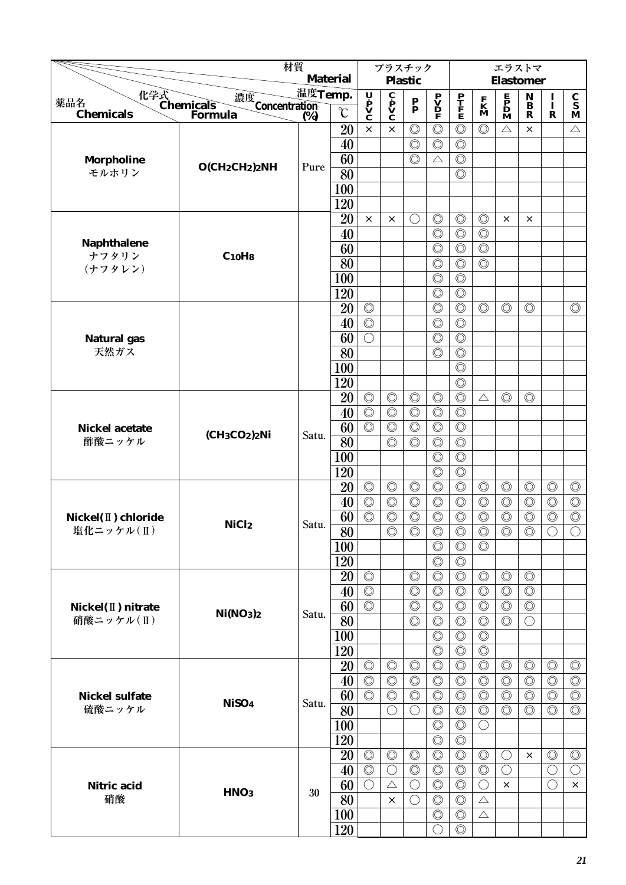| 薬品名 Chemicals | 化学式 Chemicals Formula | 濃度 Concentration (%) | 温度 Temp. ℃ | プラスチック Plastic U-PVC | C-PVC | PP | PVDF | エラストマ Elastomer PTFE | FKM | EPDM | NBR | IIR | CSM |
|---|---|---|---|---|---|---|---|---|---|---|---|---|---|
| Morpholine モルホリン | $O(CH_2CH_2)_2NH$ | Pure | 20 | × | × | ◎ | ◎ | ◎ | ◎ | △ | × | | △ |
| | | | 40 | | | ◎ | ◎ | ◎ | | | | | |
| | | | 60 | | | ◎ | △ | ◎ | | | | | |
| | | | 80 | | | | | ◎ | | | | | |
| | | | 100 | | | | | | | | | | |
| | | | 120 | | | | | | | | | | |
| Naphthalene ナフタリン (ナフタレン) | $C_{10}H_8$ | | 20 | × | × | ○ | ◎ | ◎ | ◎ | × | × | | |
| | | | 40 | | | | ◎ | ◎ | ◎ | | | | |
| | | | 60 | | | | ◎ | ◎ | ◎ | | | | |
| | | | 80 | | | | ◎ | ◎ | ◎ | | | | |
| | | | 100 | | | | ◎ | ◎ | | | | | |
| | | | 120 | | | | ◎ | ◎ | | | | | |
| Natural gas 天然ガス | | | 20 | ◎ | | | ◎ | ◎ | ◎ | ◎ | ◎ | | ◎ |
| | | | 40 | ◎ | | | ◎ | ◎ | | | | | |
| | | | 60 | ○ | | | ◎ | ◎ | | | | | |
| | | | 80 | | | | ◎ | ◎ | | | | | |
| | | | 100 | | | | | ◎ | | | | | |
| | | | 120 | | | | | ◎ | | | | | |
| Nickel acetate 酢酸ニッケル | $(CH_3CO_2)_2Ni$ | Satu. | 20 | ◎ | ◎ | ◎ | ◎ | ◎ | △ | ◎ | ◎ | | |
| | | | 40 | ◎ | ◎ | ◎ | ◎ | ◎ | | | | | |
| | | | 60 | ◎ | ◎ | ◎ | ◎ | ◎ | | | | | |
| | | | 80 | | ◎ | ◎ | ◎ | ◎ | | | | | |
| | | | 100 | | | | ◎ | ◎ | | | | | |
| | | | 120 | | | | ◎ | ◎ | | | | | |
| Nickel(Ⅱ) chloride 塩化ニッケル(Ⅱ) | $NiCl_2$ | Satu. | 20 | ◎ | ◎ | ◎ | ◎ | ◎ | ◎ | ◎ | ◎ | ◎ | ◎ |
| | | | 40 | ◎ | ◎ | ◎ | ◎ | ◎ | ◎ | ◎ | ◎ | ◎ | ◎ |
| | | | 60 | ◎ | ◎ | ◎ | ◎ | ◎ | ◎ | ◎ | ◎ | ◎ | ◎ |
| | | | 80 | | ◎ | ◎ | ◎ | ◎ | ◎ | ◎ | ◎ | ○ | ○ |
| | | | 100 | | | | ◎ | ◎ | ◎ | | | | |
| | | | 120 | | | | ◎ | ◎ | | | | | |
| Nickel(Ⅱ) nitrate 硝酸ニッケル(Ⅱ) | $Ni(NO_3)_2$ | Satu. | 20 | ◎ | | ◎ | ◎ | ◎ | ◎ | ◎ | ◎ | | |
| | | | 40 | ◎ | | ◎ | ◎ | ◎ | ◎ | ◎ | ◎ | | |
| | | | 60 | ◎ | | ◎ | ◎ | ◎ | ◎ | ◎ | ◎ | | |
| | | | 80 | | | ◎ | ◎ | ◎ | ◎ | ◎ | ○ | | |
| | | | 100 | | | | ◎ | ◎ | ◎ | | | | |
| | | | 120 | | | | ◎ | ◎ | ◎ | | | | |
| Nickel sulfate 硫酸ニッケル | $NiSO_4$ | Satu. | 20 | ◎ | ◎ | ◎ | ◎ | ◎ | ◎ | ◎ | ◎ | ◎ | ◎ |
| | | | 40 | ◎ | ◎ | ◎ | ◎ | ◎ | ◎ | ◎ | ◎ | ◎ | ◎ |
| | | | 60 | ◎ | ◎ | ◎ | ◎ | ◎ | ◎ | ◎ | ◎ | ◎ | ◎ |
| | | | 80 | | ○ | ○ | ◎ | ◎ | ◎ | ◎ | ◎ | ◎ | ◎ |
| | | | 100 | | | | ◎ | ◎ | ○ | | | | |
| | | | 120 | | | | ◎ | ◎ | | | | | |
| Nitric acid 硝酸 | $HNO_3$ | 30 | 20 | ◎ | ◎ | ◎ | ◎ | ◎ | ◎ | ○ | × | ◎ | ◎ |
| | | | 40 | ◎ | ○ | ◎ | ◎ | ◎ | ◎ | ○ | | ○ | ○ |
| | | | 60 | ○ | △ | ○ | ◎ | ◎ | ○ | × | | ○ | × |
| | | | 80 | | × | ○ | ◎ | ◎ | △ | | | | |
| | | | 100 | | | | ◎ | ◎ | △ | | | | |
| | | | 120 | | | | ○ | ◎ | | | | | |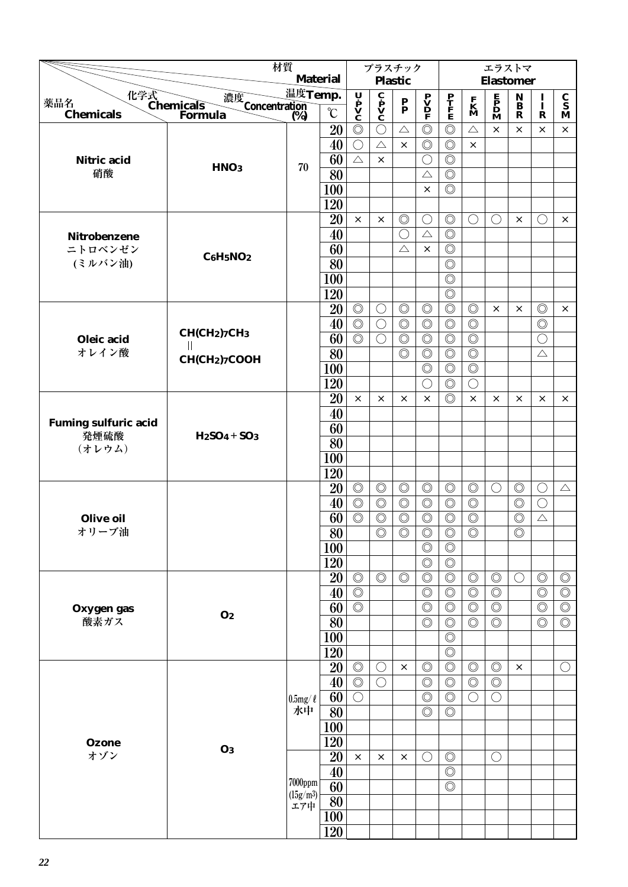| 薬品名 Chemicals | 化学式 Chemicals Formula | 濃度 Concentration (%) | 温度 Temp. ℃ | プラスチック Plastic | | | | エラストマ Elastomer | | | | | |
|---|---|---|---|---|---|---|---|---|---|---|---|---|---|
| | | | | UPVC | CPVC | PP | PVDF | PTFE | FKM | EPDM | NBR | IIR | CSM |
| Nitric acid 硝酸 | $HNO_3$ | 70 | 20 | ◎ | ○ | △ | ◎ | ◎ | △ | × | × | × | × |
| | | | 40 | ○ | △ | × | ◎ | ◎ | × | | | | |
| | | | 60 | △ | × | | ○ | ◎ | | | | | |
| | | | 80 | | | | △ | ◎ | | | | | |
| | | | 100 | | | | × | ◎ | | | | | |
| | | | 120 | | | | | | | | | | |
| Nitrobenzene ニトロベンゼン (ミルバン油) | $C_6H_5NO_2$ | | 20 | × | × | ◎ | ○ | ◎ | ○ | ○ | × | ○ | × |
| | | | 40 | | | ○ | △ | ◎ | | | | | |
| | | | 60 | | | △ | × | ◎ | | | | | |
| | | | 80 | | | | | ◎ | | | | | |
| | | | 100 | | | | | ◎ | | | | | |
| | | | 120 | | | | | ◎ | | | | | |
| Oleic acid オレイン酸 | $CH(CH_2)_7CH_3$ ‖ $CH(CH_2)_7COOH$ | | 20 | ◎ | ○ | ◎ | ◎ | ◎ | ◎ | × | × | ◎ | × |
| | | | 40 | ◎ | ○ | ◎ | ◎ | ◎ | ◎ | | | ◎ | |
| | | | 60 | ◎ | ○ | ◎ | ◎ | ◎ | ◎ | | | ○ | |
| | | | 80 | | | ◎ | ◎ | ◎ | ◎ | | | △ | |
| | | | 100 | | | | ◎ | ◎ | ◎ | | | | |
| | | | 120 | | | | ○ | ◎ | ○ | | | | |
| Fuming sulfuric acid 発煙硫酸 (オレウム) | $H_2SO_4 + SO_3$ | | 20 | × | × | × | × | ◎ | × | × | × | × | × |
| | | | 40 | | | | | | | | | | |
| | | | 60 | | | | | | | | | | |
| | | | 80 | | | | | | | | | | |
| | | | 100 | | | | | | | | | | |
| | | | 120 | | | | | | | | | | |
| Olive oil オリーブ油 | | | 20 | ◎ | ◎ | ◎ | ◎ | ◎ | ◎ | ○ | ◎ | ○ | △ |
| | | | 40 | ◎ | ◎ | ◎ | ◎ | ◎ | ◎ | | ◎ | ○ | |
| | | | 60 | ◎ | ◎ | ◎ | ◎ | ◎ | ◎ | | ◎ | △ | |
| | | | 80 | | ◎ | ◎ | ◎ | ◎ | ◎ | | ◎ | | |
| | | | 100 | | | | ◎ | ◎ | | | | | |
| | | | 120 | | | | ◎ | ◎ | | | | | |
| Oxygen gas 酸素ガス | $O_2$ | | 20 | ◎ | ◎ | ◎ | ◎ | ◎ | ◎ | ◎ | ○ | ◎ | ◎ |
| | | | 40 | ◎ | | | ◎ | ◎ | ◎ | ◎ | | ◎ | ◎ |
| | | | 60 | ◎ | | | ◎ | ◎ | ◎ | ◎ | | ◎ | ◎ |
| | | | 80 | | | | ◎ | ◎ | ◎ | ◎ | | ◎ | ◎ |
| | | | 100 | | | | | ◎ | | | | | |
| | | | 120 | | | | | ◎ | | | | | |
| Ozone オゾン | $O_3$ | 0.5mg/ℓ 水中 | 20 | ◎ | ○ | × | ◎ | ◎ | ◎ | ◎ | × | | ○ |
| | | | 40 | ◎ | ○ | | ◎ | ◎ | ◎ | ◎ | | | |
| | | | 60 | ○ | | | ◎ | ◎ | ○ | ○ | | | |
| | | | 80 | | | | ◎ | ◎ | | | | | |
| | | | 100 | | | | | | | | | | |
| | | | 120 | | | | | | | | | | |
| | | 7000ppm (15g/m³) エア中 | 20 | × | × | × | ○ | ◎ | | ○ | | | |
| | | | 40 | | | | | ◎ | | | | | |
| | | | 60 | | | | | ◎ | | | | | |
| | | | 80 | | | | | | | | | | |
| | | | 100 | | | | | | | | | | |
| | | | 120 | | | | | | | | | | |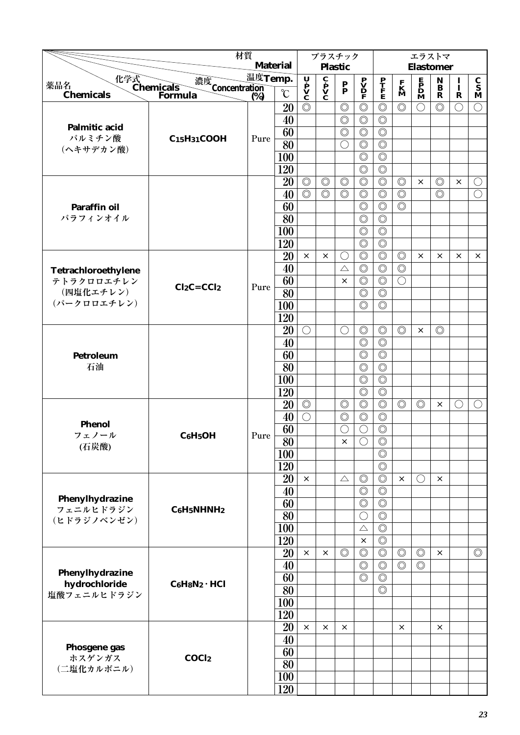| 薬品名 Chemicals | 化学式 Chemicals Formula | 濃度 Concentration (%) | 温度 Temp. ℃ | UPVC | CPVC | PP | PVDF | PTFE | FKM | EPDM | NBR | IIR | CSM |
|---|---|---|---|---|---|---|---|---|---|---|---|---|---|
| | | | | プラスチック Plastic | | | | エラストマ Elastomer | | | | | |
| Palmitic acid パルミチン酸 (ヘキサデカン酸) | $C_{15}H_{31}COOH$ | Pure | 20 | ◎ | | ◎ | ◎ | ◎ | ◎ | ○ | ◎ | ○ | ○ |
| | | | 40 | | | ◎ | ◎ | ◎ | | | | | |
| | | | 60 | | | ◎ | ◎ | ◎ | | | | | |
| | | | 80 | | | ○ | ◎ | ◎ | | | | | |
| | | | 100 | | | | ◎ | ◎ | | | | | |
| | | | 120 | | | | ◎ | ◎ | | | | | |
| Paraffin oil パラフィンオイル | | | 20 | ◎ | ◎ | ◎ | ◎ | ◎ | ◎ | × | ◎ | × | ○ |
| | | | 40 | ◎ | ◎ | ◎ | ◎ | ◎ | ◎ | | ◎ | | ○ |
| | | | 60 | | | | ◎ | ◎ | ◎ | | | | |
| | | | 80 | | | | ◎ | ◎ | | | | | |
| | | | 100 | | | | ◎ | ◎ | | | | | |
| | | | 120 | | | | ◎ | ◎ | | | | | |
| Tetrachloroethylene テトラクロロエチレン (四塩化エチレン) (パークロロエチレン) | $Cl_2C=CCl_2$ | Pure | 20 | × | × | ○ | ◎ | ◎ | ◎ | × | × | × | × |
| | | | 40 | | | △ | ◎ | ◎ | ◎ | | | | |
| | | | 60 | | | × | ◎ | ◎ | ○ | | | | |
| | | | 80 | | | | ◎ | ◎ | | | | | |
| | | | 100 | | | | ◎ | ◎ | | | | | |
| | | | 120 | | | | | | | | | | |
| Petroleum 石油 | | | 20 | ○ | | ○ | ◎ | ◎ | ◎ | × | ◎ | | |
| | | | 40 | | | | ◎ | ◎ | | | | | |
| | | | 60 | | | | ◎ | ◎ | | | | | |
| | | | 80 | | | | ◎ | ◎ | | | | | |
| | | | 100 | | | | ◎ | ◎ | | | | | |
| | | | 120 | | | | ◎ | ◎ | | | | | |
| Phenol フェノール (石炭酸) | $C_6H_5OH$ | Pure | 20 | ◎ | | ◎ | ◎ | ◎ | ◎ | ◎ | × | ○ | ○ |
| | | | 40 | ○ | | ◎ | ◎ | ◎ | | | | | |
| | | | 60 | | | ○ | ○ | ◎ | | | | | |
| | | | 80 | | | × | ○ | ◎ | | | | | |
| | | | 100 | | | | | ◎ | | | | | |
| | | | 120 | | | | | ◎ | | | | | |
| Phenylhydrazine フェニルヒドラジン (ヒドラジノベンゼン) | $C_6H_5NHNH_2$ | | 20 | × | | △ | ◎ | ◎ | × | ○ | × | | |
| | | | 40 | | | | ◎ | ◎ | | | | | |
| | | | 60 | | | | ◎ | ◎ | | | | | |
| | | | 80 | | | | ○ | ◎ | | | | | |
| | | | 100 | | | | △ | ◎ | | | | | |
| | | | 120 | | | | × | ◎ | | | | | |
| Phenylhydrazine hydrochloride 塩酸フェニルヒドラジン | $C_6H_8N_2 \cdot HCl$ | | 20 | × | × | ◎ | ◎ | ◎ | ◎ | ◎ | × | | ◎ |
| | | | 40 | | | | ◎ | ◎ | ◎ | ◎ | | | |
| | | | 60 | | | | ◎ | ◎ | | | | | |
| | | | 80 | | | | | ◎ | | | | | |
| | | | 100 | | | | | | | | | | |
| | | | 120 | | | | | | | | | | |
| Phosgene gas ホスゲンガス (二塩化カルボニル) | $COCl_2$ | | 20 | × | × | × | | | × | | × | | |
| | | | 40 | | | | | | | | | | |
| | | | 60 | | | | | | | | | | |
| | | | 80 | | | | | | | | | | |
| | | | 100 | | | | | | | | | | |
| | | | 120 | | | | | | | | | | |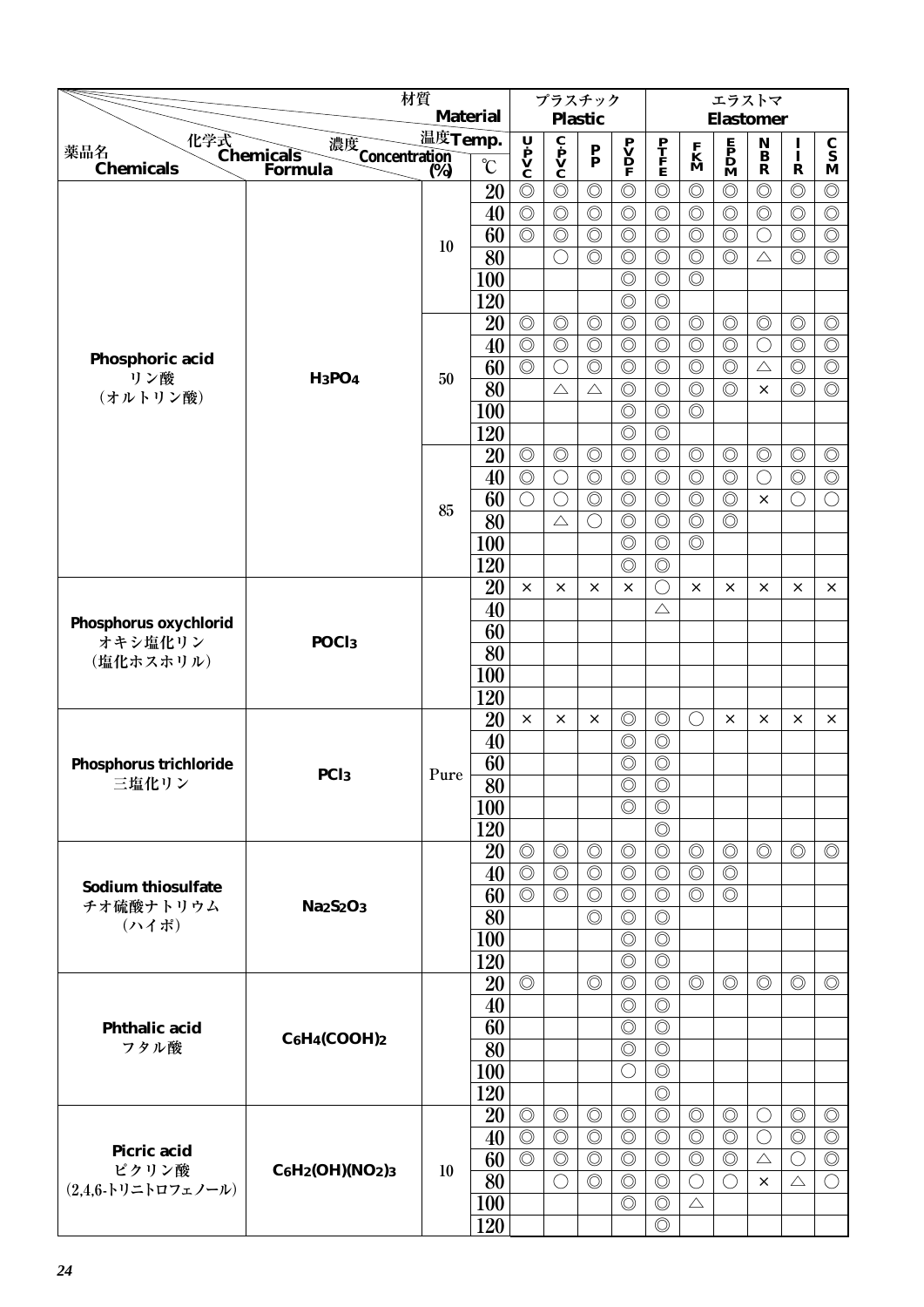| 薬品名 Chemicals | 化学式 Chemicals Formula | 濃度 Concentration (%) | 温度 Temp. ℃ | UPVC | CPVC | PP | PVDF | PTFE | FKM | EPDM | NBR | IIR | CSM |
|---|---|---|---|---|---|---|---|---|---|---|---|---|---|
| | | | | プラスチック Plastic | | | | エラストマ Elastomer | | | | | |
| Phosphoric acid リン酸 (オルトリン酸) | $H_3PO_4$ | 10 | 20 | ◎ | ◎ | ◎ | ◎ | ◎ | ◎ | ◎ | ◎ | ◎ | ◎ |
| | | | 40 | ◎ | ◎ | ◎ | ◎ | ◎ | ◎ | ◎ | ◎ | ◎ | ◎ |
| | | | 60 | ◎ | ◎ | ◎ | ◎ | ◎ | ◎ | ◎ | ○ | ◎ | ◎ |
| | | | 80 | | ○ | ◎ | ◎ | ◎ | ◎ | ◎ | △ | ◎ | ◎ |
| | | | 100 | | | | ◎ | ◎ | ◎ | | | | |
| | | | 120 | | | | ◎ | ◎ | | | | | |
| | | 50 | 20 | ◎ | ◎ | ◎ | ◎ | ◎ | ◎ | ◎ | ◎ | ◎ | ◎ |
| | | | 40 | ◎ | ◎ | ◎ | ◎ | ◎ | ◎ | ◎ | ○ | ◎ | ◎ |
| | | | 60 | ◎ | ○ | ◎ | ◎ | ◎ | ◎ | ◎ | △ | ◎ | ◎ |
| | | | 80 | | △ | △ | ◎ | ◎ | ◎ | ◎ | × | ◎ | ◎ |
| | | | 100 | | | | ◎ | ◎ | ◎ | | | | |
| | | | 120 | | | | ◎ | ◎ | | | | | |
| | | 85 | 20 | ◎ | ◎ | ◎ | ◎ | ◎ | ◎ | ◎ | ◎ | ◎ | ◎ |
| | | | 40 | ◎ | ○ | ◎ | ◎ | ◎ | ◎ | ◎ | ○ | ◎ | ◎ |
| | | | 60 | ○ | ○ | ◎ | ◎ | ◎ | ◎ | ◎ | × | ○ | ○ |
| | | | 80 | | △ | ○ | ◎ | ◎ | ◎ | ◎ | | | |
| | | | 100 | | | | ◎ | ◎ | ◎ | | | | |
| | | | 120 | | | | ◎ | ◎ | | | | | |
| Phosphorus oxychlorid オキシ塩化リン (塩化ホスホリル) | $POCl_3$ | | 20 | × | × | × | × | ○ | × | × | × | × | × |
| | | | 40 | | | | | △ | | | | | |
| | | | 60 | | | | | | | | | | |
| | | | 80 | | | | | | | | | | |
| | | | 100 | | | | | | | | | | |
| | | | 120 | | | | | | | | | | |
| Phosphorus trichloride 三塩化リン | $PCl_3$ | Pure | 20 | × | × | × | ◎ | ◎ | ○ | × | × | × | × |
| | | | 40 | | | | ◎ | ◎ | | | | | |
| | | | 60 | | | | ◎ | ◎ | | | | | |
| | | | 80 | | | | ◎ | ◎ | | | | | |
| | | | 100 | | | | ◎ | ◎ | | | | | |
| | | | 120 | | | | | ◎ | | | | | |
| Sodium thiosulfate チオ硫酸ナトリウム (ハイポ) | $Na_2S_2O_3$ | | 20 | ◎ | ◎ | ◎ | ◎ | ◎ | ◎ | ◎ | ◎ | ◎ | ◎ |
| | | | 40 | ◎ | ◎ | ◎ | ◎ | ◎ | ◎ | ◎ | | | |
| | | | 60 | ◎ | ◎ | ◎ | ◎ | ◎ | ◎ | ◎ | | | |
| | | | 80 | | | ◎ | ◎ | ◎ | | | | | |
| | | | 100 | | | | ◎ | ◎ | | | | | |
| | | | 120 | | | | ◎ | ◎ | | | | | |
| Phthalic acid フタル酸 | $C_6H_4(COOH)_2$ | | 20 | ◎ | | ◎ | ◎ | ◎ | ◎ | ◎ | ◎ | ◎ | ◎ |
| | | | 40 | | | | ◎ | ◎ | | | | | |
| | | | 60 | | | | ◎ | ◎ | | | | | |
| | | | 80 | | | | ◎ | ◎ | | | | | |
| | | | 100 | | | | ○ | ◎ | | | | | |
| | | | 120 | | | | | ◎ | | | | | |
| Picric acid ピクリン酸 (2,4,6-トリニトロフェノール) | $C_6H_2(OH)(NO_2)_3$ | 10 | 20 | ◎ | ◎ | ◎ | ◎ | ◎ | ◎ | ◎ | ○ | ◎ | ◎ |
| | | | 40 | ◎ | ◎ | ◎ | ◎ | ◎ | ◎ | ◎ | ○ | ◎ | ◎ |
| | | | 60 | ◎ | ◎ | ◎ | ◎ | ◎ | ◎ | ◎ | △ | ○ | ◎ |
| | | | 80 | | ○ | ◎ | ◎ | ◎ | ○ | ○ | × | △ | ○ |
| | | | 100 | | | | ◎ | ◎ | △ | | | | |
| | | | 120 | | | | | ◎ | | | | | |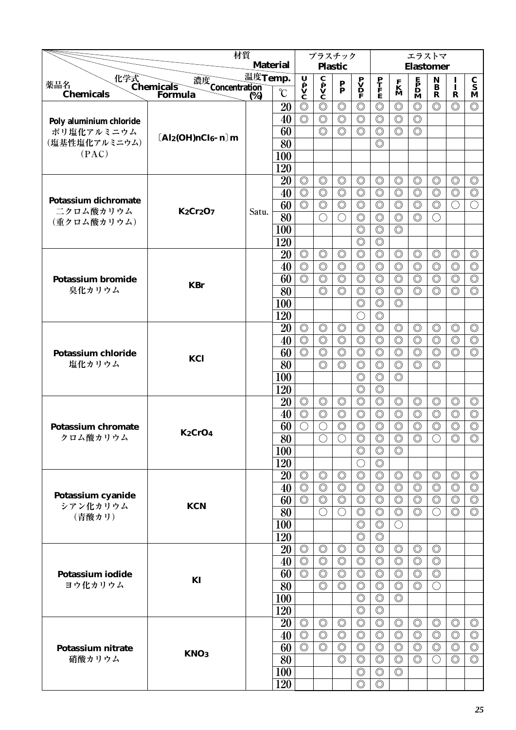| 薬品名 Chemicals | 化学式 Chemicals Formula | 濃度 Concentration (%) | 温度 Temp. ℃ | プラスチック Plastic U-PVC | C-PVC | PP | PVDF | エラストマ Elastomer PTFE | FKM | EPDM | NBR | IIR | CSM |
|---|---|---|---|---|---|---|---|---|---|---|---|---|---|
| Poly aluminium chloride ポリ塩化アルミニウム (塩基性塩化アルミニウム) (PAC) | 〔$Al_2(OH)nCl_{6-n}$〕m | | 20 | ◎ | ◎ | ◎ | ◎ | ◎ | ◎ | ◎ | ◎ | ◎ | ◎ |
| | | | 40 | ◎ | ◎ | ◎ | ◎ | ◎ | ◎ | ◎ | | | |
| | | | 60 | | ◎ | ◎ | ◎ | ◎ | ◎ | ◎ | | | |
| | | | 80 | | | | | ◎ | | | | | |
| | | | 100 | | | | | | | | | | |
| | | | 120 | | | | | | | | | | |
| Potassium dichromate 二クロム酸カリウム (重クロム酸カリウム) | $K_2Cr_2O_7$ | Satu. | 20 | ◎ | ◎ | ◎ | ◎ | ◎ | ◎ | ◎ | ◎ | ◎ | ◎ |
| | | | 40 | ◎ | ◎ | ◎ | ◎ | ◎ | ◎ | ◎ | ◎ | ◎ | ◎ |
| | | | 60 | ◎ | ◎ | ◎ | ◎ | ◎ | ◎ | ◎ | ◎ | ○ | ○ |
| | | | 80 | | ○ | ○ | ◎ | ◎ | ◎ | ◎ | ○ | | |
| | | | 100 | | | | ◎ | ◎ | ◎ | | | | |
| | | | 120 | | | | ◎ | ◎ | | | | | |
| Potassium bromide 臭化カリウム | KBr | | 20 | ◎ | ◎ | ◎ | ◎ | ◎ | ◎ | ◎ | ◎ | ◎ | ◎ |
| | | | 40 | ◎ | ◎ | ◎ | ◎ | ◎ | ◎ | ◎ | ◎ | ◎ | ◎ |
| | | | 60 | ◎ | ◎ | ◎ | ◎ | ◎ | ◎ | ◎ | ◎ | ◎ | ◎ |
| | | | 80 | | ◎ | ◎ | ◎ | ◎ | ◎ | ◎ | ◎ | ◎ | ◎ |
| | | | 100 | | | | ◎ | ◎ | ◎ | | | | |
| | | | 120 | | | | ○ | ◎ | | | | | |
| Potassium chloride 塩化カリウム | KCl | | 20 | ◎ | ◎ | ◎ | ◎ | ◎ | ◎ | ◎ | ◎ | ◎ | ◎ |
| | | | 40 | ◎ | ◎ | ◎ | ◎ | ◎ | ◎ | ◎ | ◎ | ◎ | ◎ |
| | | | 60 | ◎ | ◎ | ◎ | ◎ | ◎ | ◎ | ◎ | ◎ | ◎ | ◎ |
| | | | 80 | | ◎ | ◎ | ◎ | ◎ | ◎ | ◎ | ◎ | | |
| | | | 100 | | | | ◎ | ◎ | ◎ | | | | |
| | | | 120 | | | | ◎ | ◎ | | | | | |
| Potassium chromate クロム酸カリウム | $K_2CrO_4$ | | 20 | ◎ | ◎ | ◎ | ◎ | ◎ | ◎ | ◎ | ◎ | ◎ | ◎ |
| | | | 40 | ◎ | ◎ | ◎ | ◎ | ◎ | ◎ | ◎ | ◎ | ◎ | ◎ |
| | | | 60 | ○ | ○ | ◎ | ◎ | ◎ | ◎ | ◎ | ◎ | ◎ | ◎ |
| | | | 80 | | ○ | ○ | ◎ | ◎ | ◎ | ◎ | ○ | ◎ | ◎ |
| | | | 100 | | | | ◎ | ◎ | ◎ | | | | |
| | | | 120 | | | | ○ | ◎ | | | | | |
| Potassium cyanide シアン化カリウム (青酸カリ) | KCN | | 20 | ◎ | ◎ | ◎ | ◎ | ◎ | ◎ | ◎ | ◎ | ◎ | ◎ |
| | | | 40 | ◎ | ◎ | ◎ | ◎ | ◎ | ◎ | ◎ | ◎ | ◎ | ◎ |
| | | | 60 | ◎ | ◎ | ◎ | ◎ | ◎ | ◎ | ◎ | ◎ | ◎ | ◎ |
| | | | 80 | | ○ | ○ | ◎ | ◎ | ◎ | ◎ | ○ | ◎ | ◎ |
| | | | 100 | | | | ◎ | ◎ | ○ | | | | |
| | | | 120 | | | | ◎ | ◎ | | | | | |
| Potassium iodide ヨウ化カリウム | KI | | 20 | ◎ | ◎ | ◎ | ◎ | ◎ | ◎ | ◎ | ◎ | | |
| | | | 40 | ◎ | ◎ | ◎ | ◎ | ◎ | ◎ | ◎ | ◎ | | |
| | | | 60 | ◎ | ◎ | ◎ | ◎ | ◎ | ◎ | ◎ | ◎ | | |
| | | | 80 | | ◎ | ◎ | ◎ | ◎ | ◎ | ◎ | ○ | | |
| | | | 100 | | | | ◎ | ◎ | ◎ | | | | |
| | | | 120 | | | | ◎ | ◎ | | | | | |
| Potassium nitrate 硝酸カリウム | $KNO_3$ | | 20 | ◎ | ◎ | ◎ | ◎ | ◎ | ◎ | ◎ | ◎ | ◎ | ◎ |
| | | | 40 | ◎ | ◎ | ◎ | ◎ | ◎ | ◎ | ◎ | ◎ | ◎ | ◎ |
| | | | 60 | ◎ | ◎ | ◎ | ◎ | ◎ | ◎ | ◎ | ◎ | ◎ | ◎ |
| | | | 80 | | | ◎ | ◎ | ◎ | ◎ | ◎ | ○ | ◎ | ◎ |
| | | | 100 | | | | ◎ | ◎ | ◎ | | | | |
| | | | 120 | | | | ◎ | ◎ | | | | | |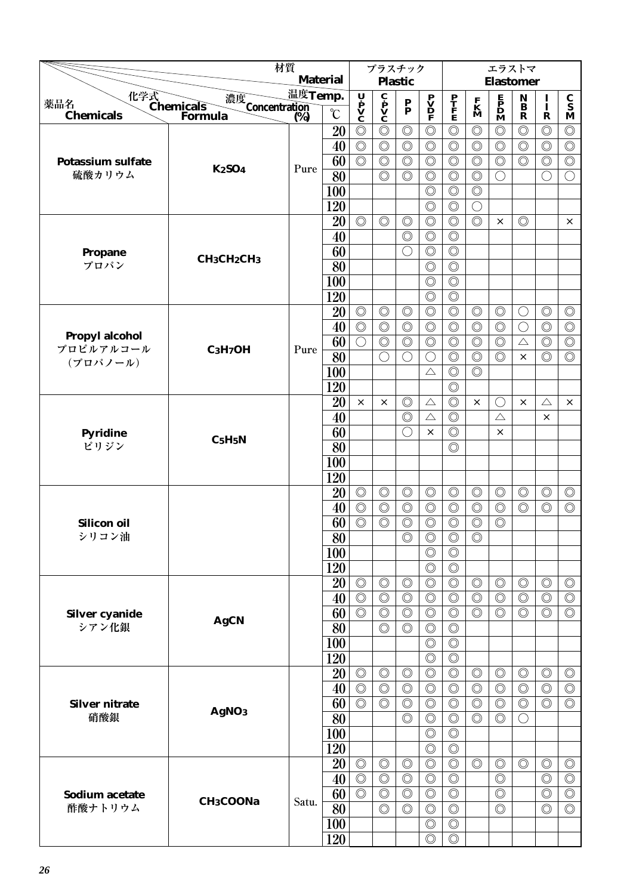| 薬品名 Chemicals | 化学式 Chemicals Formula | 濃度 Concentration (%) | 温度 Temp. ℃ | プラスチック Plastic | | | | エラストマ Elastomer | | | | | |
|---|---|---|---|---|---|---|---|---|---|---|---|---|---|
| | | | | UPVC | CPVC | PP | PVDF | PTFE | FKM | EPDM | NBR | IIR | CSM |
| Potassium sulfate 硫酸カリウム | $K_2SO_4$ | Pure | 20 | ◎ | ◎ | ◎ | ◎ | ◎ | ◎ | ◎ | ◎ | ◎ | ◎ |
| | | | 40 | ◎ | ◎ | ◎ | ◎ | ◎ | ◎ | ◎ | ◎ | ◎ | ◎ |
| | | | 60 | ◎ | ◎ | ◎ | ◎ | ◎ | ◎ | ◎ | ◎ | ◎ | ◎ |
| | | | 80 | | ◎ | ◎ | ◎ | ◎ | ◎ | ○ | | ○ | ○ |
| | | | 100 | | | | ◎ | ◎ | ◎ | | | | |
| | | | 120 | | | | ◎ | ◎ | ○ | | | | |
| Propane プロパン | $CH_3CH_2CH_3$ | | 20 | ◎ | ◎ | ◎ | ◎ | ◎ | ◎ | × | ◎ | | × |
| | | | 40 | | | ◎ | ◎ | ◎ | | | | | |
| | | | 60 | | | ○ | ◎ | ◎ | | | | | |
| | | | 80 | | | | ◎ | ◎ | | | | | |
| | | | 100 | | | | ◎ | ◎ | | | | | |
| | | | 120 | | | | ◎ | ◎ | | | | | |
| Propyl alcohol プロピルアルコール（プロパノール） | $C_3H_7OH$ | Pure | 20 | ◎ | ◎ | ◎ | ◎ | ◎ | ◎ | ◎ | ○ | ◎ | ◎ |
| | | | 40 | ◎ | ◎ | ◎ | ◎ | ◎ | ◎ | ◎ | ○ | ◎ | ◎ |
| | | | 60 | ○ | ◎ | ◎ | ◎ | ◎ | ◎ | ◎ | △ | ◎ | ◎ |
| | | | 80 | | ○ | ○ | ○ | ◎ | ◎ | ◎ | × | ◎ | ◎ |
| | | | 100 | | | | △ | ◎ | ◎ | | | | |
| | | | 120 | | | | | ◎ | | | | | |
| Pyridine ピリジン | $C_5H_5N$ | | 20 | × | × | ◎ | △ | ◎ | × | ○ | × | △ | × |
| | | | 40 | | | ◎ | △ | ◎ | | △ | | × | |
| | | | 60 | | | ○ | × | ◎ | | × | | | |
| | | | 80 | | | | | ◎ | | | | | |
| | | | 100 | | | | | | | | | | |
| | | | 120 | | | | | | | | | | |
| Silicon oil シリコン油 | | | 20 | ◎ | ◎ | ◎ | ◎ | ◎ | ◎ | ◎ | ◎ | ◎ | ◎ |
| | | | 40 | ◎ | ◎ | ◎ | ◎ | ◎ | ◎ | ◎ | ◎ | ◎ | ◎ |
| | | | 60 | ◎ | ◎ | ◎ | ◎ | ◎ | ◎ | ◎ | | | |
| | | | 80 | | | ◎ | ◎ | ◎ | ◎ | | | | |
| | | | 100 | | | | ◎ | ◎ | | | | | |
| | | | 120 | | | | ◎ | ◎ | | | | | |
| Silver cyanide シアン化銀 | AgCN | | 20 | ◎ | ◎ | ◎ | ◎ | ◎ | ◎ | ◎ | ◎ | ◎ | ◎ |
| | | | 40 | ◎ | ◎ | ◎ | ◎ | ◎ | ◎ | ◎ | ◎ | ◎ | ◎ |
| | | | 60 | ◎ | ◎ | ◎ | ◎ | ◎ | ◎ | ◎ | ◎ | ◎ | ◎ |
| | | | 80 | | ◎ | ◎ | ◎ | ◎ | | | | | |
| | | | 100 | | | | ◎ | ◎ | | | | | |
| | | | 120 | | | | ◎ | ◎ | | | | | |
| Silver nitrate 硝酸銀 | $AgNO_3$ | | 20 | ◎ | ◎ | ◎ | ◎ | ◎ | ◎ | ◎ | ◎ | ◎ | ◎ |
| | | | 40 | ◎ | ◎ | ◎ | ◎ | ◎ | ◎ | ◎ | ◎ | ◎ | ◎ |
| | | | 60 | ◎ | ◎ | ◎ | ◎ | ◎ | ◎ | ◎ | ◎ | ◎ | ◎ |
| | | | 80 | | | ◎ | ◎ | ◎ | ◎ | ◎ | ○ | | |
| | | | 100 | | | | ◎ | ◎ | | | | | |
| | | | 120 | | | | ◎ | ◎ | | | | | |
| Sodium acetate 酢酸ナトリウム | $CH_3COONa$ | Satu. | 20 | ◎ | ◎ | ◎ | ◎ | ◎ | ◎ | ◎ | ◎ | ◎ | ◎ |
| | | | 40 | ◎ | ◎ | ◎ | ◎ | ◎ | | ◎ | | ◎ | ◎ |
| | | | 60 | ◎ | ◎ | ◎ | ◎ | ◎ | | ◎ | | ◎ | ◎ |
| | | | 80 | | ◎ | ◎ | ◎ | ◎ | | ◎ | | ◎ | ◎ |
| | | | 100 | | | | ◎ | ◎ | | | | | |
| | | | 120 | | | | ◎ | ◎ | | | | | |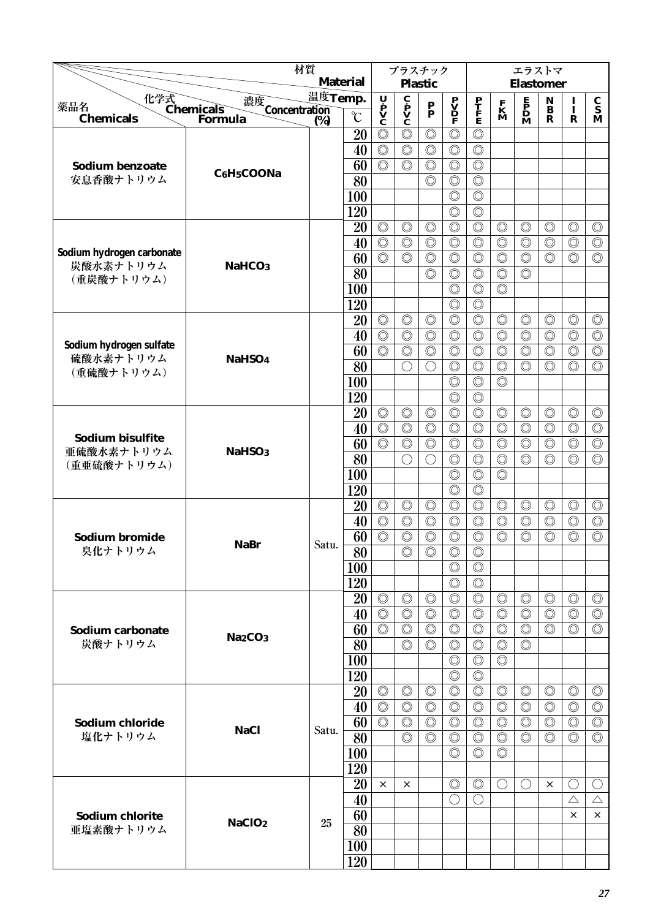| 薬品名 Chemicals | 化学式 Chemicals Formula | 濃度 Concentration (%) | 温度 Temp. ℃ | プラスチック Plastic | | | | エラストマ Elastomer | | | | | |
|---|---|---|---|---|---|---|---|---|---|---|---|---|---|
| | | | | UPVC | CPVC | PP | PVDF | PTFE | FKM | EPDM | NBR | IIR | CSM |
| **Sodium benzoate** 安息香酸ナトリウム | $C_6H_5COONa$ | | 20 | ◎ | ◎ | ◎ | ◎ | ◎ | | | | | |
| | | | 40 | ◎ | ◎ | ◎ | ◎ | ◎ | | | | | |
| | | | 60 | ◎ | ◎ | ◎ | ◎ | ◎ | | | | | |
| | | | 80 | | | ◎ | ◎ | ◎ | | | | | |
| | | | 100 | | | | ◎ | ◎ | | | | | |
| | | | 120 | | | | ◎ | ◎ | | | | | |
| **Sodium hydrogen carbonate** 炭酸水素ナトリウム (重炭酸ナトリウム) | $NaHCO_3$ | | 20 | ◎ | ◎ | ◎ | ◎ | ◎ | ◎ | ◎ | ◎ | ◎ | ◎ |
| | | | 40 | ◎ | ◎ | ◎ | ◎ | ◎ | ◎ | ◎ | ◎ | ◎ | ◎ |
| | | | 60 | ◎ | ◎ | ◎ | ◎ | ◎ | ◎ | ◎ | ◎ | ◎ | ◎ |
| | | | 80 | | | ◎ | ◎ | ◎ | ◎ | ◎ | | | |
| | | | 100 | | | | ◎ | ◎ | ◎ | | | | |
| | | | 120 | | | | ◎ | ◎ | | | | | |
| **Sodium hydrogen sulfate** 硫酸水素ナトリウム (重硫酸ナトリウム) | $NaHSO_4$ | | 20 | ◎ | ◎ | ◎ | ◎ | ◎ | ◎ | ◎ | ◎ | ◎ | ◎ |
| | | | 40 | ◎ | ◎ | ◎ | ◎ | ◎ | ◎ | ◎ | ◎ | ◎ | ◎ |
| | | | 60 | ◎ | ◎ | ◎ | ◎ | ◎ | ◎ | ◎ | ◎ | ◎ | ◎ |
| | | | 80 | | ○ | ○ | ◎ | ◎ | ◎ | ◎ | ◎ | ◎ | ◎ |
| | | | 100 | | | | ◎ | ◎ | ◎ | | | | |
| | | | 120 | | | | ◎ | ◎ | | | | | |
| **Sodium bisulfite** 亜硫酸水素ナトリウム (重亜硫酸ナトリウム) | $NaHSO_3$ | | 20 | ◎ | ◎ | ◎ | ◎ | ◎ | ◎ | ◎ | ◎ | ◎ | ◎ |
| | | | 40 | ◎ | ◎ | ◎ | ◎ | ◎ | ◎ | ◎ | ◎ | ◎ | ◎ |
| | | | 60 | ◎ | ◎ | ◎ | ◎ | ◎ | ◎ | ◎ | ◎ | ◎ | ◎ |
| | | | 80 | | ○ | ○ | ◎ | ◎ | ◎ | ◎ | ◎ | ◎ | ◎ |
| | | | 100 | | | | ◎ | ◎ | ◎ | | | | |
| | | | 120 | | | | ◎ | ◎ | | | | | |
| **Sodium bromide** 臭化ナトリウム | $NaBr$ | Satu. | 20 | ◎ | ◎ | ◎ | ◎ | ◎ | ◎ | ◎ | ◎ | ◎ | ◎ |
| | | | 40 | ◎ | ◎ | ◎ | ◎ | ◎ | ◎ | ◎ | ◎ | ◎ | ◎ |
| | | | 60 | ◎ | ◎ | ◎ | ◎ | ◎ | ◎ | ◎ | ◎ | ◎ | ◎ |
| | | | 80 | | ◎ | ◎ | ◎ | ◎ | | | | | |
| | | | 100 | | | | ◎ | ◎ | | | | | |
| | | | 120 | | | | ◎ | ◎ | | | | | |
| **Sodium carbonate** 炭酸ナトリウム | $Na_2CO_3$ | | 20 | ◎ | ◎ | ◎ | ◎ | ◎ | ◎ | ◎ | ◎ | ◎ | ◎ |
| | | | 40 | ◎ | ◎ | ◎ | ◎ | ◎ | ◎ | ◎ | ◎ | ◎ | ◎ |
| | | | 60 | ◎ | ◎ | ◎ | ◎ | ◎ | ◎ | ◎ | ◎ | ◎ | ◎ |
| | | | 80 | | ◎ | ◎ | ◎ | ◎ | ◎ | ◎ | | | |
| | | | 100 | | | | ◎ | ◎ | ◎ | | | | |
| | | | 120 | | | | ◎ | ◎ | | | | | |
| **Sodium chloride** 塩化ナトリウム | $NaCl$ | Satu. | 20 | ◎ | ◎ | ◎ | ◎ | ◎ | ◎ | ◎ | ◎ | ◎ | ◎ |
| | | | 40 | ◎ | ◎ | ◎ | ◎ | ◎ | ◎ | ◎ | ◎ | ◎ | ◎ |
| | | | 60 | ◎ | ◎ | ◎ | ◎ | ◎ | ◎ | ◎ | ◎ | ◎ | ◎ |
| | | | 80 | | ◎ | ◎ | ◎ | ◎ | ◎ | ◎ | ◎ | ◎ | ◎ |
| | | | 100 | | | | ◎ | ◎ | ◎ | | | | |
| | | | 120 | | | | | | | | | | |
| **Sodium chlorite** 亜塩素酸ナトリウム | $NaClO_2$ | 25 | 20 | × | × | | ◎ | ◎ | ○ | ○ | × | ○ | ○ |
| | | | 40 | | | | ○ | ○ | | | | △ | △ |
| | | | 60 | | | | | | | | | × | × |
| | | | 80 | | | | | | | | | | |
| | | | 100 | | | | | | | | | | |
| | | | 120 | | | | | | | | | | |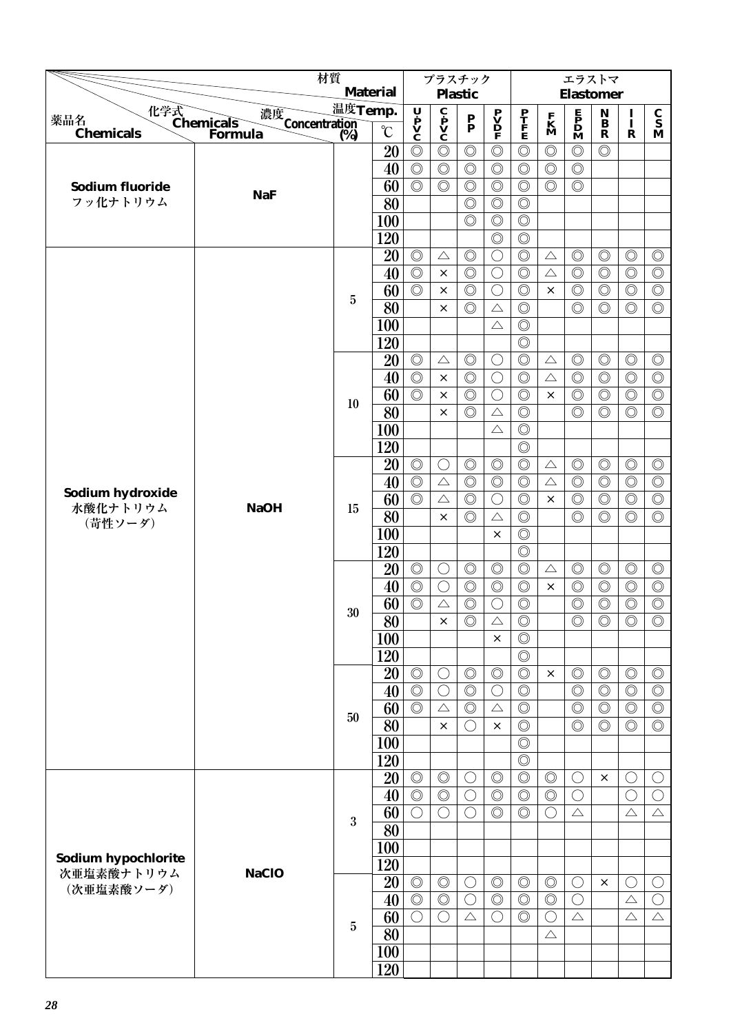| 薬品名 Chemicals | 化学式 Chemicals Formula | 濃度 Concentration (%) | 温度 Temp. ℃ | プラスチック Plastic | | | | エラストマ Elastomer | | | | | |
|---|---|---|---|---|---|---|---|---|---|---|---|---|---|
| | | | | UPVC | CPVC | PP | PVDF | PTFE | FKM | EPDM | NBR | IIR | CSM |
| Sodium fluoride フッ化ナトリウム | NaF | | 20 | ◎ | ◎ | ◎ | ◎ | ◎ | ◎ | ◎ | ◎ | | |
| | | | 40 | ◎ | ◎ | ◎ | ◎ | ◎ | ◎ | ◎ | | | |
| | | | 60 | ◎ | ◎ | ◎ | ◎ | ◎ | ◎ | ◎ | | | |
| | | | 80 | | | ◎ | ◎ | ◎ | | | | | |
| | | | 100 | | | ◎ | ◎ | ◎ | | | | | |
| | | | 120 | | | | ◎ | ◎ | | | | | |
| Sodium hydroxide 水酸化ナトリウム （苛性ソーダ） | NaOH | 5 | 20 | ◎ | △ | ◎ | ○ | ◎ | △ | ◎ | ◎ | ◎ | ◎ |
| | | | 40 | ◎ | × | ◎ | ○ | ◎ | △ | ◎ | ◎ | ◎ | ◎ |
| | | | 60 | ◎ | × | ◎ | ○ | ◎ | × | ◎ | ◎ | ◎ | ◎ |
| | | | 80 | | × | ◎ | △ | ◎ | | ◎ | ◎ | ◎ | ◎ |
| | | | 100 | | | | △ | ◎ | | | | | |
| | | | 120 | | | | | ◎ | | | | | |
| | | 10 | 20 | ◎ | △ | ◎ | ○ | ◎ | △ | ◎ | ◎ | ◎ | ◎ |
| | | | 40 | ◎ | × | ◎ | ○ | ◎ | △ | ◎ | ◎ | ◎ | ◎ |
| | | | 60 | ◎ | × | ◎ | ○ | ◎ | × | ◎ | ◎ | ◎ | ◎ |
| | | | 80 | | × | ◎ | △ | ◎ | | ◎ | ◎ | ◎ | ◎ |
| | | | 100 | | | | △ | ◎ | | | | | |
| | | | 120 | | | | | ◎ | | | | | |
| | | 15 | 20 | ◎ | ○ | ◎ | ◎ | ◎ | △ | ◎ | ◎ | ◎ | ◎ |
| | | | 40 | ◎ | △ | ◎ | ◎ | ◎ | △ | ◎ | ◎ | ◎ | ◎ |
| | | | 60 | ◎ | △ | ◎ | ○ | ◎ | × | ◎ | ◎ | ◎ | ◎ |
| | | | 80 | | × | ◎ | △ | ◎ | | ◎ | ◎ | ◎ | ◎ |
| | | | 100 | | | | × | ◎ | | | | | |
| | | | 120 | | | | | ◎ | | | | | |
| | | 30 | 20 | ◎ | ○ | ◎ | ◎ | ◎ | △ | ◎ | ◎ | ◎ | ◎ |
| | | | 40 | ◎ | ○ | ◎ | ◎ | ◎ | × | ◎ | ◎ | ◎ | ◎ |
| | | | 60 | ◎ | △ | ◎ | ○ | ◎ | | ◎ | ◎ | ◎ | ◎ |
| | | | 80 | | × | ◎ | △ | ◎ | | ◎ | ◎ | ◎ | ◎ |
| | | | 100 | | | | × | ◎ | | | | | |
| | | | 120 | | | | | ◎ | | | | | |
| | | 50 | 20 | ◎ | ○ | ◎ | ◎ | ◎ | × | ◎ | ◎ | ◎ | ◎ |
| | | | 40 | ◎ | ○ | ◎ | ○ | ◎ | | ◎ | ◎ | ◎ | ◎ |
| | | | 60 | ◎ | △ | ◎ | △ | ◎ | | ◎ | ◎ | ◎ | ◎ |
| | | | 80 | | × | ○ | × | ◎ | | ◎ | ◎ | ◎ | ◎ |
| | | | 100 | | | | | ◎ | | | | | |
| | | | 120 | | | | | ◎ | | | | | |
| Sodium hypochlorite 次亜塩素酸ナトリウム （次亜塩素酸ソーダ） | NaClO | 3 | 20 | ◎ | ◎ | ○ | ◎ | ◎ | ◎ | ○ | × | ○ | ○ |
| | | | 40 | ◎ | ◎ | ○ | ◎ | ◎ | ◎ | ○ | | ○ | ○ |
| | | | 60 | ○ | ○ | ○ | ◎ | ◎ | ○ | △ | | △ | △ |
| | | | 80 | | | | | | | | | | |
| | | | 100 | | | | | | | | | | |
| | | | 120 | | | | | | | | | | |
| | | 5 | 20 | ◎ | ◎ | ○ | ◎ | ◎ | ◎ | ○ | × | ○ | ○ |
| | | | 40 | ◎ | ◎ | ○ | ◎ | ◎ | ◎ | ○ | | △ | ○ |
| | | | 60 | ○ | ○ | △ | ○ | ◎ | ○ | △ | | △ | △ |
| | | | 80 | | | | | | △ | | | | |
| | | | 100 | | | | | | | | | | |
| | | | 120 | | | | | | | | | | |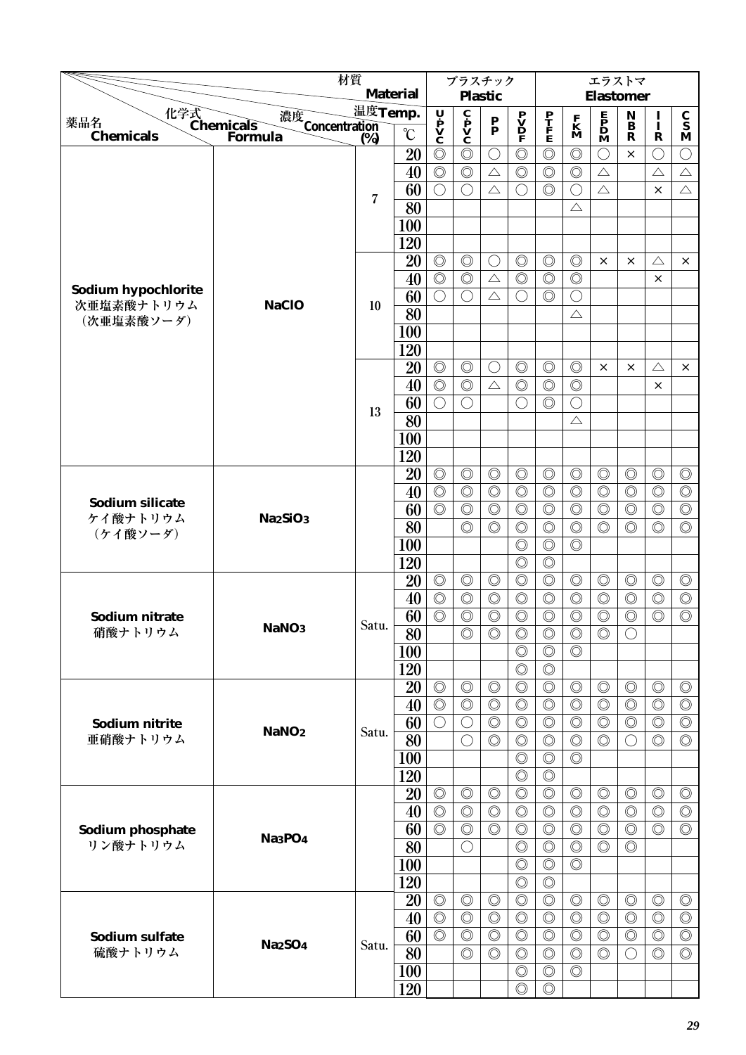| 薬品名 Chemicals | 化学式 Chemicals Formula | 濃度 Concentration (%) | 温度 Temp. ℃ | U-PVC | C-PVC | PP | PVDF | PTFE | FKM | EPDM | NBR | IIR | CSM |
|---|---|---|---|---|---|---|---|---|---|---|---|---|---|
| | | | | プラスチック Plastic | | | | エラストマ Elastomer | | | | | |
| Sodium hypochlorite 次亜塩素酸ナトリウム （次亜塩素酸ソーダ） | NaClO | 7 | 20 | ◎ | ◎ | ○ | ◎ | ◎ | ◎ | ○ | × | ○ | ○ |
| | | | 40 | ◎ | ◎ | △ | ◎ | ◎ | ◎ | △ | | △ | △ |
| | | | 60 | ○ | ○ | △ | ○ | ◎ | ○ | △ | | × | △ |
| | | | 80 | | | | | | △ | | | | |
| | | | 100 | | | | | | | | | | |
| | | | 120 | | | | | | | | | | |
| | | 10 | 20 | ◎ | ◎ | ○ | ◎ | ◎ | ◎ | × | × | △ | × |
| | | | 40 | ◎ | ◎ | △ | ◎ | ◎ | ◎ | | | × | |
| | | | 60 | ○ | ○ | △ | ○ | ◎ | ○ | | | | |
| | | | 80 | | | | | | △ | | | | |
| | | | 100 | | | | | | | | | | |
| | | | 120 | | | | | | | | | | |
| | | 13 | 20 | ◎ | ◎ | ○ | ◎ | ◎ | ◎ | × | × | △ | × |
| | | | 40 | ◎ | ◎ | △ | ◎ | ◎ | ◎ | | | × | |
| | | | 60 | ○ | ○ | | ○ | ◎ | ○ | | | | |
| | | | 80 | | | | | | △ | | | | |
| | | | 100 | | | | | | | | | | |
| | | | 120 | | | | | | | | | | |
| Sodium silicate ケイ酸ナトリウム （ケイ酸ソーダ） | $Na_2SiO_3$ | | 20 | ◎ | ◎ | ◎ | ◎ | ◎ | ◎ | ◎ | ◎ | ◎ | ◎ |
| | | | 40 | ◎ | ◎ | ◎ | ◎ | ◎ | ◎ | ◎ | ◎ | ◎ | ◎ |
| | | | 60 | ◎ | ◎ | ◎ | ◎ | ◎ | ◎ | ◎ | ◎ | ◎ | ◎ |
| | | | 80 | | ◎ | ◎ | ◎ | ◎ | ◎ | ◎ | ◎ | ◎ | ◎ |
| | | | 100 | | | | ◎ | ◎ | ◎ | | | | |
| | | | 120 | | | | ◎ | ◎ | | | | | |
| Sodium nitrate 硝酸ナトリウム | $NaNO_3$ | Satu. | 20 | ◎ | ◎ | ◎ | ◎ | ◎ | ◎ | ◎ | ◎ | ◎ | ◎ |
| | | | 40 | ◎ | ◎ | ◎ | ◎ | ◎ | ◎ | ◎ | ◎ | ◎ | ◎ |
| | | | 60 | ◎ | ◎ | ◎ | ◎ | ◎ | ◎ | ◎ | ◎ | ◎ | ◎ |
| | | | 80 | | ◎ | ◎ | ◎ | ◎ | ◎ | ◎ | ○ | | |
| | | | 100 | | | | ◎ | ◎ | ◎ | | | | |
| | | | 120 | | | | ◎ | ◎ | | | | | |
| Sodium nitrite 亜硝酸ナトリウム | $NaNO_2$ | Satu. | 20 | ◎ | ◎ | ◎ | ◎ | ◎ | ◎ | ◎ | ◎ | ◎ | ◎ |
| | | | 40 | ◎ | ◎ | ◎ | ◎ | ◎ | ◎ | ◎ | ◎ | ◎ | ◎ |
| | | | 60 | ○ | ○ | ◎ | ◎ | ◎ | ◎ | ◎ | ◎ | ◎ | ◎ |
| | | | 80 | | ○ | ◎ | ◎ | ◎ | ◎ | ◎ | ○ | ◎ | ◎ |
| | | | 100 | | | | ◎ | ◎ | ◎ | | | | |
| | | | 120 | | | | ◎ | ◎ | | | | | |
| Sodium phosphate リン酸ナトリウム | $Na_3PO_4$ | | 20 | ◎ | ◎ | ◎ | ◎ | ◎ | ◎ | ◎ | ◎ | ◎ | ◎ |
| | | | 40 | ◎ | ◎ | ◎ | ◎ | ◎ | ◎ | ◎ | ◎ | ◎ | ◎ |
| | | | 60 | ◎ | ◎ | ◎ | ◎ | ◎ | ◎ | ◎ | ◎ | ◎ | ◎ |
| | | | 80 | | ○ | | ◎ | ◎ | ◎ | ◎ | ◎ | | |
| | | | 100 | | | | ◎ | ◎ | ◎ | | | | |
| | | | 120 | | | | ◎ | ◎ | | | | | |
| Sodium sulfate 硫酸ナトリウム | $Na_2SO_4$ | Satu. | 20 | ◎ | ◎ | ◎ | ◎ | ◎ | ◎ | ◎ | ◎ | ◎ | ◎ |
| | | | 40 | ◎ | ◎ | ◎ | ◎ | ◎ | ◎ | ◎ | ◎ | ◎ | ◎ |
| | | | 60 | ◎ | ◎ | ◎ | ◎ | ◎ | ◎ | ◎ | ◎ | ◎ | ◎ |
| | | | 80 | | ◎ | ◎ | ◎ | ◎ | ◎ | ◎ | ○ | ◎ | ◎ |
| | | | 100 | | | | ◎ | ◎ | ◎ | | | | |
| | | | 120 | | | | ◎ | ◎ | | | | | |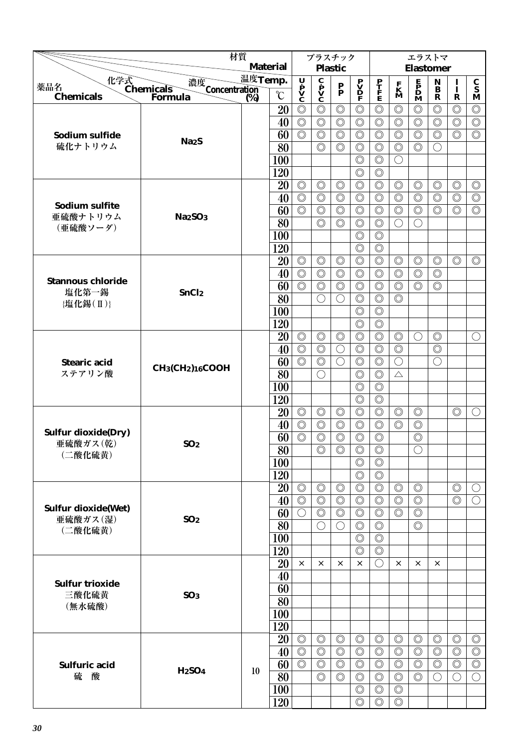| 薬品名 Chemicals | 化学式 Chemicals Formula | 濃度 Concentration (%) | 温度 Temp. ℃ | プラスチック Plastic | | | | エラストマ Elastomer | | | | | |
|---|---|---|---|---|---|---|---|---|---|---|---|---|---|
| | | | | UPVC | CPVC | PP | PVDF | PTFE | FKM | EPDM | NBR | IIR | CSM |
| Sodium sulfide 硫化ナトリウム | $Na_2S$ | | 20 | ◎ | ◎ | ◎ | ◎ | ◎ | ◎ | ◎ | ◎ | ◎ | ◎ |
| | | | 40 | ◎ | ◎ | ◎ | ◎ | ◎ | ◎ | ◎ | ◎ | ◎ | ◎ |
| | | | 60 | ◎ | ◎ | ◎ | ◎ | ◎ | ◎ | ◎ | ◎ | ◎ | ◎ |
| | | | 80 | | ◎ | ◎ | ◎ | ◎ | ◎ | ◎ | ○ | | |
| | | | 100 | | | | ◎ | ◎ | ○ | | | | |
| | | | 120 | | | | ◎ | ◎ | | | | | |
| Sodium sulfite 亜硫酸ナトリウム (亜硫酸ソーダ) | $Na_2SO_3$ | | 20 | ◎ | ◎ | ◎ | ◎ | ◎ | ◎ | ◎ | ◎ | ◎ | ◎ |
| | | | 40 | ◎ | ◎ | ◎ | ◎ | ◎ | ◎ | ◎ | ◎ | ◎ | ◎ |
| | | | 60 | ◎ | ◎ | ◎ | ◎ | ◎ | ◎ | ◎ | ◎ | ◎ | ◎ |
| | | | 80 | | ◎ | ◎ | ◎ | ◎ | ○ | ○ | | | |
| | | | 100 | | | | ◎ | ◎ | | | | | |
| | | | 120 | | | | ◎ | ◎ | | | | | |
| Stannous chloride 塩化第一錫 {塩化錫(Ⅱ)} | $SnCl_2$ | | 20 | ◎ | ◎ | ◎ | ◎ | ◎ | ◎ | ◎ | ◎ | ◎ | ◎ |
| | | | 40 | ◎ | ◎ | ◎ | ◎ | ◎ | ◎ | ◎ | ◎ | | |
| | | | 60 | ◎ | ◎ | ◎ | ◎ | ◎ | ◎ | ◎ | ◎ | | |
| | | | 80 | | ○ | ○ | ◎ | ◎ | ◎ | | | | |
| | | | 100 | | | | ◎ | ◎ | | | | | |
| | | | 120 | | | | ◎ | ◎ | | | | | |
| Stearic acid ステアリン酸 | $CH_3(CH_2)_{16}COOH$ | | 20 | ◎ | ◎ | ◎ | ◎ | ◎ | ◎ | ○ | ◎ | | ○ |
| | | | 40 | ◎ | ◎ | ○ | ◎ | ◎ | ◎ | | ◎ | | |
| | | | 60 | ◎ | ◎ | ○ | ◎ | ◎ | ○ | | ○ | | |
| | | | 80 | | ○ | | ◎ | ◎ | △ | | | | |
| | | | 100 | | | | ◎ | ◎ | | | | | |
| | | | 120 | | | | ◎ | ◎ | | | | | |
| Sulfur dioxide(Dry) 亜硫酸ガス(乾) (二酸化硫黄) | $SO_2$ | | 20 | ◎ | ◎ | ◎ | ◎ | ◎ | ◎ | ◎ | | ◎ | ○ |
| | | | 40 | ◎ | ◎ | ◎ | ◎ | ◎ | ◎ | ◎ | | | |
| | | | 60 | ◎ | ◎ | ◎ | ◎ | ◎ | | ◎ | | | |
| | | | 80 | | ◎ | ◎ | ◎ | ◎ | | ○ | | | |
| | | | 100 | | | | ◎ | ◎ | | | | | |
| | | | 120 | | | | ◎ | ◎ | | | | | |
| Sulfur dioxide(Wet) 亜硫酸ガス(湿) (二酸化硫黄) | $SO_2$ | | 20 | ◎ | ◎ | ◎ | ◎ | ◎ | ◎ | ◎ | | ◎ | ○ |
| | | | 40 | ◎ | ◎ | ◎ | ◎ | ◎ | ◎ | ◎ | | ◎ | ○ |
| | | | 60 | ○ | ◎ | ◎ | ◎ | ◎ | ◎ | ◎ | | | |
| | | | 80 | | ○ | ○ | ◎ | ◎ | | ◎ | | | |
| | | | 100 | | | | ◎ | ◎ | | | | | |
| | | | 120 | | | | ◎ | ◎ | | | | | |
| Sulfur trioxide 三酸化硫黄 (無水硫酸) | $SO_3$ | | 20 | × | × | × | × | ○ | × | × | × | | |
| | | | 40 | | | | | | | | | | |
| | | | 60 | | | | | | | | | | |
| | | | 80 | | | | | | | | | | |
| | | | 100 | | | | | | | | | | |
| | | | 120 | | | | | | | | | | |
| Sulfuric acid 硫　酸 | $H_2SO_4$ | 10 | 20 | ◎ | ◎ | ◎ | ◎ | ◎ | ◎ | ◎ | ◎ | ◎ | ◎ |
| | | | 40 | ◎ | ◎ | ◎ | ◎ | ◎ | ◎ | ◎ | ◎ | ◎ | ◎ |
| | | | 60 | ◎ | ◎ | ◎ | ◎ | ◎ | ◎ | ◎ | ◎ | ◎ | ◎ |
| | | | 80 | | ◎ | ◎ | ◎ | ◎ | ◎ | ◎ | ○ | ○ | ○ |
| | | | 100 | | | | ◎ | ◎ | ◎ | | | | |
| | | | 120 | | | | ◎ | ◎ | ◎ | | | | |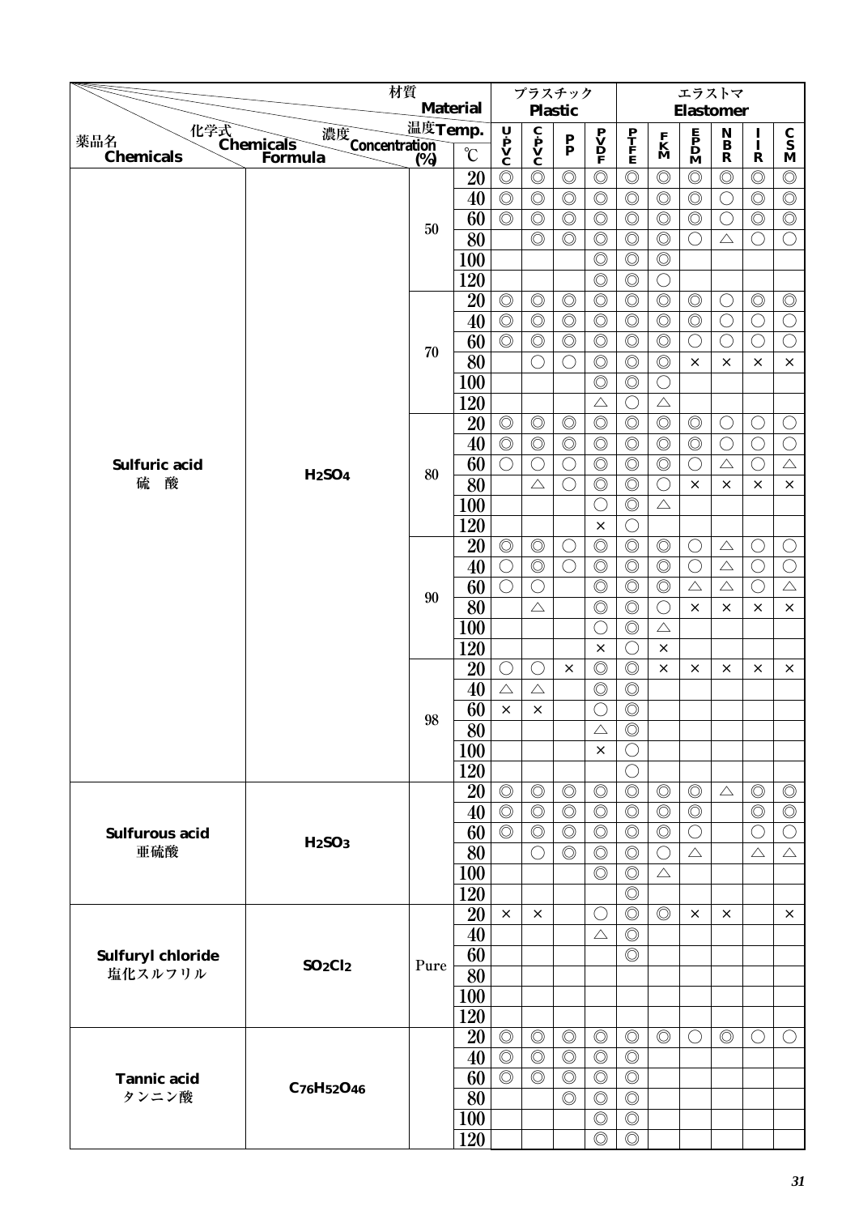| 薬品名 Chemicals | 化学式 Chemicals Formula | 濃度 Concentration (%) | 温度 Temp. ℃ | U-PVC | C-PVC | PP | PVDF | PTFE | FKM | EPDM | NBR | IIR | CSM |
|---|---|---|---|---|---|---|---|---|---|---|---|---|---|
| | | | | プラスチック Plastic | | | | エラストマ Elastomer | | | | | |
| Sulfuric acid 硫　酸 | $H_2SO_4$ | 50 | 20 | ◎ | ◎ | ◎ | ◎ | ◎ | ◎ | ◎ | ◎ | ◎ | ◎ |
| | | | 40 | ◎ | ◎ | ◎ | ◎ | ◎ | ◎ | ◎ | ○ | ◎ | ◎ |
| | | | 60 | ◎ | ◎ | ◎ | ◎ | ◎ | ◎ | ◎ | ○ | ◎ | ◎ |
| | | | 80 | | ◎ | ◎ | ◎ | ◎ | ◎ | ○ | △ | ○ | ○ |
| | | | 100 | | | | ◎ | ◎ | ◎ | | | | |
| | | | 120 | | | | ◎ | ◎ | ○ | | | | |
| | | 70 | 20 | ◎ | ◎ | ◎ | ◎ | ◎ | ◎ | ◎ | ○ | ◎ | ◎ |
| | | | 40 | ◎ | ◎ | ◎ | ◎ | ◎ | ◎ | ◎ | ○ | ○ | ○ |
| | | | 60 | ◎ | ◎ | ◎ | ◎ | ◎ | ◎ | ○ | ○ | ○ | ○ |
| | | | 80 | | ○ | ○ | ◎ | ◎ | ◎ | × | × | × | × |
| | | | 100 | | | | ◎ | ◎ | ○ | | | | |
| | | | 120 | | | | △ | ○ | △ | | | | |
| | | 80 | 20 | ◎ | ◎ | ◎ | ◎ | ◎ | ◎ | ◎ | ○ | ○ | ○ |
| | | | 40 | ◎ | ◎ | ◎ | ◎ | ◎ | ◎ | ◎ | ○ | ○ | ○ |
| | | | 60 | ○ | ○ | ○ | ◎ | ◎ | ◎ | ○ | △ | ○ | △ |
| | | | 80 | | △ | ○ | ◎ | ◎ | ○ | × | × | × | × |
| | | | 100 | | | | ○ | ◎ | △ | | | | |
| | | | 120 | | | | × | ○ | | | | | |
| | | 90 | 20 | ◎ | ◎ | ○ | ◎ | ◎ | ◎ | ○ | △ | ○ | ○ |
| | | | 40 | ○ | ◎ | ○ | ◎ | ◎ | ◎ | ○ | △ | ○ | ○ |
| | | | 60 | ○ | ○ | | ◎ | ◎ | ◎ | △ | △ | ○ | △ |
| | | | 80 | | △ | | ◎ | ◎ | ○ | × | × | × | × |
| | | | 100 | | | | ○ | ◎ | △ | | | | |
| | | | 120 | | | | × | ○ | × | | | | |
| | | 98 | 20 | ○ | ○ | × | ◎ | ◎ | × | × | × | × | × |
| | | | 40 | △ | △ | | ◎ | ◎ | | | | | |
| | | | 60 | × | × | | ○ | ◎ | | | | | |
| | | | 80 | | | | △ | ◎ | | | | | |
| | | | 100 | | | | × | ○ | | | | | |
| | | | 120 | | | | | ○ | | | | | |
| Sulfurous acid 亜硫酸 | $H_2SO_3$ | | 20 | ◎ | ◎ | ◎ | ◎ | ◎ | ◎ | ◎ | △ | ◎ | ◎ |
| | | | 40 | ◎ | ◎ | ◎ | ◎ | ◎ | ◎ | ◎ | | ◎ | ◎ |
| | | | 60 | ◎ | ◎ | ◎ | ◎ | ◎ | ◎ | ○ | | ○ | ○ |
| | | | 80 | | ○ | ◎ | ◎ | ◎ | ○ | △ | | △ | △ |
| | | | 100 | | | | ◎ | ◎ | △ | | | | |
| | | | 120 | | | | | ◎ | | | | | |
| Sulfuryl chloride 塩化スルフリル | $SO_2Cl_2$ | Pure | 20 | × | × | | ○ | ◎ | ◎ | × | × | | × |
| | | | 40 | | | | △ | ◎ | | | | | |
| | | | 60 | | | | | ◎ | | | | | |
| | | | 80 | | | | | | | | | | |
| | | | 100 | | | | | | | | | | |
| | | | 120 | | | | | | | | | | |
| Tannic acid タンニン酸 | $C_{76}H_{52}O_{46}$ | | 20 | ◎ | ◎ | ◎ | ◎ | ◎ | ◎ | ○ | ◎ | ○ | ○ |
| | | | 40 | ◎ | ◎ | ◎ | ◎ | ◎ | | | | | |
| | | | 60 | ◎ | ◎ | ◎ | ◎ | ◎ | | | | | |
| | | | 80 | | | ◎ | ◎ | ◎ | | | | | |
| | | | 100 | | | | ◎ | ◎ | | | | | |
| | | | 120 | | | | ◎ | ◎ | | | | | |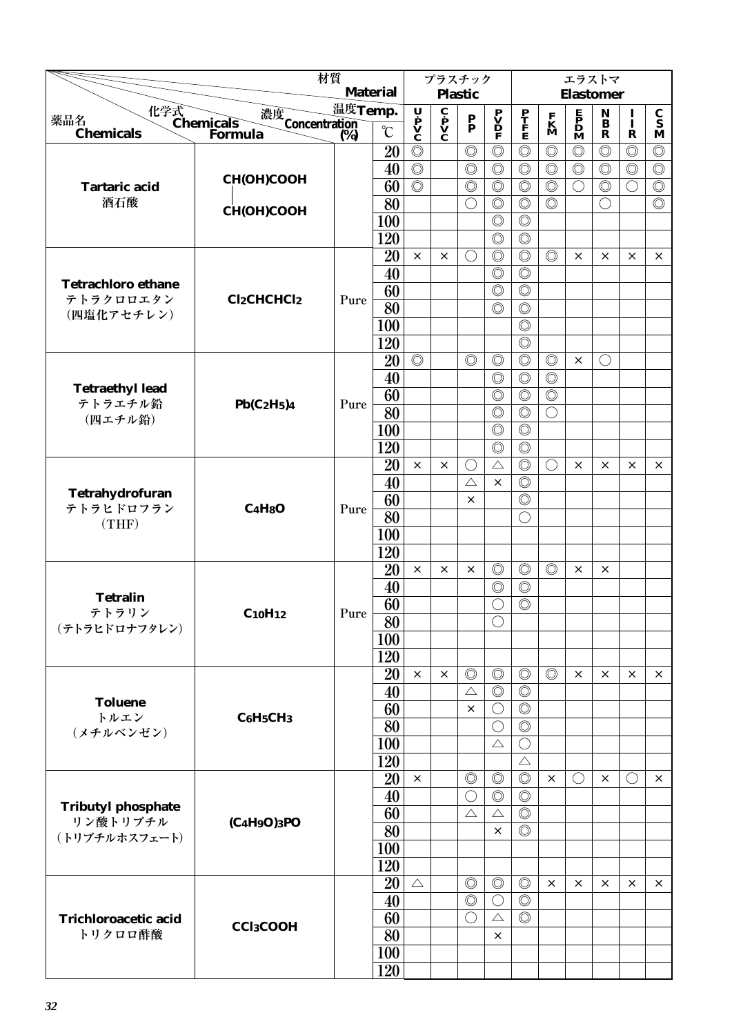| 薬品名 Chemicals | 化学式 Chemicals Formula | 濃度 Concentration (%) | 温度 Temp. ℃ | プラスチック Plastic | | | | エラストマ Elastomer | | | | | |
|---|---|---|---|---|---|---|---|---|---|---|---|---|---|
| | | | | UPVC | CPVC | PP | PVDF | PTFE | FKM | EPDM | NBR | IIR | CSM |
| Tartaric acid 酒石酸 | CH(OH)COOH │ CH(OH)COOH | | 20 | ◎ | | ◎ | ◎ | ◎ | ◎ | ◎ | ◎ | ◎ | ◎ |
| | | | 40 | ◎ | | ◎ | ◎ | ◎ | ◎ | ◎ | ◎ | ◎ | ◎ |
| | | | 60 | ◎ | | ◎ | ◎ | ◎ | ◎ | ○ | ◎ | ○ | ◎ |
| | | | 80 | | | ○ | ◎ | ◎ | ◎ | | ○ | | ◎ |
| | | | 100 | | | | ◎ | ◎ | | | | | |
| | | | 120 | | | | ◎ | ◎ | | | | | |
| Tetrachloro ethane テトラクロロエタン (四塩化アセチレン) | $Cl_2CHCHCl_2$ | Pure | 20 | × | × | ○ | ◎ | ◎ | ◎ | × | × | × | × |
| | | | 40 | | | | ◎ | ◎ | | | | | |
| | | | 60 | | | | ◎ | ◎ | | | | | |
| | | | 80 | | | | ◎ | ◎ | | | | | |
| | | | 100 | | | | | ◎ | | | | | |
| | | | 120 | | | | | ◎ | | | | | |
| Tetraethyl lead テトラエチル鉛 (四エチル鉛) | $Pb(C_2H_5)_4$ | Pure | 20 | ◎ | | ◎ | ◎ | ◎ | ◎ | × | ○ | | |
| | | | 40 | | | | ◎ | ◎ | ◎ | | | | |
| | | | 60 | | | | ◎ | ◎ | ◎ | | | | |
| | | | 80 | | | | ◎ | ◎ | ○ | | | | |
| | | | 100 | | | | ◎ | ◎ | | | | | |
| | | | 120 | | | | ◎ | ◎ | | | | | |
| Tetrahydrofuran テトラヒドロフラン (THF) | $C_4H_8O$ | Pure | 20 | × | × | ○ | △ | ◎ | ○ | × | × | × | × |
| | | | 40 | | | △ | × | ◎ | | | | | |
| | | | 60 | | | × | | ◎ | | | | | |
| | | | 80 | | | | | ○ | | | | | |
| | | | 100 | | | | | | | | | | |
| | | | 120 | | | | | | | | | | |
| Tetralin テトラリン (テトラヒドロナフタレン) | $C_{10}H_{12}$ | Pure | 20 | × | × | × | ◎ | ◎ | ◎ | × | × | | |
| | | | 40 | | | | ◎ | ◎ | | | | | |
| | | | 60 | | | | ○ | ◎ | | | | | |
| | | | 80 | | | | ○ | | | | | | |
| | | | 100 | | | | | | | | | | |
| | | | 120 | | | | | | | | | | |
| Toluene トルエン (メチルベンゼン) | $C_6H_5CH_3$ | | 20 | × | × | ◎ | ◎ | ◎ | ◎ | × | × | × | × |
| | | | 40 | | | △ | ◎ | ◎ | | | | | |
| | | | 60 | | | × | ○ | ◎ | | | | | |
| | | | 80 | | | | ○ | ◎ | | | | | |
| | | | 100 | | | | △ | ○ | | | | | |
| | | | 120 | | | | | △ | | | | | |
| Tributyl phosphate リン酸トリブチル (トリブチルホスフェート) | $(C_4H_9O)_3PO$ | | 20 | × | | ◎ | ◎ | ◎ | × | ○ | × | ○ | × |
| | | | 40 | | | ○ | ◎ | ◎ | | | | | |
| | | | 60 | | | △ | △ | ◎ | | | | | |
| | | | 80 | | | | × | ◎ | | | | | |
| | | | 100 | | | | | | | | | | |
| | | | 120 | | | | | | | | | | |
| Trichloroacetic acid トリクロロ酢酸 | $CCl_3COOH$ | | 20 | △ | | ◎ | ◎ | ◎ | × | × | × | × | × |
| | | | 40 | | | ◎ | ○ | ◎ | | | | | |
| | | | 60 | | | ○ | △ | ◎ | | | | | |
| | | | 80 | | | | × | | | | | | |
| | | | 100 | | | | | | | | | | |
| | | | 120 | | | | | | | | | | |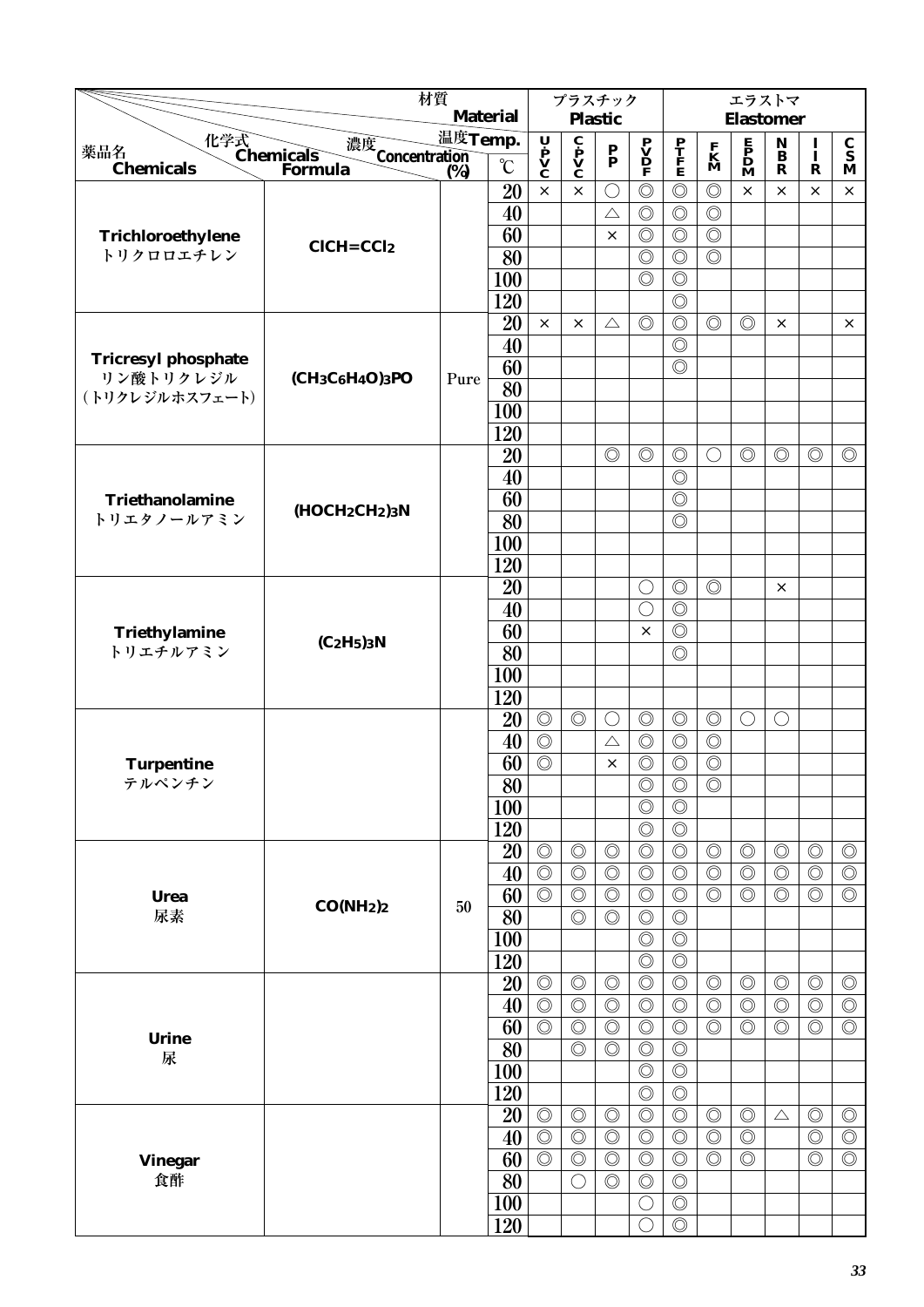| 薬品名 Chemicals | 化学式 Chemicals Formula | 濃度 Concentration (%) | 温度 Temp. ℃ | プラスチック Plastic U-PVC | C-PVC | PP | PVDF | エラストマ Elastomer PTFE | FKM | EPDM | NBR | IIR | CSM |
|---|---|---|---|---|---|---|---|---|---|---|---|---|---|
| Trichloroethylene トリクロロエチレン | $ClCH{=}CCl_2$ | | 20 | × | × | ○ | ◎ | ◎ | ◎ | × | × | × | × |
| | | | 40 | | | △ | ◎ | ◎ | ◎ | | | | |
| | | | 60 | | | × | ◎ | ◎ | ◎ | | | | |
| | | | 80 | | | | ◎ | ◎ | ◎ | | | | |
| | | | 100 | | | | ◎ | ◎ | | | | | |
| | | | 120 | | | | | ◎ | | | | | |
| Tricresyl phosphate リン酸トリクレジル (トリクレジルホスフェート) | $(CH_3C_6H_4O)_3PO$ | Pure | 20 | × | × | △ | ◎ | ◎ | ◎ | ◎ | × | | × |
| | | | 40 | | | | | ◎ | | | | | |
| | | | 60 | | | | | ◎ | | | | | |
| | | | 80 | | | | | | | | | | |
| | | | 100 | | | | | | | | | | |
| | | | 120 | | | | | | | | | | |
| Triethanolamine トリエタノールアミン | $(HOCH_2CH_2)_3N$ | | 20 | | | ◎ | ◎ | ◎ | ○ | ◎ | ◎ | ◎ | ◎ |
| | | | 40 | | | | | ◎ | | | | | |
| | | | 60 | | | | | ◎ | | | | | |
| | | | 80 | | | | | ◎ | | | | | |
| | | | 100 | | | | | | | | | | |
| | | | 120 | | | | | | | | | | |
| Triethylamine トリエチルアミン | $(C_2H_5)_3N$ | | 20 | | | | ○ | ◎ | ◎ | | × | | |
| | | | 40 | | | | ○ | ◎ | | | | | |
| | | | 60 | | | | × | ◎ | | | | | |
| | | | 80 | | | | | ◎ | | | | | |
| | | | 100 | | | | | | | | | | |
| | | | 120 | | | | | | | | | | |
| Turpentine テルペンチン | | | 20 | ◎ | ◎ | ○ | ◎ | ◎ | ◎ | ○ | ○ | | |
| | | | 40 | ◎ | | △ | ◎ | ◎ | ◎ | | | | |
| | | | 60 | ◎ | | × | ◎ | ◎ | ◎ | | | | |
| | | | 80 | | | | ◎ | ◎ | ◎ | | | | |
| | | | 100 | | | | ◎ | ◎ | | | | | |
| | | | 120 | | | | ◎ | ◎ | | | | | |
| Urea 尿素 | $CO(NH_2)_2$ | 50 | 20 | ◎ | ◎ | ◎ | ◎ | ◎ | ◎ | ◎ | ◎ | ◎ | ◎ |
| | | | 40 | ◎ | ◎ | ◎ | ◎ | ◎ | ◎ | ◎ | ◎ | ◎ | ◎ |
| | | | 60 | ◎ | ◎ | ◎ | ◎ | ◎ | ◎ | ◎ | ◎ | ◎ | ◎ |
| | | | 80 | | ◎ | ◎ | ◎ | ◎ | | | | | |
| | | | 100 | | | | ◎ | ◎ | | | | | |
| | | | 120 | | | | ◎ | ◎ | | | | | |
| Urine 尿 | | | 20 | ◎ | ◎ | ◎ | ◎ | ◎ | ◎ | ◎ | ◎ | ◎ | ◎ |
| | | | 40 | ◎ | ◎ | ◎ | ◎ | ◎ | ◎ | ◎ | ◎ | ◎ | ◎ |
| | | | 60 | ◎ | ◎ | ◎ | ◎ | ◎ | ◎ | ◎ | ◎ | ◎ | ◎ |
| | | | 80 | | ◎ | ◎ | ◎ | ◎ | | | | | |
| | | | 100 | | | | ◎ | ◎ | | | | | |
| | | | 120 | | | | ◎ | ◎ | | | | | |
| Vinegar 食酢 | | | 20 | ◎ | ◎ | ◎ | ◎ | ◎ | ◎ | ◎ | △ | ◎ | ◎ |
| | | | 40 | ◎ | ◎ | ◎ | ◎ | ◎ | ◎ | ◎ | | ◎ | ◎ |
| | | | 60 | ◎ | ◎ | ◎ | ◎ | ◎ | ◎ | ◎ | | ◎ | ◎ |
| | | | 80 | | ○ | ◎ | ◎ | ◎ | | | | | |
| | | | 100 | | | | ○ | ◎ | | | | | |
| | | | 120 | | | | ○ | ◎ | | | | | |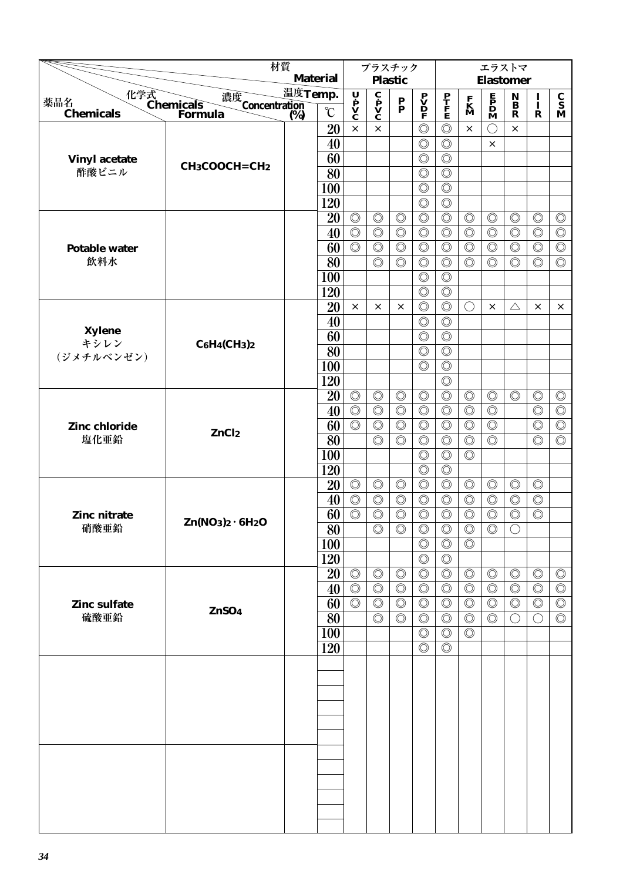| 薬品名 Chemicals | 化学式 Chemicals Formula | 濃度 Concentration (%) | 温度 Temp. ℃ | プラスチック Plastic | | | | | エラストマ Elastomer | | | | |
|---|---|---|---|---|---|---|---|---|---|---|---|---|---|
| | | | | UPVC | CPVC | PP | PVDF | PTFE | FKM | EPDM | NBR | IIR | CSM |
| Vinyl acetate 酢酸ビニル | $CH_3COOCH=CH_2$ | | 20 | × | × | | ◎ | ◎ | × | ○ | × | | |
| | | | 40 | | | | ◎ | ◎ | | × | | | |
| | | | 60 | | | | ◎ | ◎ | | | | | |
| | | | 80 | | | | ◎ | ◎ | | | | | |
| | | | 100 | | | | ◎ | ◎ | | | | | |
| | | | 120 | | | | ◎ | ◎ | | | | | |
| Potable water 飲料水 | | | 20 | ◎ | ◎ | ◎ | ◎ | ◎ | ◎ | ◎ | ◎ | ◎ | ◎ |
| | | | 40 | ◎ | ◎ | ◎ | ◎ | ◎ | ◎ | ◎ | ◎ | ◎ | ◎ |
| | | | 60 | ◎ | ◎ | ◎ | ◎ | ◎ | ◎ | ◎ | ◎ | ◎ | ◎ |
| | | | 80 | | ◎ | ◎ | ◎ | ◎ | ◎ | ◎ | ◎ | ◎ | ◎ |
| | | | 100 | | | | ◎ | ◎ | | | | | |
| | | | 120 | | | | ◎ | ◎ | | | | | |
| Xylene キシレン (ジメチルベンゼン) | $C_6H_4(CH_3)_2$ | | 20 | × | × | × | ◎ | ◎ | ○ | × | △ | × | × |
| | | | 40 | | | | ◎ | ◎ | | | | | |
| | | | 60 | | | | ◎ | ◎ | | | | | |
| | | | 80 | | | | ◎ | ◎ | | | | | |
| | | | 100 | | | | ◎ | ◎ | | | | | |
| | | | 120 | | | | | ◎ | | | | | |
| Zinc chloride 塩化亜鉛 | $ZnCl_2$ | | 20 | ◎ | ◎ | ◎ | ◎ | ◎ | ◎ | ◎ | ◎ | ◎ | ◎ |
| | | | 40 | ◎ | ◎ | ◎ | ◎ | ◎ | ◎ | ◎ | | ◎ | ◎ |
| | | | 60 | ◎ | ◎ | ◎ | ◎ | ◎ | ◎ | ◎ | | ◎ | ◎ |
| | | | 80 | | ◎ | ◎ | ◎ | ◎ | ◎ | ◎ | | ◎ | ◎ |
| | | | 100 | | | | ◎ | ◎ | ◎ | | | | |
| | | | 120 | | | | ◎ | ◎ | | | | | |
| Zinc nitrate 硝酸亜鉛 | $Zn(NO_3)_2 \cdot 6H_2O$ | | 20 | ◎ | ◎ | ◎ | ◎ | ◎ | ◎ | ◎ | ◎ | ◎ | |
| | | | 40 | ◎ | ◎ | ◎ | ◎ | ◎ | ◎ | ◎ | ◎ | ◎ | |
| | | | 60 | ◎ | ◎ | ◎ | ◎ | ◎ | ◎ | ◎ | ◎ | ◎ | |
| | | | 80 | | ◎ | ◎ | ◎ | ◎ | ◎ | ◎ | ○ | | |
| | | | 100 | | | | ◎ | ◎ | ◎ | | | | |
| | | | 120 | | | | ◎ | ◎ | | | | | |
| Zinc sulfate 硫酸亜鉛 | $ZnSO_4$ | | 20 | ◎ | ◎ | ◎ | ◎ | ◎ | ◎ | ◎ | ◎ | ◎ | ◎ |
| | | | 40 | ◎ | ◎ | ◎ | ◎ | ◎ | ◎ | ◎ | ◎ | ◎ | ◎ |
| | | | 60 | ◎ | ◎ | ◎ | ◎ | ◎ | ◎ | ◎ | ◎ | ◎ | ◎ |
| | | | 80 | | ◎ | ◎ | ◎ | ◎ | ◎ | ◎ | ○ | ○ | ◎ |
| | | | 100 | | | | ◎ | ◎ | ◎ | | | | |
| | | | 120 | | | | ◎ | ◎ | | | | | |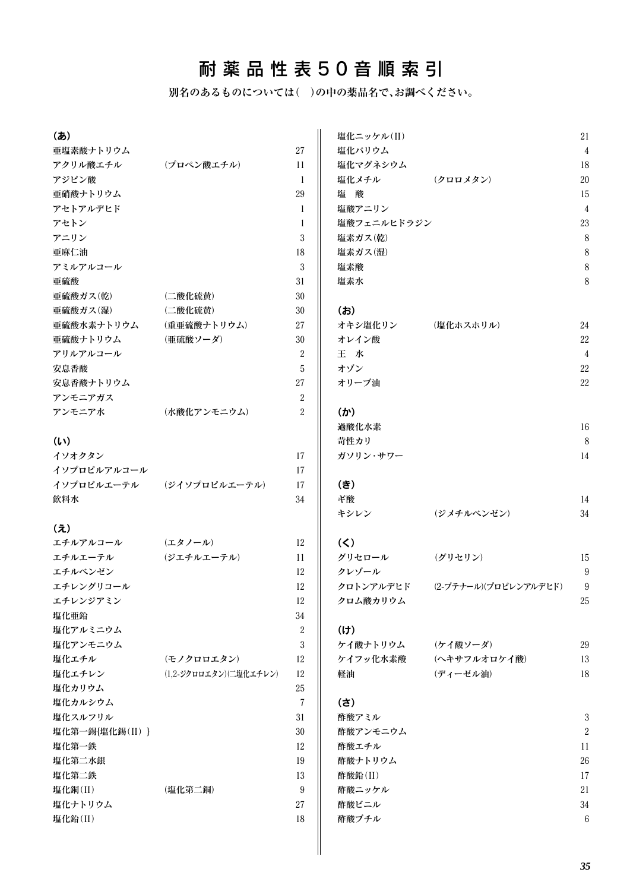# 耐薬品性表50音順索引

別名のあるものについては(　)の中の薬品名で、お調べください。

**(あ)**

| 薬品名 | 別名 | 頁 |
|---|---|---|
| 亜塩素酸ナトリウム | | 27 |
| アクリル酸エチル | (プロペン酸エチル) | 11 |
| アジピン酸 | | 1 |
| 亜硝酸ナトリウム | | 29 |
| アセトアルデヒド | | 1 |
| アセトン | | 1 |
| アニリン | | 3 |
| 亜麻仁油 | | 18 |
| アミルアルコール | | 3 |
| 亜硫酸 | | 31 |
| 亜硫酸ガス(乾) | (二酸化硫黄) | 30 |
| 亜硫酸ガス(湿) | (二酸化硫黄) | 30 |
| 亜硫酸水素ナトリウム | (重亜硫酸ナトリウム) | 27 |
| 亜硫酸ナトリウム | (亜硫酸ソーダ) | 30 |
| アリルアルコール | | 2 |
| 安息香酸 | | 5 |
| 安息香酸ナトリウム | | 27 |
| アンモニアガス | | 2 |
| アンモニア水 | (水酸化アンモニウム) | 2 |

**(い)**

| 薬品名 | 別名 | 頁 |
|---|---|---|
| イソオクタン | | 17 |
| イソプロピルアルコール | | 17 |
| イソプロピルエーテル | (ジイソプロピルエーテル) | 17 |
| 飲料水 | | 34 |

**(え)**

| 薬品名 | 別名 | 頁 |
|---|---|---|
| エチルアルコール | (エタノール) | 12 |
| エチルエーテル | (ジエチルエーテル) | 11 |
| エチルベンゼン | | 12 |
| エチレングリコール | | 12 |
| エチレンジアミン | | 12 |
| 塩化亜鉛 | | 34 |
| 塩化アルミニウム | | 2 |
| 塩化アンモニウム | | 3 |
| 塩化エチル | (モノクロロエタン) | 12 |
| 塩化エチレン | (1,2-ジクロロエタン)(二塩化エチレン) | 12 |
| 塩化カリウム | | 25 |
| 塩化カルシウム | | 7 |
| 塩化スルフリル | | 31 |
| 塩化第一錫{塩化錫(II)} | | 30 |
| 塩化第一鉄 | | 12 |
| 塩化第二水銀 | | 19 |
| 塩化第二鉄 | | 13 |
| 塩化銅(II) | (塩化第二銅) | 9 |
| 塩化ナトリウム | | 27 |
| 塩化鉛(II) | | 18 |
| 塩化ニッケル(II) | | 21 |
| 塩化バリウム | | 4 |
| 塩化マグネシウム | | 18 |
| 塩化メチル | (クロロメタン) | 20 |
| 塩　酸 | | 15 |
| 塩酸アニリン | | 4 |
| 塩酸フェニルヒドラジン | | 23 |
| 塩素ガス(乾) | | 8 |
| 塩素ガス(湿) | | 8 |
| 塩素酸 | | 8 |
| 塩素水 | | 8 |

**(お)**

| 薬品名 | 別名 | 頁 |
|---|---|---|
| オキシ塩化リン | (塩化ホスホリル) | 24 |
| オレイン酸 | | 22 |
| 王　水 | | 4 |
| オゾン | | 22 |
| オリーブ油 | | 22 |

**(か)**

| 薬品名 | 別名 | 頁 |
|---|---|---|
| 過酸化水素 | | 16 |
| 苛性カリ | | 8 |
| ガソリン・サワー | | 14 |

**(き)**

| 薬品名 | 別名 | 頁 |
|---|---|---|
| ギ酸 | | 14 |
| キシレン | (ジメチルベンゼン) | 34 |

**(く)**

| 薬品名 | 別名 | 頁 |
|---|---|---|
| グリセロール | (グリセリン) | 15 |
| クレゾール | | 9 |
| クロトンアルデヒド | (2-ブテナール)(プロピレンアルデヒド) | 9 |
| クロム酸カリウム | | 25 |

**(け)**

| 薬品名 | 別名 | 頁 |
|---|---|---|
| ケイ酸ナトリウム | (ケイ酸ソーダ) | 29 |
| ケイフッ化水素酸 | (ヘキサフルオロケイ酸) | 13 |
| 軽油 | (ディーゼル油) | 18 |

**(さ)**

| 薬品名 | 別名 | 頁 |
|---|---|---|
| 酢酸アミル | | 3 |
| 酢酸アンモニウム | | 2 |
| 酢酸エチル | | 11 |
| 酢酸ナトリウム | | 26 |
| 酢酸鉛(II) | | 17 |
| 酢酸ニッケル | | 21 |
| 酢酸ビニル | | 34 |
| 酢酸ブチル | | 6 |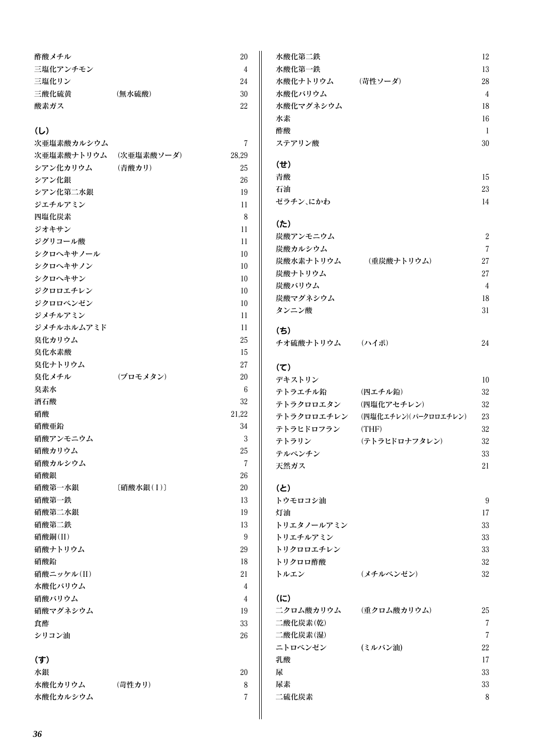| 名称 | 別名 | ページ |
|---|---|---|
| 酢酸メチル | | 20 |
| 三塩化アンチモン | | 4 |
| 三塩化リン | | 24 |
| 三酸化硫黄 | (無水硫酸) | 30 |
| 酸素ガス | | 22 |

## (し)

| 名称 | 別名 | ページ |
|---|---|---|
| 次亜塩素酸カルシウム | | 7 |
| 次亜塩素酸ナトリウム | (次亜塩素酸ソーダ) | 28,29 |
| シアン化カリウム | (青酸カリ) | 25 |
| シアン化銀 | | 26 |
| シアン化第二水銀 | | 19 |
| ジエチルアミン | | 11 |
| 四塩化炭素 | | 8 |
| ジオキサン | | 11 |
| ジグリコール酸 | | 11 |
| シクロヘキサノール | | 10 |
| シクロヘキサノン | | 10 |
| シクロヘキサン | | 10 |
| ジクロロエチレン | | 10 |
| ジクロロベンゼン | | 10 |
| ジメチルアミン | | 11 |
| ジメチルホルムアミド | | 11 |
| 臭化カリウム | | 25 |
| 臭化水素酸 | | 15 |
| 臭化ナトリウム | | 27 |
| 臭化メチル | (ブロモメタン) | 20 |
| 臭素水 | | 6 |
| 酒石酸 | | 32 |
| 硝酸 | | 21,22 |
| 硝酸亜鉛 | | 34 |
| 硝酸アンモニウム | | 3 |
| 硝酸カリウム | | 25 |
| 硝酸カルシウム | | 7 |
| 硝酸銀 | | 26 |
| 硝酸第一水銀 | 〔硝酸水銀(I)〕 | 20 |
| 硝酸第一鉄 | | 13 |
| 硝酸第二水銀 | | 19 |
| 硝酸第二鉄 | | 13 |
| 硝酸銅(II) | | 9 |
| 硝酸ナトリウム | | 29 |
| 硝酸鉛 | | 18 |
| 硝酸ニッケル(II) | | 21 |
| 水酸化バリウム | | 4 |
| 硝酸バリウム | | 4 |
| 硝酸マグネシウム | | 19 |
| 食酢 | | 33 |
| シリコン油 | | 26 |

## (す)

| 名称 | 別名 | ページ |
|---|---|---|
| 水銀 | | 20 |
| 水酸化カリウム | (苛性カリ) | 8 |
| 水酸化カルシウム | | 7 |
| 水酸化第二鉄 | | 12 |
| 水酸化第一鉄 | | 13 |
| 水酸化ナトリウム | (苛性ソーダ) | 28 |
| 水酸化バリウム | | 4 |
| 水酸化マグネシウム | | 18 |
| 水素 | | 16 |
| 酢酸 | | 1 |
| ステアリン酸 | | 30 |

## (せ)

| 名称 | 別名 | ページ |
|---|---|---|
| 青酸 | | 15 |
| 石油 | | 23 |
| ゼラチン、にかわ | | 14 |

## (た)

| 名称 | 別名 | ページ |
|---|---|---|
| 炭酸アンモニウム | | 2 |
| 炭酸カルシウム | | 7 |
| 炭酸水素ナトリウム | (重炭酸ナトリウム) | 27 |
| 炭酸ナトリウム | | 27 |
| 炭酸バリウム | | 4 |
| 炭酸マグネシウム | | 18 |
| タンニン酸 | | 31 |

## (ち)

| 名称 | 別名 | ページ |
|---|---|---|
| チオ硫酸ナトリウム | (ハイポ) | 24 |

## (て)

| 名称 | 別名 | ページ |
|---|---|---|
| デキストリン | | 10 |
| テトラエチル鉛 | (四エチル鉛) | 32 |
| テトラクロロエタン | (四塩化アセチレン) | 32 |
| テトラクロロエチレン | (四塩化エチレン)(パークロロエチレン) | 23 |
| テトラヒドロフラン | (THF) | 32 |
| テトラリン | (テトラヒドロナフタレン) | 32 |
| テルペンチン | | 33 |
| 天然ガス | | 21 |

## (と)

| 名称 | 別名 | ページ |
|---|---|---|
| トウモロコシ油 | | 9 |
| 灯油 | | 17 |
| トリエタノールアミン | | 33 |
| トリエチルアミン | | 33 |
| トリクロロエチレン | | 33 |
| トリクロロ酢酸 | | 32 |
| トルエン | (メチルベンゼン) | 32 |

## (に)

| 名称 | 別名 | ページ |
|---|---|---|
| 二クロム酸カリウム | (重クロム酸カリウム) | 25 |
| 二酸化炭素(乾) | | 7 |
| 二酸化炭素(湿) | | 7 |
| ニトロベンゼン | (ミルバン油) | 22 |
| 乳酸 | | 17 |
| 尿 | | 33 |
| 尿素 | | 33 |
| 二硫化炭素 | | 8 |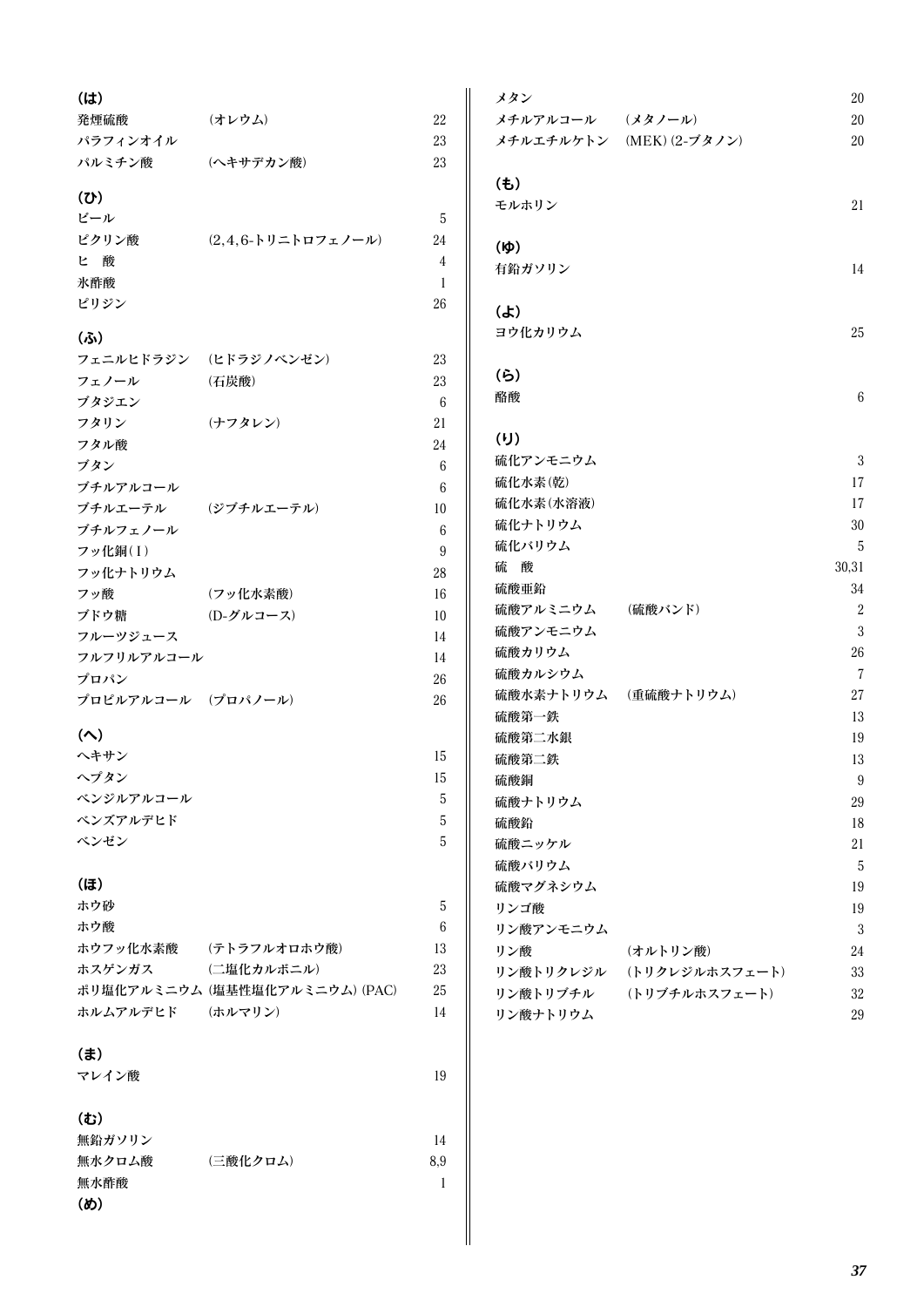**(は)**

| | | |
|---|---|---|
| 発煙硫酸 | (オレウム) | 22 |
| パラフィンオイル | | 23 |
| パルミチン酸 | (ヘキサデカン酸) | 23 |

**(ひ)**

| | | |
|---|---|---|
| ビール | | 5 |
| ピクリン酸 | (2,4,6-トリニトロフェノール) | 24 |
| ヒ　酸 | | 4 |
| 氷酢酸 | | 1 |
| ピリジン | | 26 |

**(ふ)**

| | | |
|---|---|---|
| フェニルヒドラジン | (ヒドラジノベンゼン) | 23 |
| フェノール | (石炭酸) | 23 |
| ブタジエン | | 6 |
| フタリン | (ナフタレン) | 21 |
| フタル酸 | | 24 |
| ブタン | | 6 |
| ブチルアルコール | | 6 |
| ブチルエーテル | (ジブチルエーテル) | 10 |
| ブチルフェノール | | 6 |
| フッ化銅(Ⅰ) | | 9 |
| フッ化ナトリウム | | 28 |
| フッ酸 | (フッ化水素酸) | 16 |
| ブドウ糖 | (D-グルコース) | 10 |
| フルーツジュース | | 14 |
| フルフリルアルコール | | 14 |
| プロパン | | 26 |
| プロピルアルコール | (プロパノール) | 26 |

**(へ)**

| | | |
|---|---|---|
| ヘキサン | | 15 |
| ヘプタン | | 15 |
| ベンジルアルコール | | 5 |
| ベンズアルデヒド | | 5 |
| ベンゼン | | 5 |

**(ほ)**

| | | |
|---|---|---|
| ホウ砂 | | 5 |
| ホウ酸 | | 6 |
| ホウフッ化水素酸 | (テトラフルオロホウ酸) | 13 |
| ホスゲンガス | (二塩化カルボニル) | 23 |
| ポリ塩化アルミニウム | (塩基性塩化アルミニウム) (PAC) | 25 |
| ホルムアルデヒド | (ホルマリン) | 14 |

**(ま)**

| | | |
|---|---|---|
| マレイン酸 | | 19 |

**(む)**

| | | |
|---|---|---|
| 無鉛ガソリン | | 14 |
| 無水クロム酸 | (三酸化クロム) | 8,9 |
| 無水酢酸 | | 1 |

**(め)**

| | | |
|---|---|---|
| メタン | | 20 |
| メチルアルコール | (メタノール) | 20 |
| メチルエチルケトン | (MEK) (2-ブタノン) | 20 |

**(も)**

| | | |
|---|---|---|
| モルホリン | | 21 |

**(ゆ)**

| | | |
|---|---|---|
| 有鉛ガソリン | | 14 |

**(よ)**

| | | |
|---|---|---|
| ヨウ化カリウム | | 25 |

**(ら)**

| | | |
|---|---|---|
| 酪酸 | | 6 |

**(り)**

| | | |
|---|---|---|
| 硫化アンモニウム | | 3 |
| 硫化水素(乾) | | 17 |
| 硫化水素(水溶液) | | 17 |
| 硫化ナトリウム | | 30 |
| 硫化バリウム | | 5 |
| 硫　酸 | | 30,31 |
| 硫酸亜鉛 | | 34 |
| 硫酸アルミニウム | (硫酸バンド) | 2 |
| 硫酸アンモニウム | | 3 |
| 硫酸カリウム | | 26 |
| 硫酸カルシウム | | 7 |
| 硫酸水素ナトリウム | (重硫酸ナトリウム) | 27 |
| 硫酸第一鉄 | | 13 |
| 硫酸第二水銀 | | 19 |
| 硫酸第二鉄 | | 13 |
| 硫酸銅 | | 9 |
| 硫酸ナトリウム | | 29 |
| 硫酸鉛 | | 18 |
| 硫酸ニッケル | | 21 |
| 硫酸バリウム | | 5 |
| 硫酸マグネシウム | | 19 |
| リンゴ酸 | | 19 |
| リン酸アンモニウム | | 3 |
| リン酸 | (オルトリン酸) | 24 |
| リン酸トリクレジル | (トリクレジルホスフェート) | 33 |
| リン酸トリブチル | (トリブチルホスフェート) | 32 |
| リン酸ナトリウム | | 29 |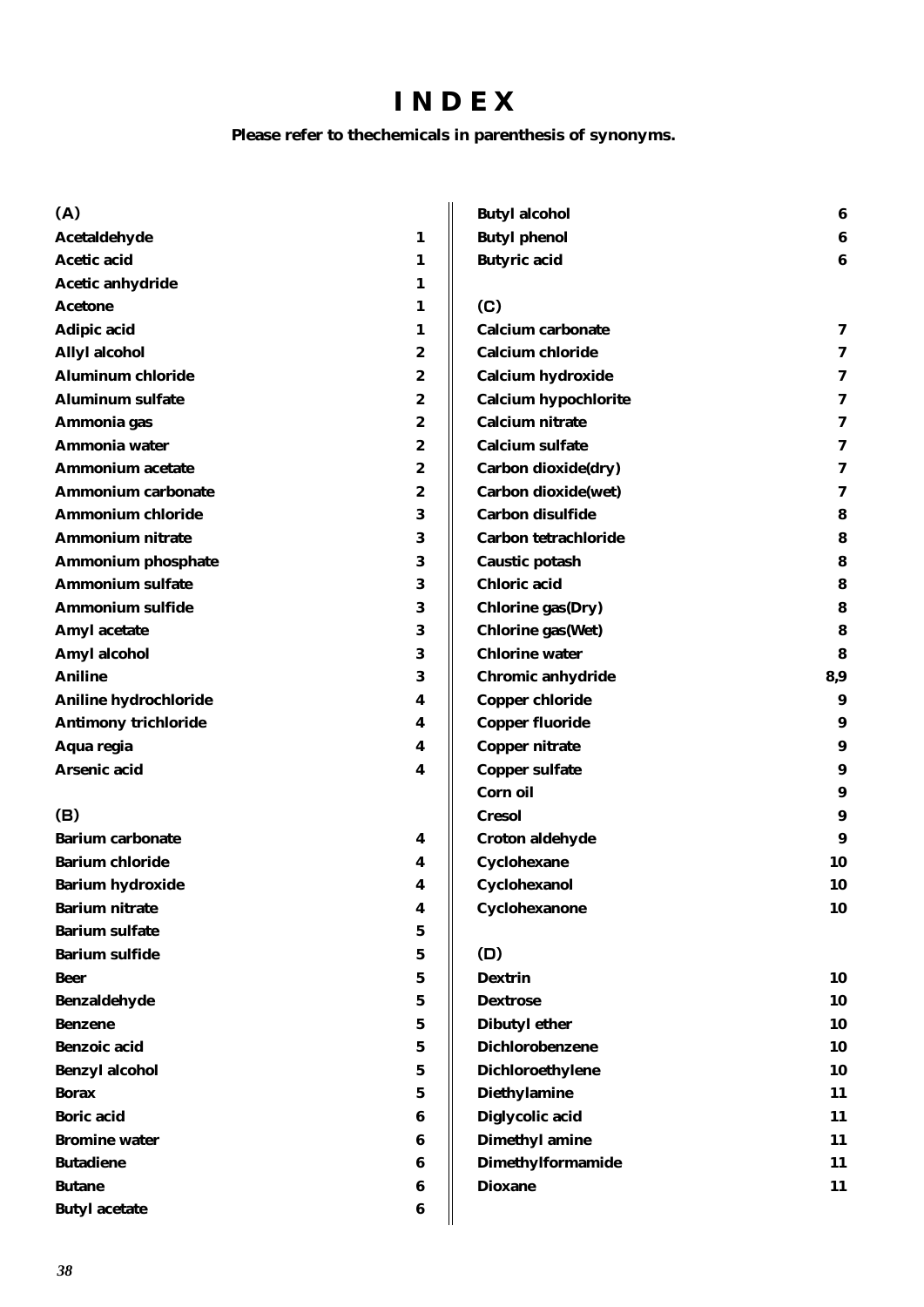# INDEX

**Please refer to thechemicals in parenthesis of synonyms.**

**(A)**

| | |
|---|---|
| Acetaldehyde | 1 |
| Acetic acid | 1 |
| Acetic anhydride | 1 |
| Acetone | 1 |
| Adipic acid | 1 |
| Allyl alcohol | 2 |
| Aluminum chloride | 2 |
| Aluminum sulfate | 2 |
| Ammonia gas | 2 |
| Ammonia water | 2 |
| Ammonium acetate | 2 |
| Ammonium carbonate | 2 |
| Ammonium chloride | 3 |
| Ammonium nitrate | 3 |
| Ammonium phosphate | 3 |
| Ammonium sulfate | 3 |
| Ammonium sulfide | 3 |
| Amyl acetate | 3 |
| Amyl alcohol | 3 |
| Aniline | 3 |
| Aniline hydrochloride | 4 |
| Antimony trichloride | 4 |
| Aqua regia | 4 |
| Arsenic acid | 4 |

**(B)**

| | |
|---|---|
| Barium carbonate | 4 |
| Barium chloride | 4 |
| Barium hydroxide | 4 |
| Barium nitrate | 4 |
| Barium sulfate | 5 |
| Barium sulfide | 5 |
| Beer | 5 |
| Benzaldehyde | 5 |
| Benzene | 5 |
| Benzoic acid | 5 |
| Benzyl alcohol | 5 |
| Borax | 5 |
| Boric acid | 6 |
| Bromine water | 6 |
| Butadiene | 6 |
| Butane | 6 |
| Butyl acetate | 6 |
| Butyl alcohol | 6 |
| Butyl phenol | 6 |
| Butyric acid | 6 |

**(C)**

| | |
|---|---|
| Calcium carbonate | 7 |
| Calcium chloride | 7 |
| Calcium hydroxide | 7 |
| Calcium hypochlorite | 7 |
| Calcium nitrate | 7 |
| Calcium sulfate | 7 |
| Carbon dioxide(dry) | 7 |
| Carbon dioxide(wet) | 7 |
| Carbon disulfide | 8 |
| Carbon tetrachloride | 8 |
| Caustic potash | 8 |
| Chloric acid | 8 |
| Chlorine gas(Dry) | 8 |
| Chlorine gas(Wet) | 8 |
| Chlorine water | 8 |
| Chromic anhydride | 8,9 |
| Copper chloride | 9 |
| Copper fluoride | 9 |
| Copper nitrate | 9 |
| Copper sulfate | 9 |
| Corn oil | 9 |
| Cresol | 9 |
| Croton aldehyde | 9 |
| Cyclohexane | 10 |
| Cyclohexanol | 10 |
| Cyclohexanone | 10 |

**(D)**

| | |
|---|---|
| Dextrin | 10 |
| Dextrose | 10 |
| Dibutyl ether | 10 |
| Dichlorobenzene | 10 |
| Dichloroethylene | 10 |
| Diethylamine | 11 |
| Diglycolic acid | 11 |
| Dimethyl amine | 11 |
| Dimethylformamide | 11 |
| Dioxane | 11 |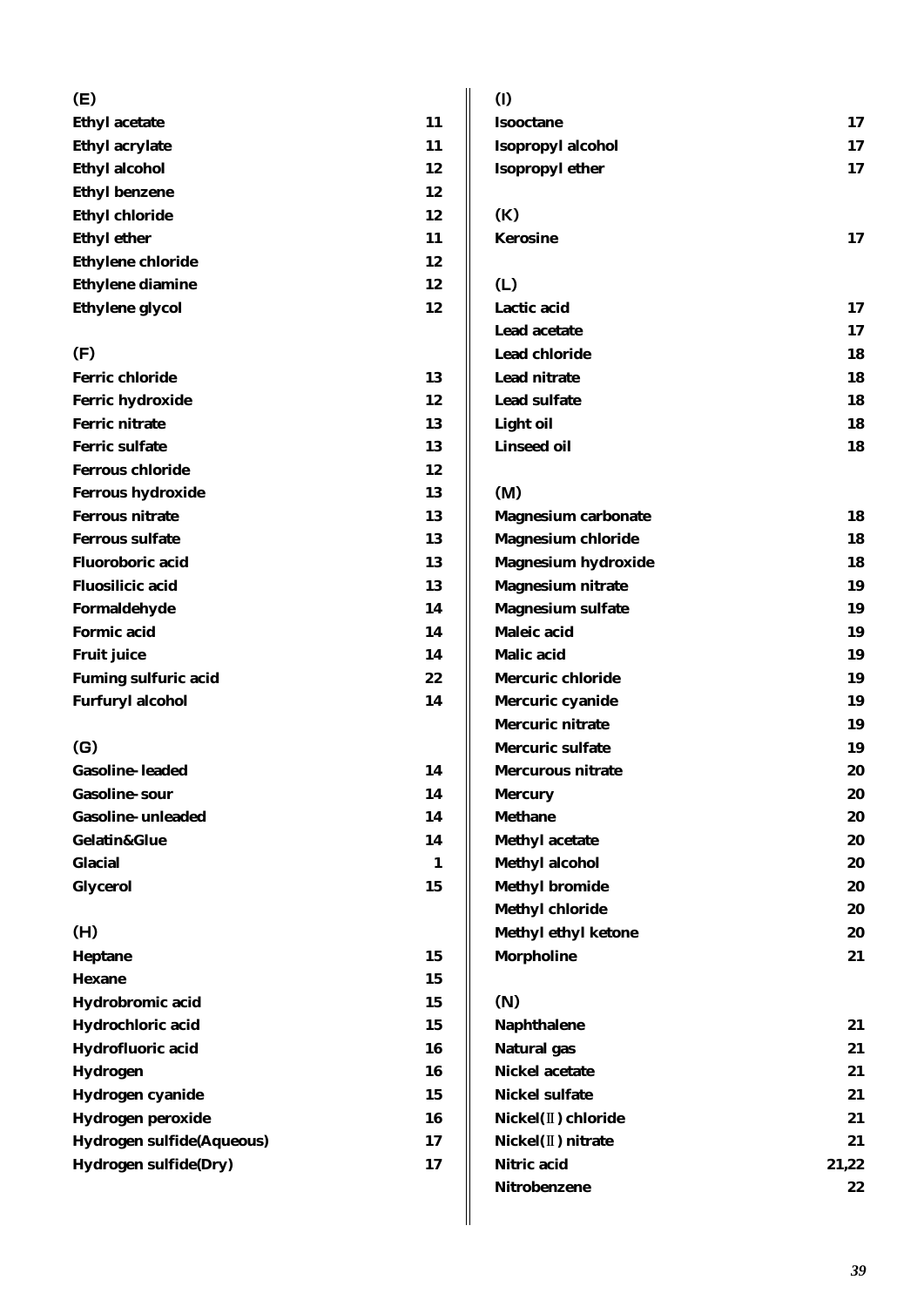**(E)**

| | |
|---|---|
| Ethyl acetate | 11 |
| Ethyl acrylate | 11 |
| Ethyl alcohol | 12 |
| Ethyl benzene | 12 |
| Ethyl chloride | 12 |
| Ethyl ether | 11 |
| Ethylene chloride | 12 |
| Ethylene diamine | 12 |
| Ethylene glycol | 12 |

**(F)**

| | |
|---|---|
| Ferric chloride | 13 |
| Ferric hydroxide | 12 |
| Ferric nitrate | 13 |
| Ferric sulfate | 13 |
| Ferrous chloride | 12 |
| Ferrous hydroxide | 13 |
| Ferrous nitrate | 13 |
| Ferrous sulfate | 13 |
| Fluoroboric acid | 13 |
| Fluosilicic acid | 13 |
| Formaldehyde | 14 |
| Formic acid | 14 |
| Fruit juice | 14 |
| Fuming sulfuric acid | 22 |
| Furfuryl alcohol | 14 |

**(G)**

| | |
|---|---|
| Gasoline-leaded | 14 |
| Gasoline-sour | 14 |
| Gasoline-unleaded | 14 |
| Gelatin&Glue | 14 |
| Glacial | 1 |
| Glycerol | 15 |

**(H)**

| | |
|---|---|
| Heptane | 15 |
| Hexane | 15 |
| Hydrobromic acid | 15 |
| Hydrochloric acid | 15 |
| Hydrofluoric acid | 16 |
| Hydrogen | 16 |
| Hydrogen cyanide | 15 |
| Hydrogen peroxide | 16 |
| Hydrogen sulfide(Aqueous) | 17 |
| Hydrogen sulfide(Dry) | 17 |

**(I)**

| | |
|---|---|
| Isooctane | 17 |
| Isopropyl alcohol | 17 |
| Isopropyl ether | 17 |

**(K)**

| | |
|---|---|
| Kerosine | 17 |

**(L)**

| | |
|---|---|
| Lactic acid | 17 |
| Lead acetate | 17 |
| Lead chloride | 18 |
| Lead nitrate | 18 |
| Lead sulfate | 18 |
| Light oil | 18 |
| Linseed oil | 18 |

**(M)**

| | |
|---|---|
| Magnesium carbonate | 18 |
| Magnesium chloride | 18 |
| Magnesium hydroxide | 18 |
| Magnesium nitrate | 19 |
| Magnesium sulfate | 19 |
| Maleic acid | 19 |
| Malic acid | 19 |
| Mercuric chloride | 19 |
| Mercuric cyanide | 19 |
| Mercuric nitrate | 19 |
| Mercuric sulfate | 19 |
| Mercurous nitrate | 20 |
| Mercury | 20 |
| Methane | 20 |
| Methyl acetate | 20 |
| Methyl alcohol | 20 |
| Methyl bromide | 20 |
| Methyl chloride | 20 |
| Methyl ethyl ketone | 20 |
| Morpholine | 21 |

**(N)**

| | |
|---|---|
| Naphthalene | 21 |
| Natural gas | 21 |
| Nickel acetate | 21 |
| Nickel sulfate | 21 |
| Nickel(Ⅱ) chloride | 21 |
| Nickel(Ⅱ) nitrate | 21 |
| Nitric acid | 21,22 |
| Nitrobenzene | 22 |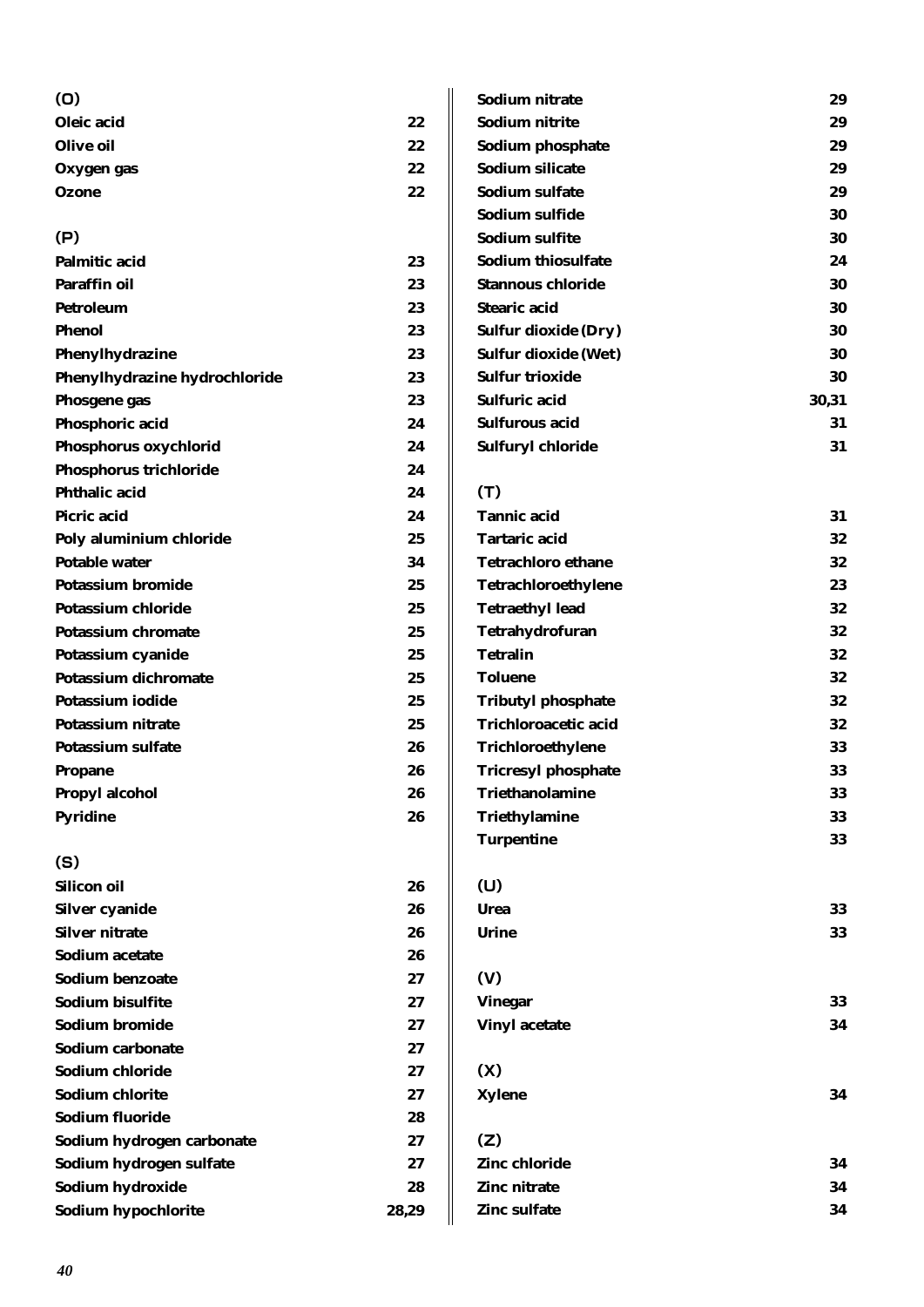| | |
|---|---|
| **(O)** | |
| Oleic acid | 22 |
| Olive oil | 22 |
| Oxygen gas | 22 |
| Ozone | 22 |
| **(P)** | |
| Palmitic acid | 23 |
| Paraffin oil | 23 |
| Petroleum | 23 |
| Phenol | 23 |
| Phenylhydrazine | 23 |
| Phenylhydrazine hydrochloride | 23 |
| Phosgene gas | 23 |
| Phosphoric acid | 24 |
| Phosphorus oxychlorid | 24 |
| Phosphorus trichloride | 24 |
| Phthalic acid | 24 |
| Picric acid | 24 |
| Poly aluminium chloride | 25 |
| Potable water | 34 |
| Potassium bromide | 25 |
| Potassium chloride | 25 |
| Potassium chromate | 25 |
| Potassium cyanide | 25 |
| Potassium dichromate | 25 |
| Potassium iodide | 25 |
| Potassium nitrate | 25 |
| Potassium sulfate | 26 |
| Propane | 26 |
| Propyl alcohol | 26 |
| Pyridine | 26 |
| **(S)** | |
| Silicon oil | 26 |
| Silver cyanide | 26 |
| Silver nitrate | 26 |
| Sodium acetate | 26 |
| Sodium benzoate | 27 |
| Sodium bisulfite | 27 |
| Sodium bromide | 27 |
| Sodium carbonate | 27 |
| Sodium chloride | 27 |
| Sodium chlorite | 27 |
| Sodium fluoride | 28 |
| Sodium hydrogen carbonate | 27 |
| Sodium hydrogen sulfate | 27 |
| Sodium hydroxide | 28 |
| Sodium hypochlorite | 28,29 |
| Sodium nitrate | 29 |
| Sodium nitrite | 29 |
| Sodium phosphate | 29 |
| Sodium silicate | 29 |
| Sodium sulfate | 29 |
| Sodium sulfide | 30 |
| Sodium sulfite | 30 |
| Sodium thiosulfate | 24 |
| Stannous chloride | 30 |
| Stearic acid | 30 |
| Sulfur dioxide (Dry) | 30 |
| Sulfur dioxide (Wet) | 30 |
| Sulfur trioxide | 30 |
| Sulfuric acid | 30,31 |
| Sulfurous acid | 31 |
| Sulfuryl chloride | 31 |
| **(T)** | |
| Tannic acid | 31 |
| Tartaric acid | 32 |
| Tetrachloro ethane | 32 |
| Tetrachloroethylene | 23 |
| Tetraethyl lead | 32 |
| Tetrahydrofuran | 32 |
| Tetralin | 32 |
| Toluene | 32 |
| Tributyl phosphate | 32 |
| Trichloroacetic acid | 32 |
| Trichloroethylene | 33 |
| Tricresyl phosphate | 33 |
| Triethanolamine | 33 |
| Triethylamine | 33 |
| Turpentine | 33 |
| **(U)** | |
| Urea | 33 |
| Urine | 33 |
| **(V)** | |
| Vinegar | 33 |
| Vinyl acetate | 34 |
| **(X)** | |
| Xylene | 34 |
| **(Z)** | |
| Zinc chloride | 34 |
| Zinc nitrate | 34 |
| Zinc sulfate | 34 |